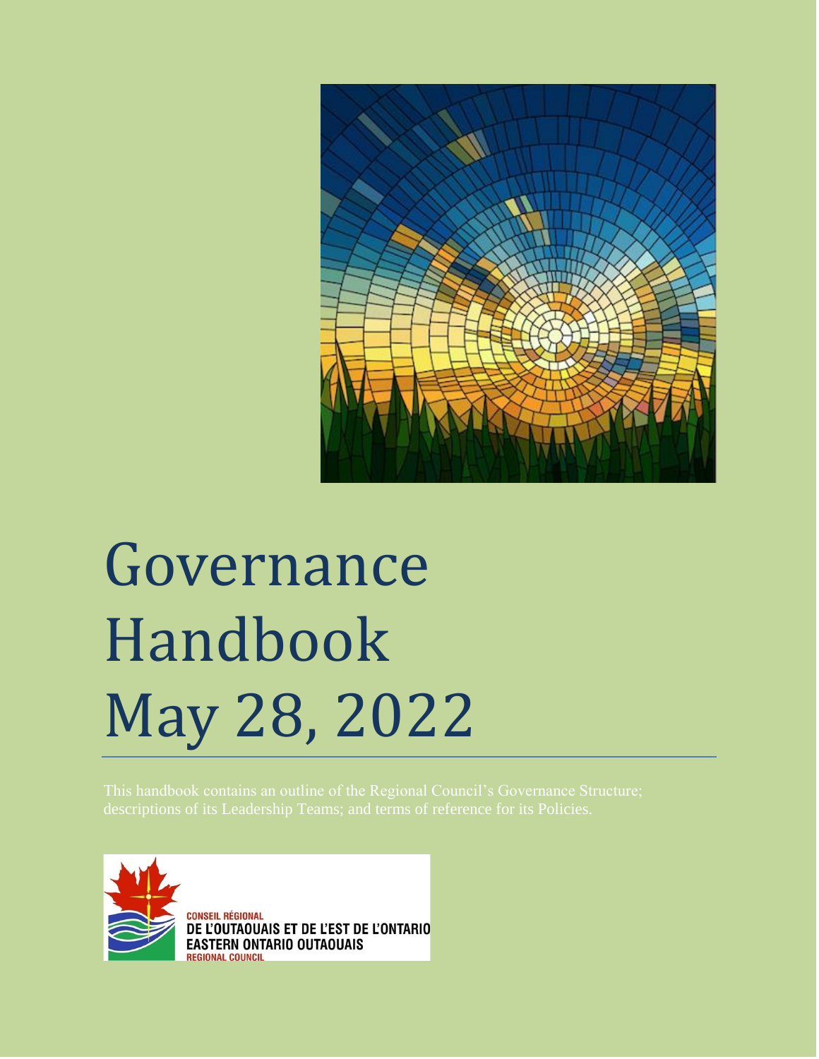# Governance Handbook May 28, 2022

This handbook contains an outline of the Regional Council's Governance Structure; descriptions of its Leadership Teams; and terms of reference for its Policies.

CONSEIL RÉGIONAL
DE L'OUTAOUAIS ET DE L'EST DE L'ONTARIO
EASTERN ONTARIO OUTAOUAIS
REGIONAL COUNCIL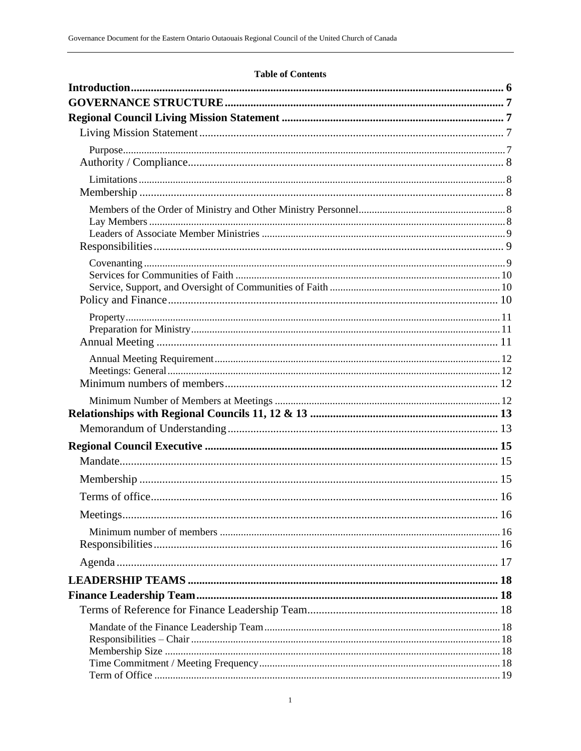**Table of Contents**

**Introduction** ........................................ 6
**GOVERNANCE STRUCTURE** ........................................ 7
**Regional Council Living Mission Statement** ........................................ 7
- Living Mission Statement ........................................ 7
  - Purpose ........................................ 7
- Authority / Compliance ........................................ 8
  - Limitations ........................................ 8
- Membership ........................................ 8
  - Members of the Order of Ministry and Other Ministry Personnel ........................................ 8
  - Lay Members ........................................ 8
  - Leaders of Associate Member Ministries ........................................ 9
- Responsibilities ........................................ 9
  - Covenanting ........................................ 9
  - Services for Communities of Faith ........................................ 10
  - Service, Support, and Oversight of Communities of Faith ........................................ 10
- Policy and Finance ........................................ 10
  - Property ........................................ 11
  - Preparation for Ministry ........................................ 11
- Annual Meeting ........................................ 11
  - Annual Meeting Requirement ........................................ 12
  - Meetings: General ........................................ 12
- Minimum numbers of members ........................................ 12
  - Minimum Number of Members at Meetings ........................................ 12

**Relationships with Regional Councils 11, 12 & 13** ........................................ 13
- Memorandum of Understanding ........................................ 13

**Regional Council Executive** ........................................ 15
- Mandate ........................................ 15
- Membership ........................................ 15
- Terms of office ........................................ 16
- Meetings ........................................ 16
  - Minimum number of members ........................................ 16
- Responsibilities ........................................ 16
- Agenda ........................................ 17

**LEADERSHIP TEAMS** ........................................ 18
**Finance Leadership Team** ........................................ 18
- Terms of Reference for Finance Leadership Team ........................................ 18
  - Mandate of the Finance Leadership Team ........................................ 18
  - Responsibilities – Chair ........................................ 18
  - Membership Size ........................................ 18
  - Time Commitment / Meeting Frequency ........................................ 18
  - Term of Office ........................................ 19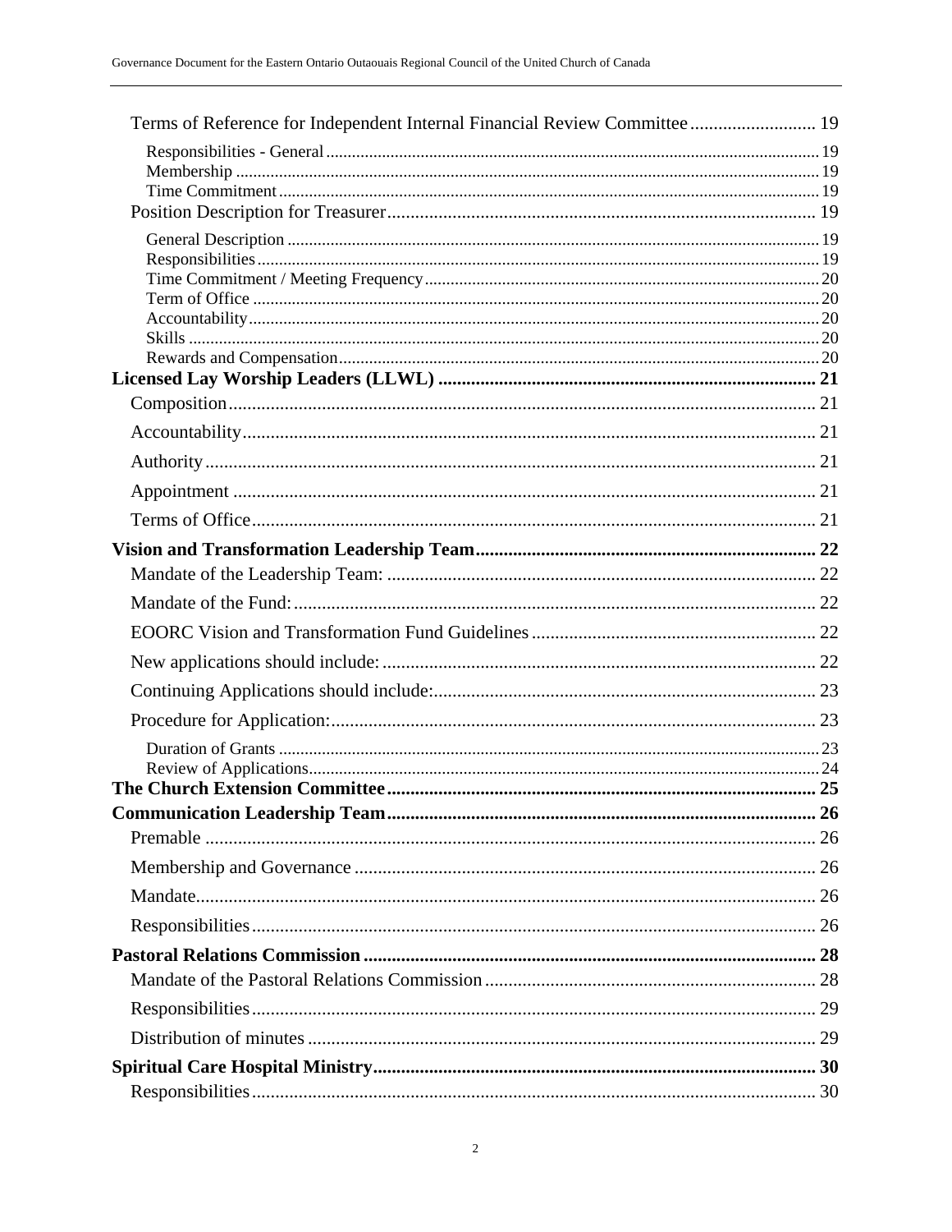Terms of Reference for Independent Internal Financial Review Committee .......................... 19

- Responsibilities - General ................................................................................ 19
- Membership ....................................................................................................... 19
- Time Commitment ............................................................................................. 19

Position Description for Treasurer ............................................................................ 19

- General Description ........................................................................................... 19
- Responsibilities .................................................................................................. 19
- Time Commitment / Meeting Frequency ........................................................... 20
- Term of Office .................................................................................................... 20
- Accountability ..................................................................................................... 20
- Skills .................................................................................................................. 20
- Rewards and Compensation ............................................................................... 20

**Licensed Lay Worship Leaders (LLWL) ................................................................ 21**

Composition ............................................................................................................. 21

Accountability .......................................................................................................... 21

Authority .................................................................................................................. 21

Appointment ............................................................................................................ 21

Terms of Office ........................................................................................................ 21

**Vision and Transformation Leadership Team ........................................................ 22**

Mandate of the Leadership Team: ............................................................................ 22

Mandate of the Fund: ............................................................................................... 22

EOORC Vision and Transformation Fund Guidelines ............................................ 22

New applications should include: ............................................................................ 22

Continuing Applications should include: ................................................................. 23

Procedure for Application: ....................................................................................... 23

- Duration of Grants ............................................................................................. 23
- Review of Applications ....................................................................................... 24

**The Church Extension Committee ........................................................................... 25**

**Communication Leadership Team ........................................................................... 26**

Premable .................................................................................................................. 26

Membership and Governance .................................................................................. 26

Mandate ................................................................................................................... 26

Responsibilities ........................................................................................................ 26

**Pastoral Relations Commission ................................................................................ 28**

Mandate of the Pastoral Relations Commission ...................................................... 28

Responsibilities ........................................................................................................ 29

Distribution of minutes ............................................................................................ 29

**Spiritual Care Hospital Ministry ............................................................................. 30**

Responsibilities ........................................................................................................ 30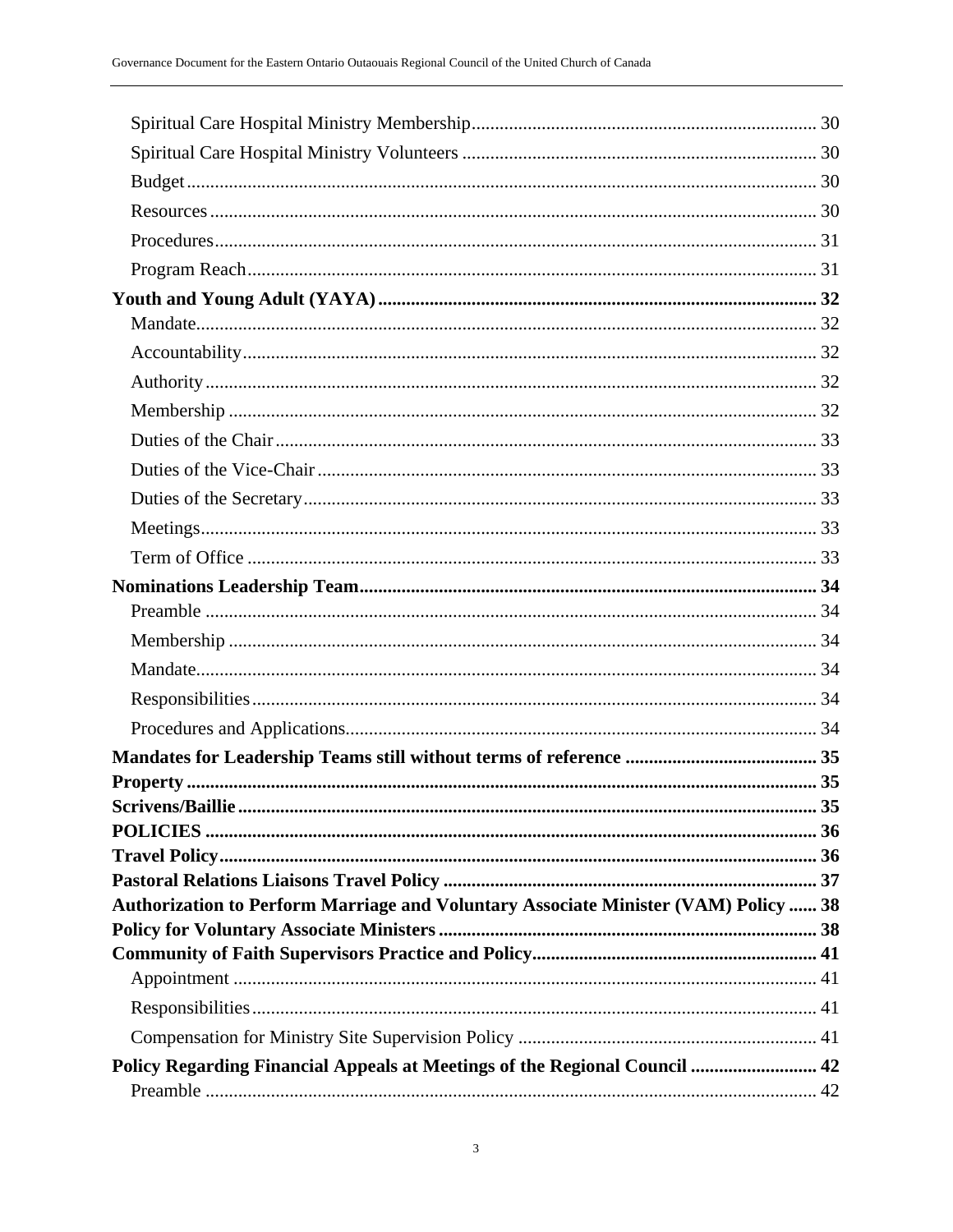Spiritual Care Hospital Ministry Membership ........ 30
Spiritual Care Hospital Ministry Volunteers ........ 30
Budget ........ 30
Resources ........ 30
Procedures ........ 31
Program Reach ........ 31

**Youth and Young Adult (YAYA) ........ 32**

Mandate ........ 32
Accountability ........ 32
Authority ........ 32
Membership ........ 32
Duties of the Chair ........ 33
Duties of the Vice-Chair ........ 33
Duties of the Secretary ........ 33
Meetings ........ 33
Term of Office ........ 33

**Nominations Leadership Team ........ 34**

Preamble ........ 34
Membership ........ 34
Mandate ........ 34
Responsibilities ........ 34
Procedures and Applications ........ 34

**Mandates for Leadership Teams still without terms of reference ........ 35**

**Property ........ 35**

**Scrivens/Baillie ........ 35**

**POLICIES ........ 36**

**Travel Policy ........ 36**

**Pastoral Relations Liaisons Travel Policy ........ 37**

**Authorization to Perform Marriage and Voluntary Associate Minister (VAM) Policy ........ 38**

**Policy for Voluntary Associate Ministers ........ 38**

**Community of Faith Supervisors Practice and Policy ........ 41**

Appointment ........ 41
Responsibilities ........ 41
Compensation for Ministry Site Supervision Policy ........ 41

**Policy Regarding Financial Appeals at Meetings of the Regional Council ........ 42**

Preamble ........ 42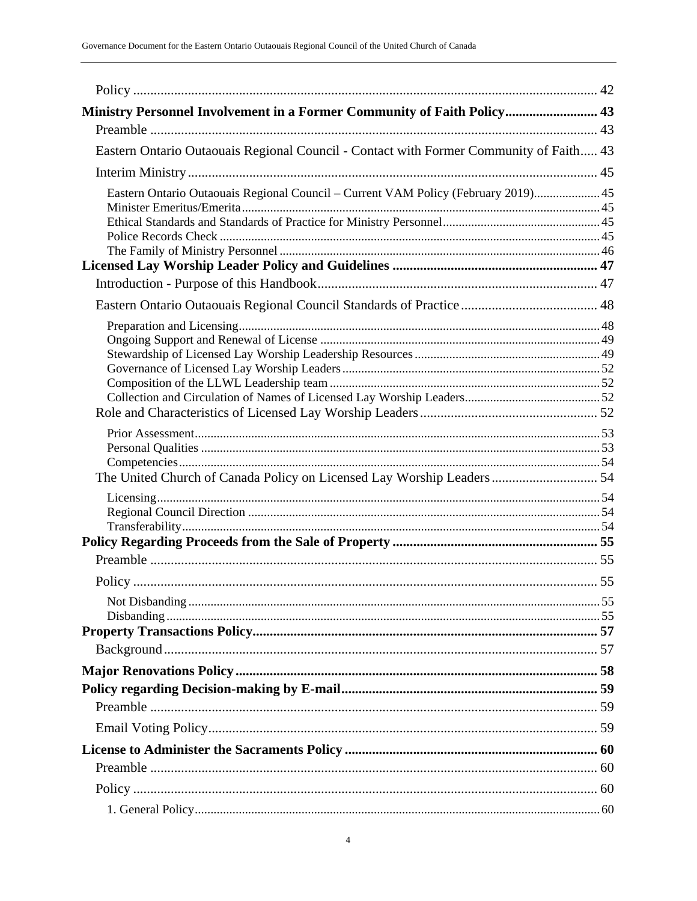Policy ........................................................................................................................ 42

**Ministry Personnel Involvement in a Former Community of Faith Policy........................... 43**

Preamble ................................................................................................................... 43

Eastern Ontario Outaouais Regional Council - Contact with Former Community of Faith..... 43

Interim Ministry........................................................................................................ 45

Eastern Ontario Outaouais Regional Council – Current VAM Policy (February 2019)..................... 45

Minister Emeritus/Emerita................................................................................................. 45

Ethical Standards and Standards of Practice for Ministry Personnel................................................. 45

Police Records Check ........................................................................................................ 45

The Family of Ministry Personnel ..................................................................................... 46

**Licensed Lay Worship Leader Policy and Guidelines ............................................................ 47**

Introduction - Purpose of this Handbook................................................................................. 47

Eastern Ontario Outaouais Regional Council Standards of Practice ........................................ 48

Preparation and Licensing.................................................................................................. 48

Ongoing Support and Renewal of License ......................................................................... 49

Stewardship of Licensed Lay Worship Leadership Resources ........................................................ 49

Governance of Licensed Lay Worship Leaders ................................................................. 52

Composition of the LLWL Leadership team ...................................................................... 52

Collection and Circulation of Names of Licensed Lay Worship Leaders.......................................... 52

Role and Characteristics of Licensed Lay Worship Leaders .................................................... 52

Prior Assessment................................................................................................................. 53

Personal Qualities .............................................................................................................. 53

Competencies..................................................................................................................... 54

The United Church of Canada Policy on Licensed Lay Worship Leaders ............................... 54

Licensing............................................................................................................................ 54

Regional Council Direction ............................................................................................... 54

Transferability.................................................................................................................... 54

**Policy Regarding Proceeds from the Sale of Property ............................................................ 55**

Preamble ................................................................................................................... 55

Policy ........................................................................................................................ 55

Not Disbanding .................................................................................................................. 55

Disbanding ......................................................................................................................... 55

**Property Transactions Policy.................................................................................................... 57**

Background............................................................................................................... 57

**Major Renovations Policy .......................................................................................................... 58**

**Policy regarding Decision-making by E-mail........................................................................... 59**

Preamble ................................................................................................................... 59

Email Voting Policy................................................................................................... 59

**License to Administer the Sacraments Policy .......................................................................... 60**

Preamble ................................................................................................................... 60

Policy ........................................................................................................................ 60

1. General Policy............................................................................................................... 60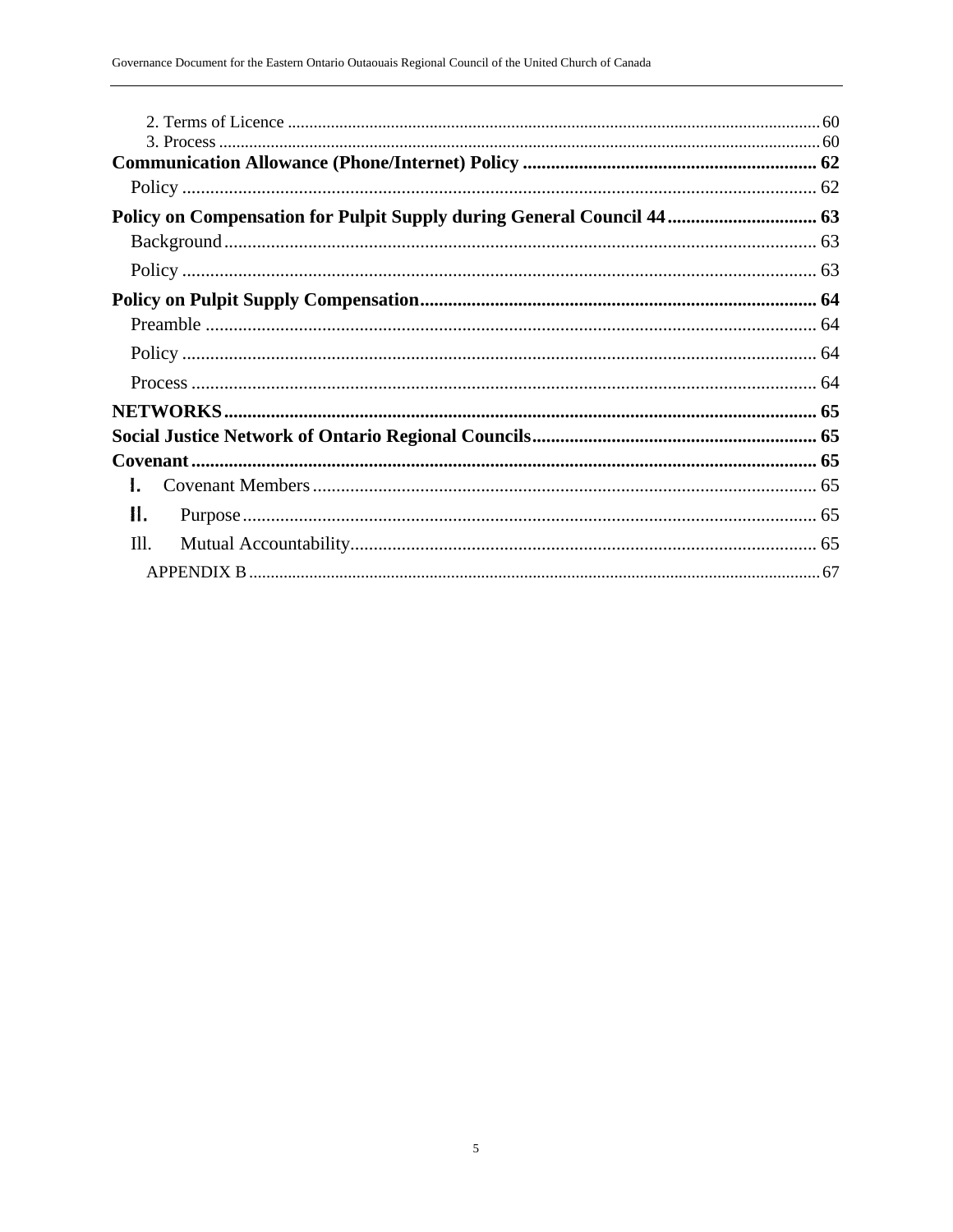2. Terms of Licence ........................................................................................................................... 60
3. Process ........................................................................................................................................... 60

**Communication Allowance (Phone/Internet) Policy ............................................................. 62**

Policy ........................................................................................................................................ 62

**Policy on Compensation for Pulpit Supply during General Council 44 ............................... 63**

Background ............................................................................................................................... 63

Policy ........................................................................................................................................ 63

**Policy on Pulpit Supply Compensation .................................................................................... 64**

Preamble .................................................................................................................................. 64

Policy ........................................................................................................................................ 64

Process ..................................................................................................................................... 64

**NETWORKS .............................................................................................................................. 65**

**Social Justice Network of Ontario Regional Councils ............................................................ 65**

**Covenant .................................................................................................................................... 65**

I. Covenant Members ............................................................................................................ 65

II. Purpose ............................................................................................................................ 65

Ill. Mutual Accountability ..................................................................................................... 65

APPENDIX B ................................................................................................................................... 67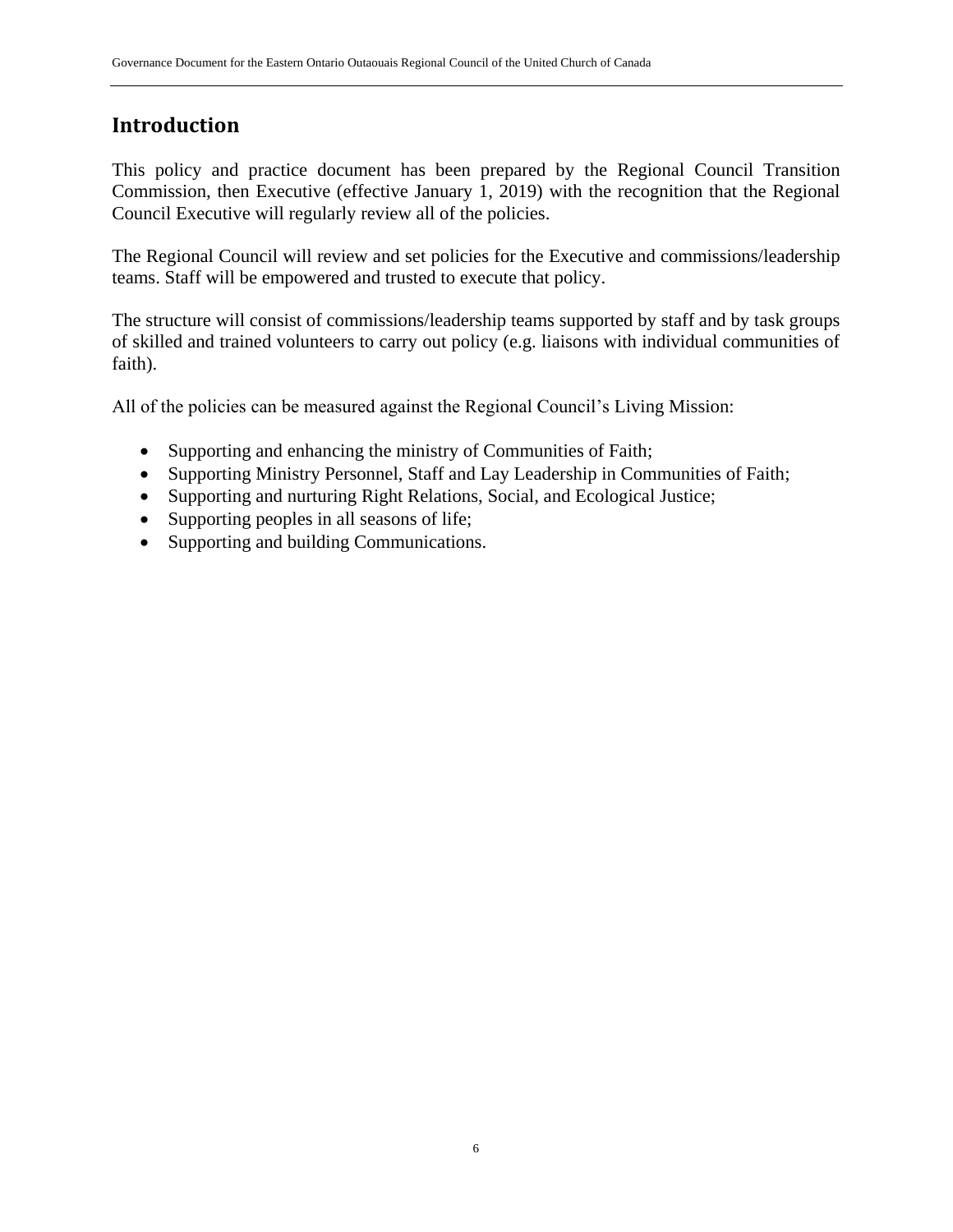# Introduction

This policy and practice document has been prepared by the Regional Council Transition Commission, then Executive (effective January 1, 2019) with the recognition that the Regional Council Executive will regularly review all of the policies.

The Regional Council will review and set policies for the Executive and commissions/leadership teams. Staff will be empowered and trusted to execute that policy.

The structure will consist of commissions/leadership teams supported by staff and by task groups of skilled and trained volunteers to carry out policy (e.g. liaisons with individual communities of faith).

All of the policies can be measured against the Regional Council's Living Mission:

- Supporting and enhancing the ministry of Communities of Faith;
- Supporting Ministry Personnel, Staff and Lay Leadership in Communities of Faith;
- Supporting and nurturing Right Relations, Social, and Ecological Justice;
- Supporting peoples in all seasons of life;
- Supporting and building Communications.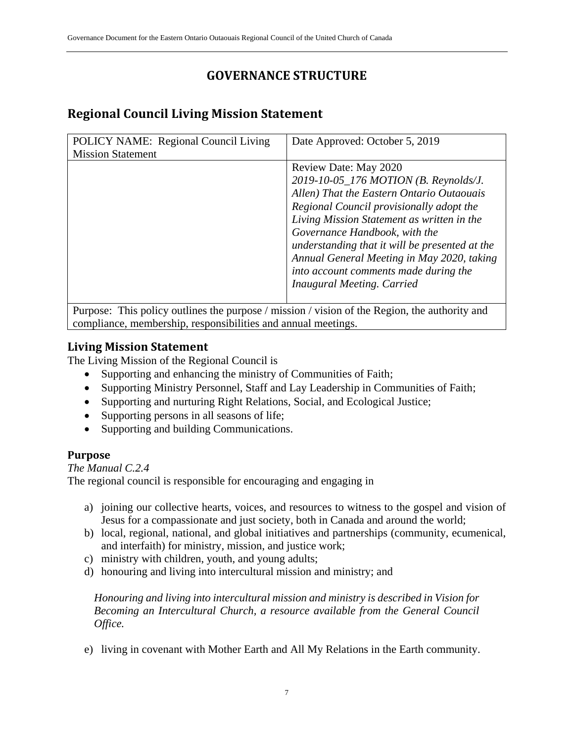# GOVERNANCE STRUCTURE

## Regional Council Living Mission Statement

| | |
|---|---|
| POLICY NAME: Regional Council Living Mission Statement | Date Approved: October 5, 2019 |
| | Review Date: May 2020<br>*2019-10-05_176 MOTION (B. Reynolds/J. Allen) That the Eastern Ontario Outaouais Regional Council provisionally adopt the Living Mission Statement as written in the Governance Handbook, with the understanding that it will be presented at the Annual General Meeting in May 2020, taking into account comments made during the Inaugural Meeting. Carried* |
| Purpose: This policy outlines the purpose / mission / vision of the Region, the authority and compliance, membership, responsibilities and annual meetings. | |

### Living Mission Statement

The Living Mission of the Regional Council is

- Supporting and enhancing the ministry of Communities of Faith;
- Supporting Ministry Personnel, Staff and Lay Leadership in Communities of Faith;
- Supporting and nurturing Right Relations, Social, and Ecological Justice;
- Supporting persons in all seasons of life;
- Supporting and building Communications.

### Purpose

*The Manual C.2.4*

The regional council is responsible for encouraging and engaging in

a) joining our collective hearts, voices, and resources to witness to the gospel and vision of Jesus for a compassionate and just society, both in Canada and around the world;
b) local, regional, national, and global initiatives and partnerships (community, ecumenical, and interfaith) for ministry, mission, and justice work;
c) ministry with children, youth, and young adults;
d) honouring and living into intercultural mission and ministry; and

*Honouring and living into intercultural mission and ministry is described in Vision for Becoming an Intercultural Church, a resource available from the General Council Office.*

e) living in covenant with Mother Earth and All My Relations in the Earth community.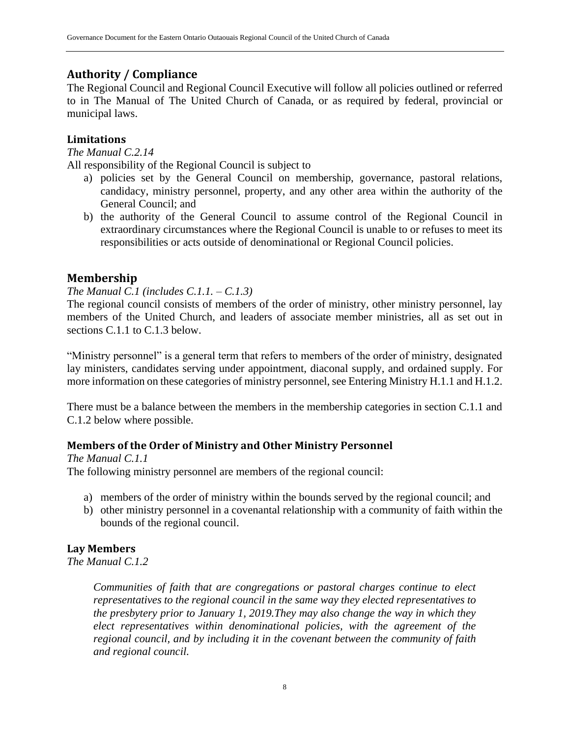## Authority / Compliance

The Regional Council and Regional Council Executive will follow all policies outlined or referred to in The Manual of The United Church of Canada, or as required by federal, provincial or municipal laws.

### Limitations

*The Manual C.2.14*

All responsibility of the Regional Council is subject to

a) policies set by the General Council on membership, governance, pastoral relations, candidacy, ministry personnel, property, and any other area within the authority of the General Council; and
b) the authority of the General Council to assume control of the Regional Council in extraordinary circumstances where the Regional Council is unable to or refuses to meet its responsibilities or acts outside of denominational or Regional Council policies.

## Membership

*The Manual C.1 (includes C.1.1. – C.1.3)*

The regional council consists of members of the order of ministry, other ministry personnel, lay members of the United Church, and leaders of associate member ministries, all as set out in sections C.1.1 to C.1.3 below.

"Ministry personnel" is a general term that refers to members of the order of ministry, designated lay ministers, candidates serving under appointment, diaconal supply, and ordained supply. For more information on these categories of ministry personnel, see Entering Ministry H.1.1 and H.1.2.

There must be a balance between the members in the membership categories in section C.1.1 and C.1.2 below where possible.

### Members of the Order of Ministry and Other Ministry Personnel

*The Manual C.1.1*

The following ministry personnel are members of the regional council:

a) members of the order of ministry within the bounds served by the regional council; and
b) other ministry personnel in a covenantal relationship with a community of faith within the bounds of the regional council.

### Lay Members

*The Manual C.1.2*

> *Communities of faith that are congregations or pastoral charges continue to elect representatives to the regional council in the same way they elected representatives to the presbytery prior to January 1, 2019.They may also change the way in which they elect representatives within denominational policies, with the agreement of the regional council, and by including it in the covenant between the community of faith and regional council.*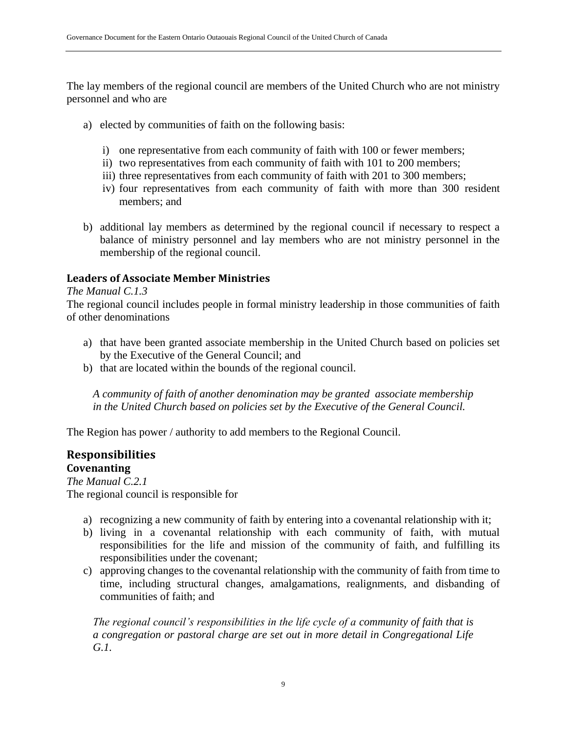The lay members of the regional council are members of the United Church who are not ministry personnel and who are

a) elected by communities of faith on the following basis:

    i) one representative from each community of faith with 100 or fewer members;
    ii) two representatives from each community of faith with 101 to 200 members;
    iii) three representatives from each community of faith with 201 to 300 members;
    iv) four representatives from each community of faith with more than 300 resident members; and

b) additional lay members as determined by the regional council if necessary to respect a balance of ministry personnel and lay members who are not ministry personnel in the membership of the regional council.

### Leaders of Associate Member Ministries

*The Manual C.1.3*

The regional council includes people in formal ministry leadership in those communities of faith of other denominations

a) that have been granted associate membership in the United Church based on policies set by the Executive of the General Council; and
b) that are located within the bounds of the regional council.

*A community of faith of another denomination may be granted associate membership in the United Church based on policies set by the Executive of the General Council.*

The Region has power / authority to add members to the Regional Council.

## Responsibilities

### Covenanting

*The Manual C.2.1*

The regional council is responsible for

a) recognizing a new community of faith by entering into a covenantal relationship with it;
b) living in a covenantal relationship with each community of faith, with mutual responsibilities for the life and mission of the community of faith, and fulfilling its responsibilities under the covenant;
c) approving changes to the covenantal relationship with the community of faith from time to time, including structural changes, amalgamations, realignments, and disbanding of communities of faith; and

*The regional council's responsibilities in the life cycle of a community of faith that is a congregation or pastoral charge are set out in more detail in Congregational Life G.1.*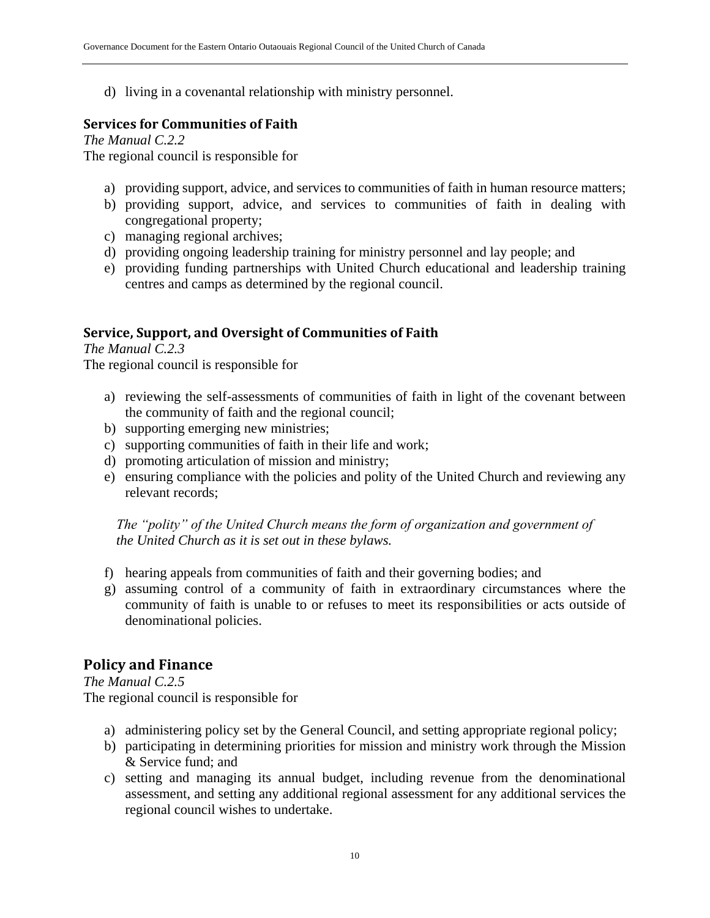d) living in a covenantal relationship with ministry personnel.

### Services for Communities of Faith

*The Manual C.2.2*

The regional council is responsible for

a) providing support, advice, and services to communities of faith in human resource matters;
b) providing support, advice, and services to communities of faith in dealing with congregational property;
c) managing regional archives;
d) providing ongoing leadership training for ministry personnel and lay people; and
e) providing funding partnerships with United Church educational and leadership training centres and camps as determined by the regional council.

### Service, Support, and Oversight of Communities of Faith

*The Manual C.2.3*

The regional council is responsible for

a) reviewing the self-assessments of communities of faith in light of the covenant between the community of faith and the regional council;
b) supporting emerging new ministries;
c) supporting communities of faith in their life and work;
d) promoting articulation of mission and ministry;
e) ensuring compliance with the policies and polity of the United Church and reviewing any relevant records;

*The "polity" of the United Church means the form of organization and government of the United Church as it is set out in these bylaws.*

f) hearing appeals from communities of faith and their governing bodies; and
g) assuming control of a community of faith in extraordinary circumstances where the community of faith is unable to or refuses to meet its responsibilities or acts outside of denominational policies.

## Policy and Finance

*The Manual C.2.5*

The regional council is responsible for

a) administering policy set by the General Council, and setting appropriate regional policy;
b) participating in determining priorities for mission and ministry work through the Mission & Service fund; and
c) setting and managing its annual budget, including revenue from the denominational assessment, and setting any additional regional assessment for any additional services the regional council wishes to undertake.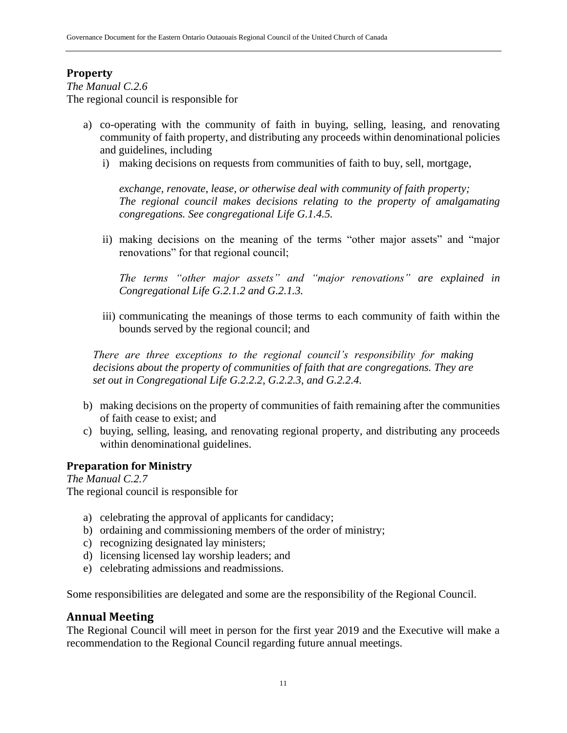## Property

*The Manual C.2.6*

The regional council is responsible for

a) co-operating with the community of faith in buying, selling, leasing, and renovating community of faith property, and distributing any proceeds within denominational policies and guidelines, including

   i) making decisions on requests from communities of faith to buy, sell, mortgage,

   *exchange, renovate, lease, or otherwise deal with community of faith property; The regional council makes decisions relating to the property of amalgamating congregations. See congregational Life G.1.4.5.*

   ii) making decisions on the meaning of the terms "other major assets" and "major renovations" for that regional council;

   *The terms "other major assets" and "major renovations" are explained in Congregational Life G.2.1.2 and G.2.1.3.*

   iii) communicating the meanings of those terms to each community of faith within the bounds served by the regional council; and

   *There are three exceptions to the regional council's responsibility for making decisions about the property of communities of faith that are congregations. They are set out in Congregational Life G.2.2.2, G.2.2.3, and G.2.2.4.*

b) making decisions on the property of communities of faith remaining after the communities of faith cease to exist; and

c) buying, selling, leasing, and renovating regional property, and distributing any proceeds within denominational guidelines.

## Preparation for Ministry

*The Manual C.2.7*

The regional council is responsible for

a) celebrating the approval of applicants for candidacy;
b) ordaining and commissioning members of the order of ministry;
c) recognizing designated lay ministers;
d) licensing licensed lay worship leaders; and
e) celebrating admissions and readmissions.

Some responsibilities are delegated and some are the responsibility of the Regional Council.

## Annual Meeting

The Regional Council will meet in person for the first year 2019 and the Executive will make a recommendation to the Regional Council regarding future annual meetings.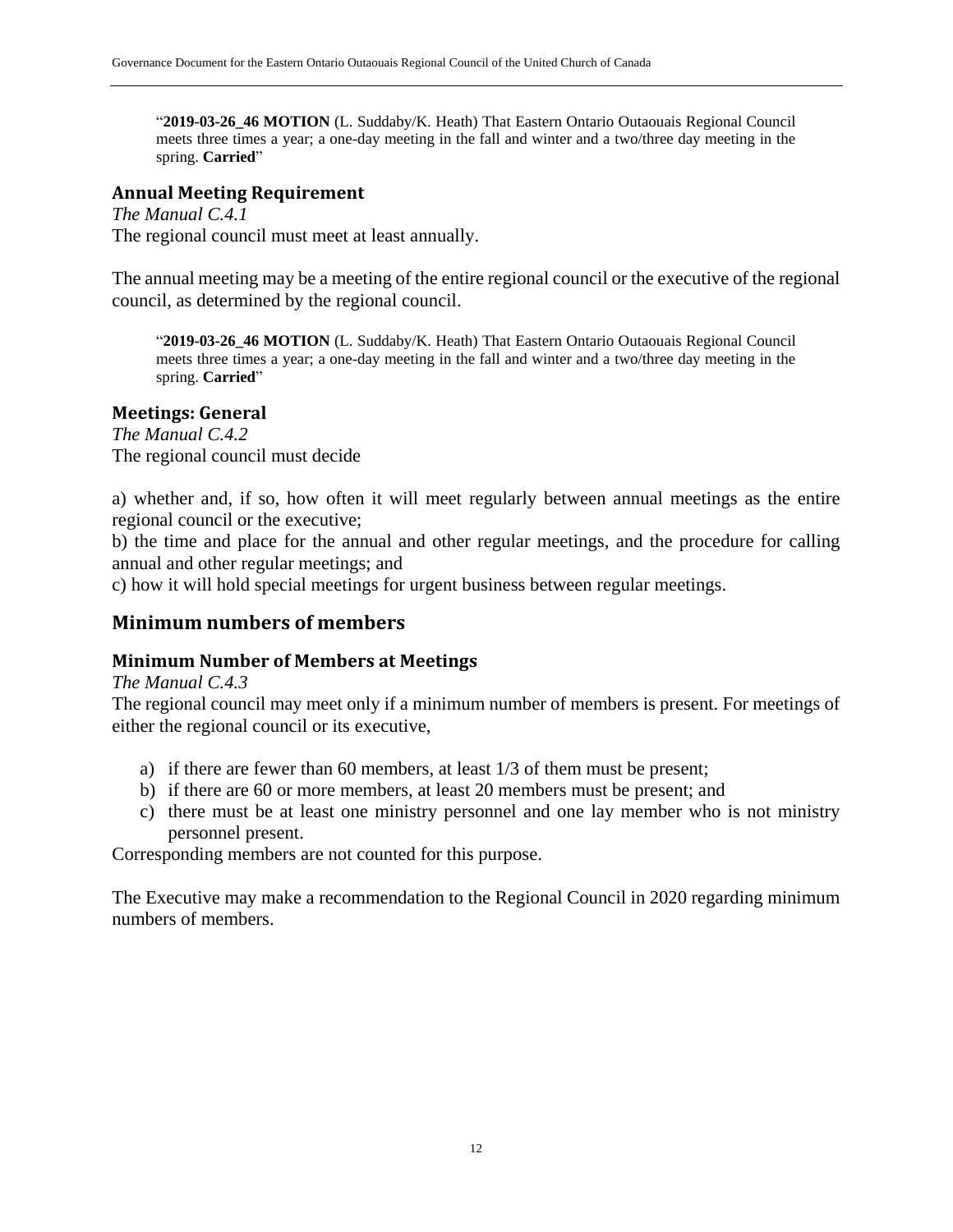"**2019-03-26_46 MOTION** (L. Suddaby/K. Heath) That Eastern Ontario Outaouais Regional Council meets three times a year; a one-day meeting in the fall and winter and a two/three day meeting in the spring. **Carried**"

### Annual Meeting Requirement

*The Manual C.4.1*
The regional council must meet at least annually.

The annual meeting may be a meeting of the entire regional council or the executive of the regional council, as determined by the regional council.

"**2019-03-26_46 MOTION** (L. Suddaby/K. Heath) That Eastern Ontario Outaouais Regional Council meets three times a year; a one-day meeting in the fall and winter and a two/three day meeting in the spring. **Carried**"

### Meetings: General

*The Manual C.4.2*
The regional council must decide

a) whether and, if so, how often it will meet regularly between annual meetings as the entire regional council or the executive;
b) the time and place for the annual and other regular meetings, and the procedure for calling annual and other regular meetings; and
c) how it will hold special meetings for urgent business between regular meetings.

## Minimum numbers of members

### Minimum Number of Members at Meetings

*The Manual C.4.3*
The regional council may meet only if a minimum number of members is present. For meetings of either the regional council or its executive,

a) if there are fewer than 60 members, at least 1/3 of them must be present;
b) if there are 60 or more members, at least 20 members must be present; and
c) there must be at least one ministry personnel and one lay member who is not ministry personnel present.

Corresponding members are not counted for this purpose.

The Executive may make a recommendation to the Regional Council in 2020 regarding minimum numbers of members.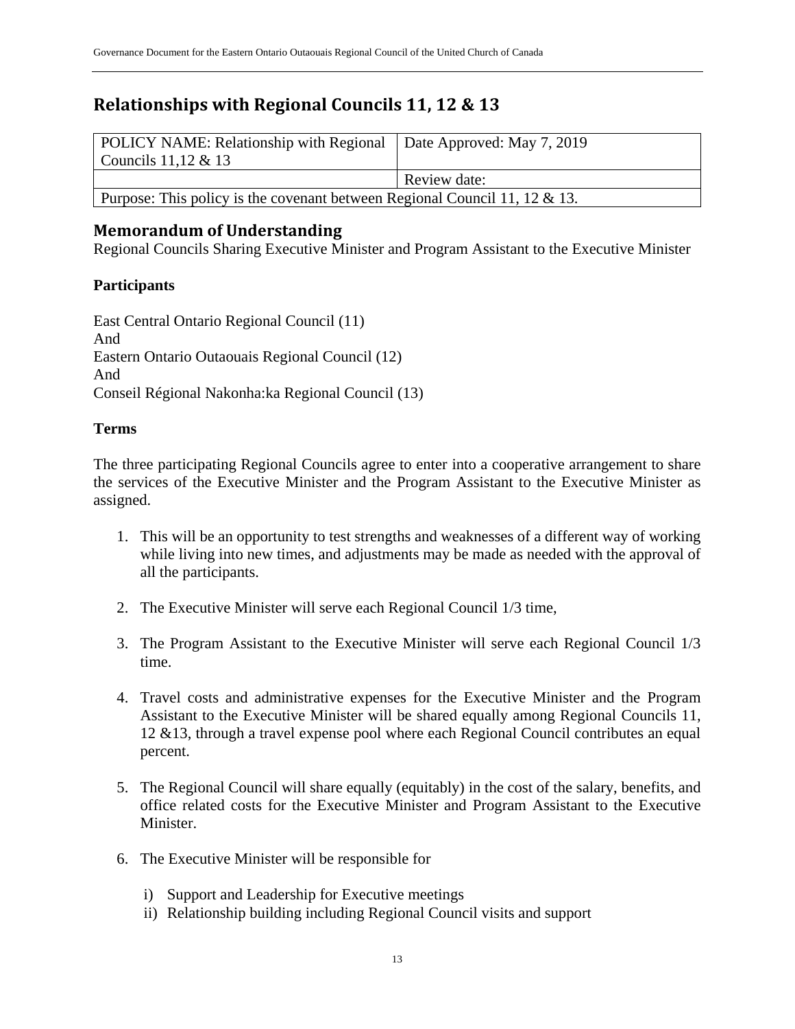## Relationships with Regional Councils 11, 12 & 13

| POLICY NAME: Relationship with Regional Councils 11,12 & 13 | Date Approved: May 7, 2019 |
| --- | --- |
| | Review date: |
| Purpose: This policy is the covenant between Regional Council 11, 12 & 13. | |

### Memorandum of Understanding

Regional Councils Sharing Executive Minister and Program Assistant to the Executive Minister

**Participants**

East Central Ontario Regional Council (11)
And
Eastern Ontario Outaouais Regional Council (12)
And
Conseil Régional Nakonha:ka Regional Council (13)

**Terms**

The three participating Regional Councils agree to enter into a cooperative arrangement to share the services of the Executive Minister and the Program Assistant to the Executive Minister as assigned.

1. This will be an opportunity to test strengths and weaknesses of a different way of working while living into new times, and adjustments may be made as needed with the approval of all the participants.

2. The Executive Minister will serve each Regional Council 1/3 time,

3. The Program Assistant to the Executive Minister will serve each Regional Council 1/3 time.

4. Travel costs and administrative expenses for the Executive Minister and the Program Assistant to the Executive Minister will be shared equally among Regional Councils 11, 12 &13, through a travel expense pool where each Regional Council contributes an equal percent.

5. The Regional Council will share equally (equitably) in the cost of the salary, benefits, and office related costs for the Executive Minister and Program Assistant to the Executive Minister.

6. The Executive Minister will be responsible for

   i) Support and Leadership for Executive meetings
   ii) Relationship building including Regional Council visits and support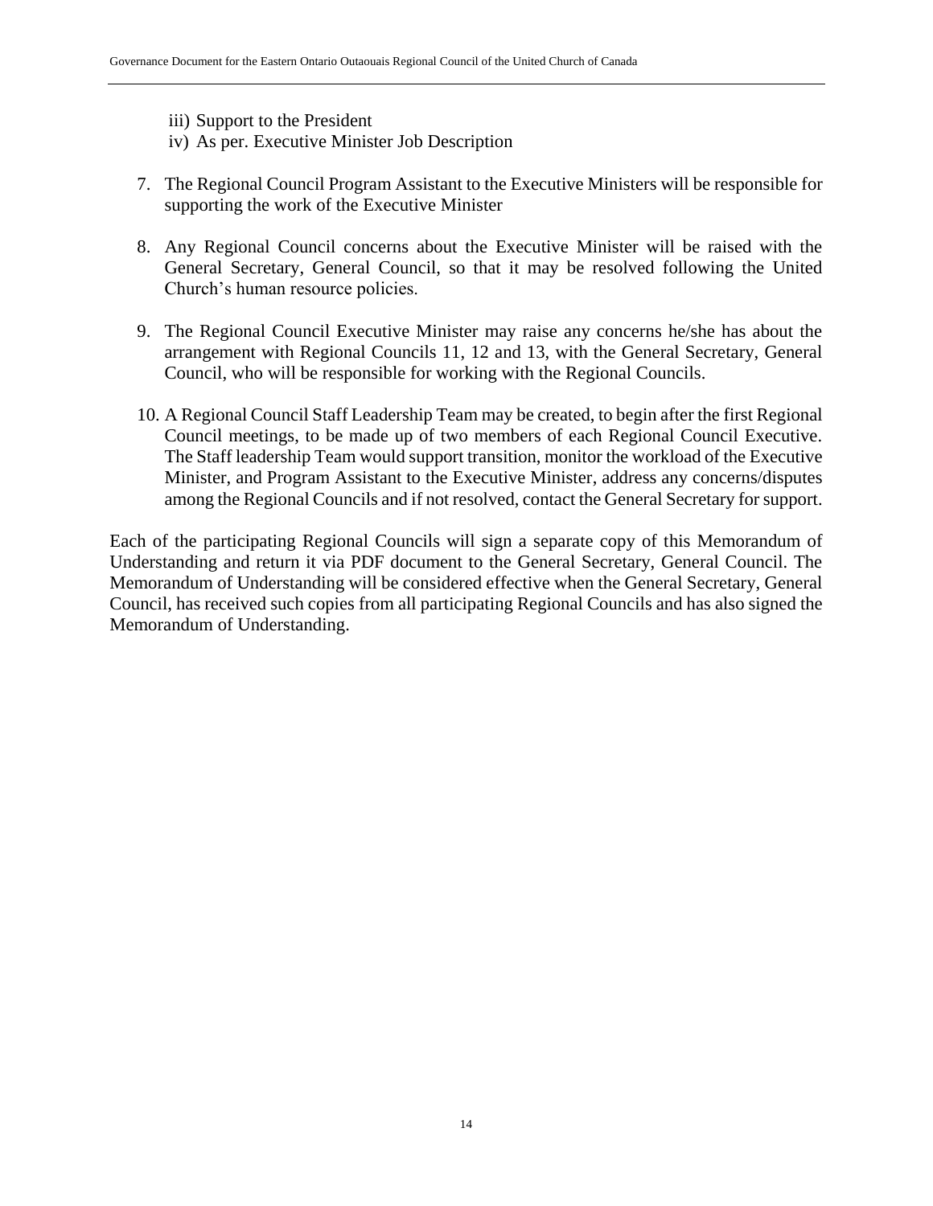iii) Support to the President
iv) As per. Executive Minister Job Description

7. The Regional Council Program Assistant to the Executive Ministers will be responsible for supporting the work of the Executive Minister

8. Any Regional Council concerns about the Executive Minister will be raised with the General Secretary, General Council, so that it may be resolved following the United Church's human resource policies.

9. The Regional Council Executive Minister may raise any concerns he/she has about the arrangement with Regional Councils 11, 12 and 13, with the General Secretary, General Council, who will be responsible for working with the Regional Councils.

10. A Regional Council Staff Leadership Team may be created, to begin after the first Regional Council meetings, to be made up of two members of each Regional Council Executive. The Staff leadership Team would support transition, monitor the workload of the Executive Minister, and Program Assistant to the Executive Minister, address any concerns/disputes among the Regional Councils and if not resolved, contact the General Secretary for support.

Each of the participating Regional Councils will sign a separate copy of this Memorandum of Understanding and return it via PDF document to the General Secretary, General Council. The Memorandum of Understanding will be considered effective when the General Secretary, General Council, has received such copies from all participating Regional Councils and has also signed the Memorandum of Understanding.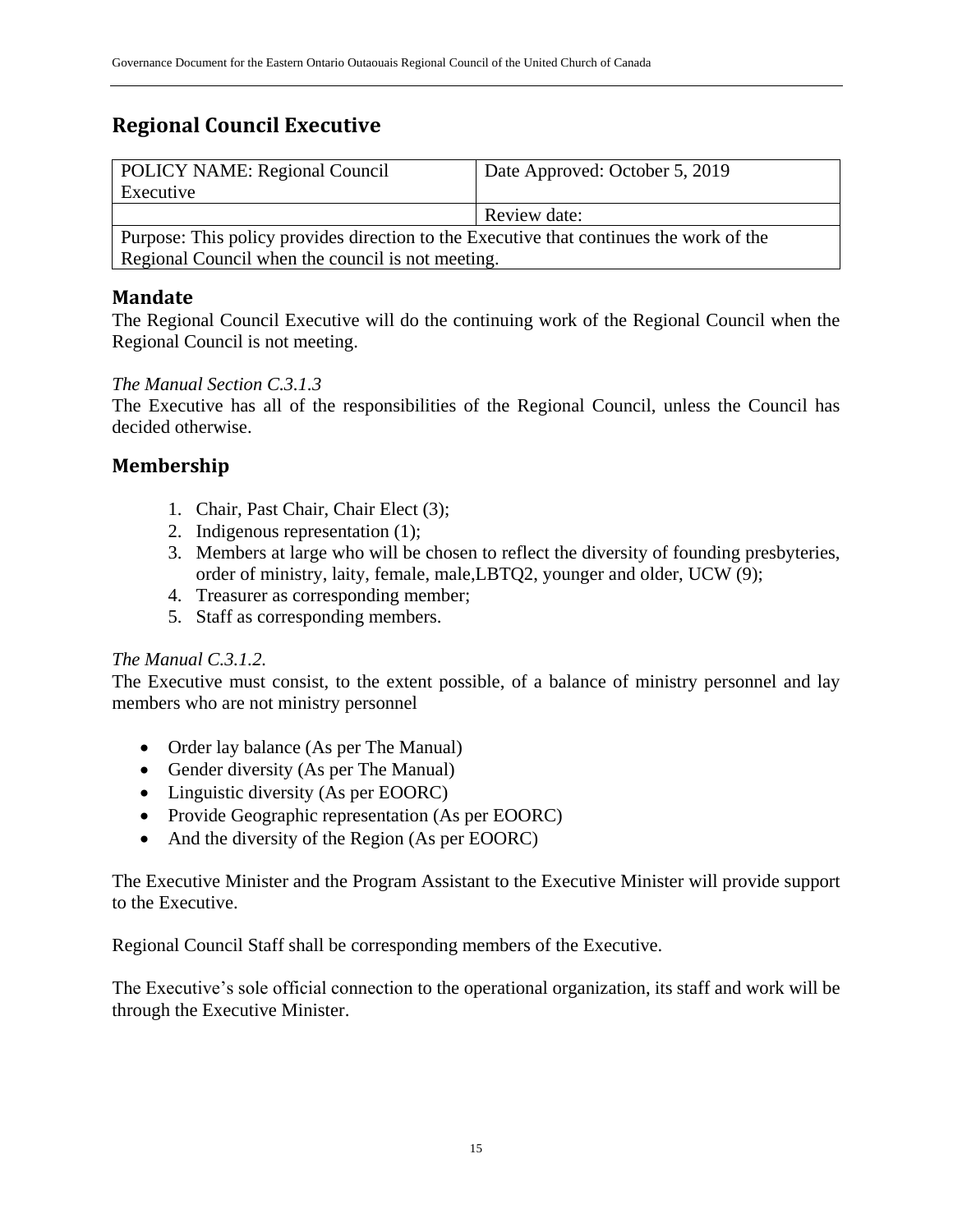## Regional Council Executive

| | |
|---|---|
| POLICY NAME: Regional Council Executive | Date Approved: October 5, 2019 |
| | Review date: |
| Purpose: This policy provides direction to the Executive that continues the work of the Regional Council when the council is not meeting. | |

### Mandate

The Regional Council Executive will do the continuing work of the Regional Council when the Regional Council is not meeting.

*The Manual Section C.3.1.3*
The Executive has all of the responsibilities of the Regional Council, unless the Council has decided otherwise.

### Membership

1. Chair, Past Chair, Chair Elect (3);
2. Indigenous representation (1);
3. Members at large who will be chosen to reflect the diversity of founding presbyteries, order of ministry, laity, female, male,LBTQ2, younger and older, UCW (9);
4. Treasurer as corresponding member;
5. Staff as corresponding members.

*The Manual C.3.1.2.*
The Executive must consist, to the extent possible, of a balance of ministry personnel and lay members who are not ministry personnel

- Order lay balance (As per The Manual)
- Gender diversity (As per The Manual)
- Linguistic diversity (As per EOORC)
- Provide Geographic representation (As per EOORC)
- And the diversity of the Region (As per EOORC)

The Executive Minister and the Program Assistant to the Executive Minister will provide support to the Executive.

Regional Council Staff shall be corresponding members of the Executive.

The Executive's sole official connection to the operational organization, its staff and work will be through the Executive Minister.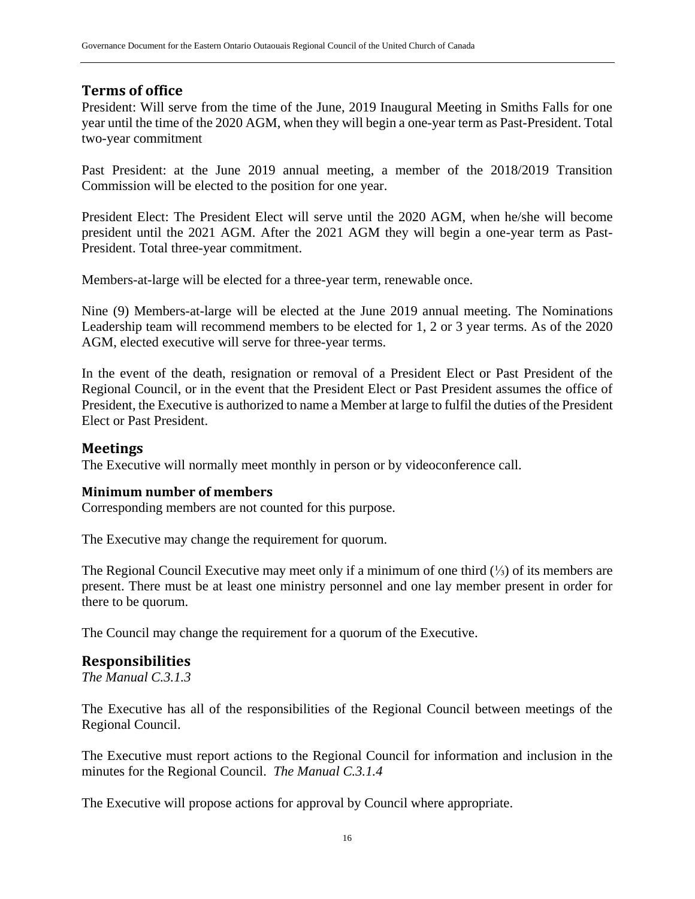## Terms of office

President: Will serve from the time of the June, 2019 Inaugural Meeting in Smiths Falls for one year until the time of the 2020 AGM, when they will begin a one-year term as Past-President. Total two-year commitment

Past President: at the June 2019 annual meeting, a member of the 2018/2019 Transition Commission will be elected to the position for one year.

President Elect: The President Elect will serve until the 2020 AGM, when he/she will become president until the 2021 AGM. After the 2021 AGM they will begin a one-year term as Past-President. Total three-year commitment.

Members-at-large will be elected for a three-year term, renewable once.

Nine (9) Members-at-large will be elected at the June 2019 annual meeting. The Nominations Leadership team will recommend members to be elected for 1, 2 or 3 year terms. As of the 2020 AGM, elected executive will serve for three-year terms.

In the event of the death, resignation or removal of a President Elect or Past President of the Regional Council, or in the event that the President Elect or Past President assumes the office of President, the Executive is authorized to name a Member at large to fulfil the duties of the President Elect or Past President.

## Meetings

The Executive will normally meet monthly in person or by videoconference call.

### Minimum number of members

Corresponding members are not counted for this purpose.

The Executive may change the requirement for quorum.

The Regional Council Executive may meet only if a minimum of one third (⅓) of its members are present. There must be at least one ministry personnel and one lay member present in order for there to be quorum.

The Council may change the requirement for a quorum of the Executive.

## Responsibilities

*The Manual C.3.1.3*

The Executive has all of the responsibilities of the Regional Council between meetings of the Regional Council.

The Executive must report actions to the Regional Council for information and inclusion in the minutes for the Regional Council. *The Manual C.3.1.4*

The Executive will propose actions for approval by Council where appropriate.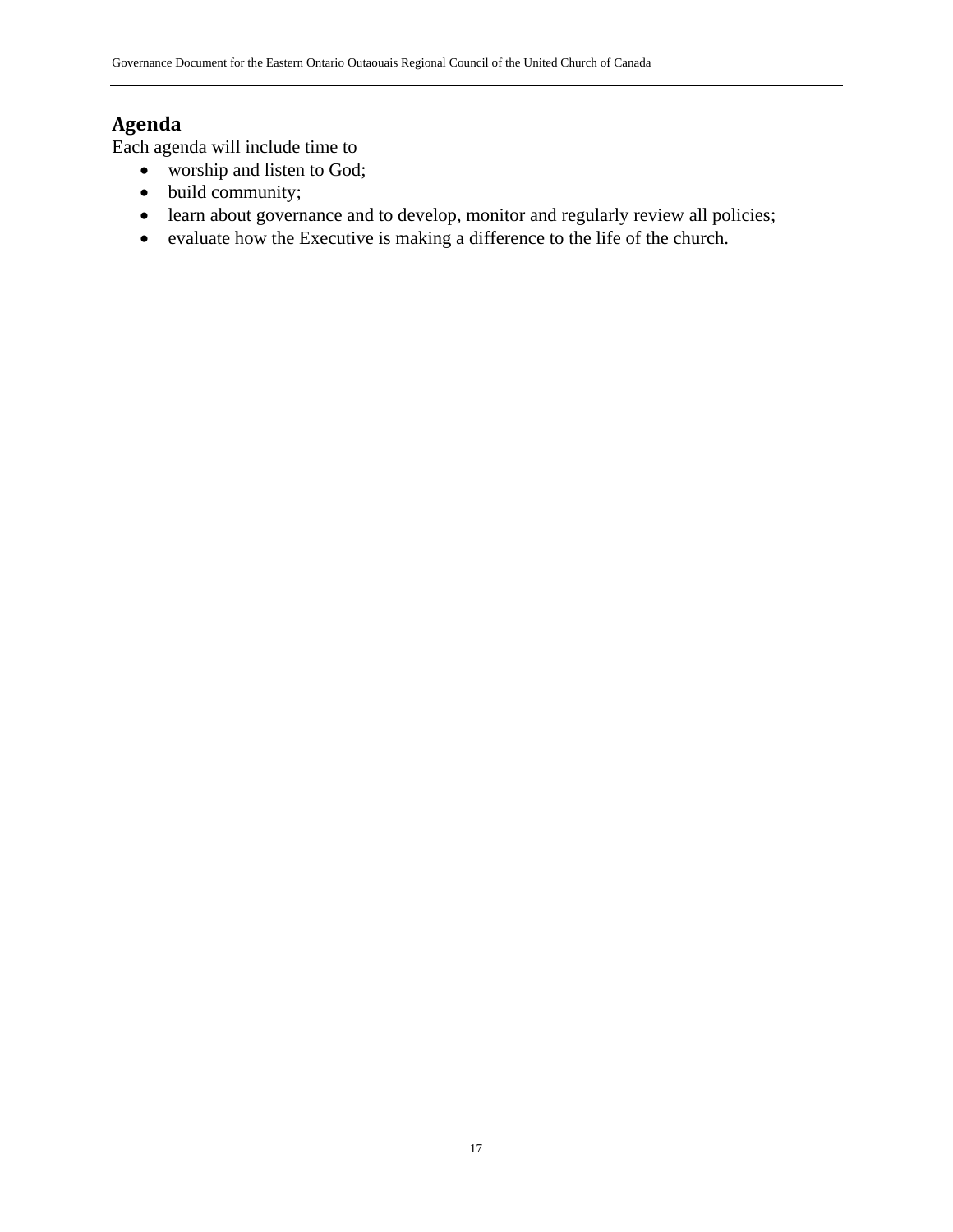## Agenda

Each agenda will include time to

- worship and listen to God;
- build community;
- learn about governance and to develop, monitor and regularly review all policies;
- evaluate how the Executive is making a difference to the life of the church.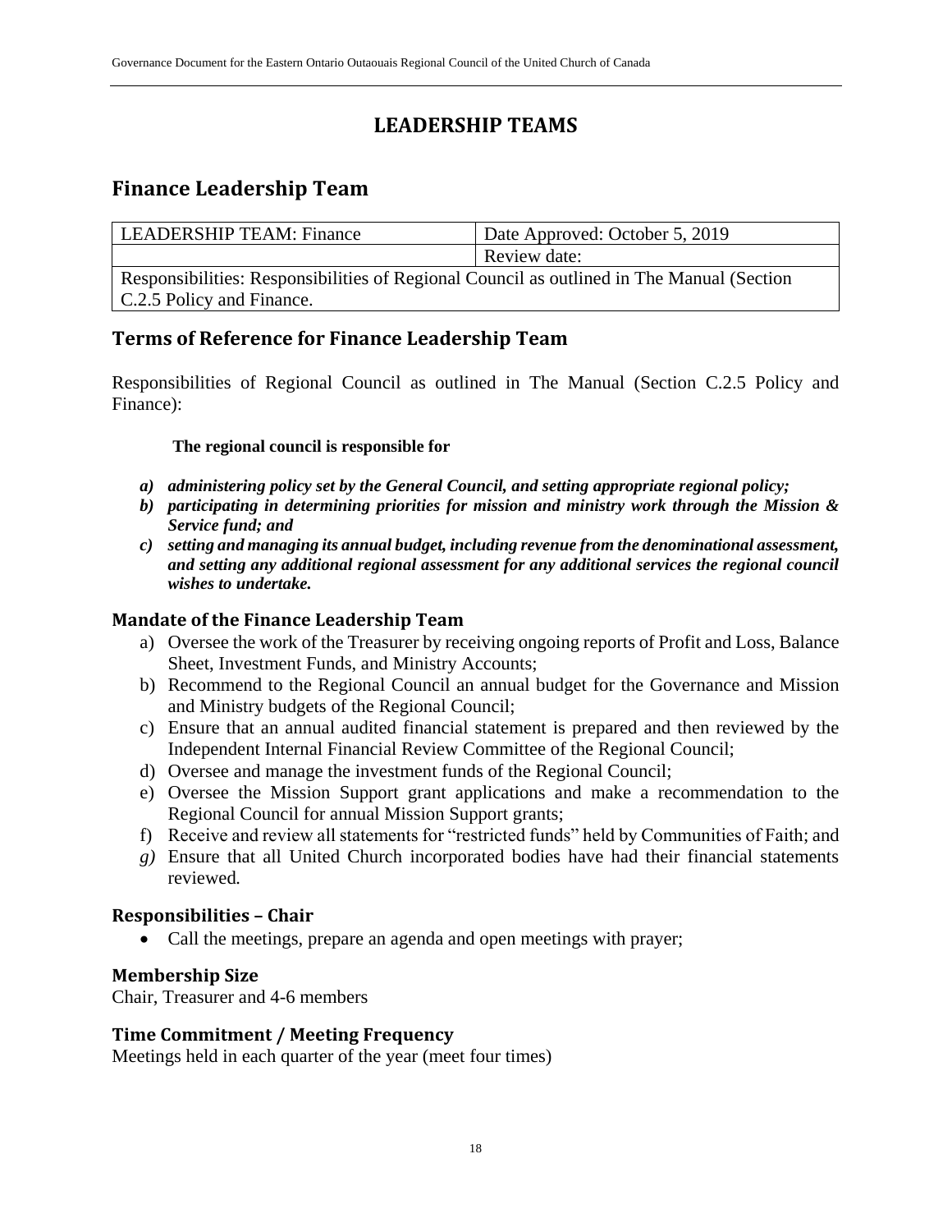# LEADERSHIP TEAMS

## Finance Leadership Team

| | |
|---|---|
| LEADERSHIP TEAM: Finance | Date Approved: October 5, 2019 |
| | Review date: |
| Responsibilities: Responsibilities of Regional Council as outlined in The Manual (Section C.2.5 Policy and Finance. | |

### Terms of Reference for Finance Leadership Team

Responsibilities of Regional Council as outlined in The Manual (Section C.2.5 Policy and Finance):

**The regional council is responsible for**

- ***a) administering policy set by the General Council, and setting appropriate regional policy;***
- ***b) participating in determining priorities for mission and ministry work through the Mission & Service fund; and***
- ***c) setting and managing its annual budget, including revenue from the denominational assessment, and setting any additional regional assessment for any additional services the regional council wishes to undertake.***

#### Mandate of the Finance Leadership Team

a) Oversee the work of the Treasurer by receiving ongoing reports of Profit and Loss, Balance Sheet, Investment Funds, and Ministry Accounts;
b) Recommend to the Regional Council an annual budget for the Governance and Mission and Ministry budgets of the Regional Council;
c) Ensure that an annual audited financial statement is prepared and then reviewed by the Independent Internal Financial Review Committee of the Regional Council;
d) Oversee and manage the investment funds of the Regional Council;
e) Oversee the Mission Support grant applications and make a recommendation to the Regional Council for annual Mission Support grants;
f) Receive and review all statements for "restricted funds" held by Communities of Faith; and
*g)* Ensure that all United Church incorporated bodies have had their financial statements reviewed.

#### Responsibilities – Chair

- Call the meetings, prepare an agenda and open meetings with prayer;

#### Membership Size

Chair, Treasurer and 4-6 members

#### Time Commitment / Meeting Frequency

Meetings held in each quarter of the year (meet four times)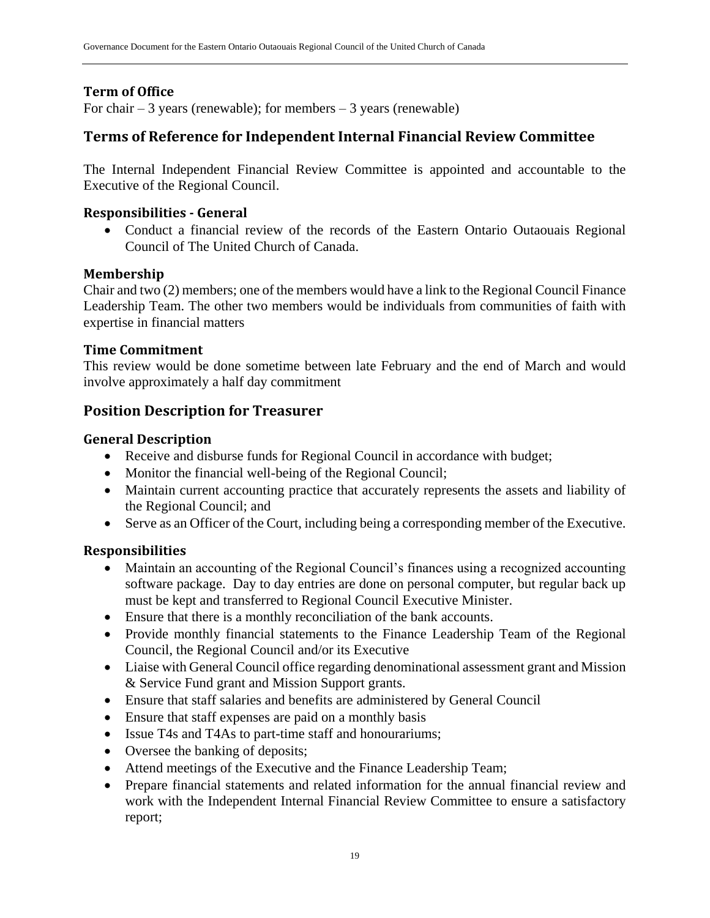### Term of Office

For chair – 3 years (renewable); for members – 3 years (renewable)

## Terms of Reference for Independent Internal Financial Review Committee

The Internal Independent Financial Review Committee is appointed and accountable to the Executive of the Regional Council.

### Responsibilities - General

- Conduct a financial review of the records of the Eastern Ontario Outaouais Regional Council of The United Church of Canada.

### Membership

Chair and two (2) members; one of the members would have a link to the Regional Council Finance Leadership Team. The other two members would be individuals from communities of faith with expertise in financial matters

### Time Commitment

This review would be done sometime between late February and the end of March and would involve approximately a half day commitment

## Position Description for Treasurer

### General Description

- Receive and disburse funds for Regional Council in accordance with budget;
- Monitor the financial well-being of the Regional Council;
- Maintain current accounting practice that accurately represents the assets and liability of the Regional Council; and
- Serve as an Officer of the Court, including being a corresponding member of the Executive.

### Responsibilities

- Maintain an accounting of the Regional Council's finances using a recognized accounting software package. Day to day entries are done on personal computer, but regular back up must be kept and transferred to Regional Council Executive Minister.
- Ensure that there is a monthly reconciliation of the bank accounts.
- Provide monthly financial statements to the Finance Leadership Team of the Regional Council, the Regional Council and/or its Executive
- Liaise with General Council office regarding denominational assessment grant and Mission & Service Fund grant and Mission Support grants.
- Ensure that staff salaries and benefits are administered by General Council
- Ensure that staff expenses are paid on a monthly basis
- Issue T4s and T4As to part-time staff and honourariums;
- Oversee the banking of deposits;
- Attend meetings of the Executive and the Finance Leadership Team;
- Prepare financial statements and related information for the annual financial review and work with the Independent Internal Financial Review Committee to ensure a satisfactory report;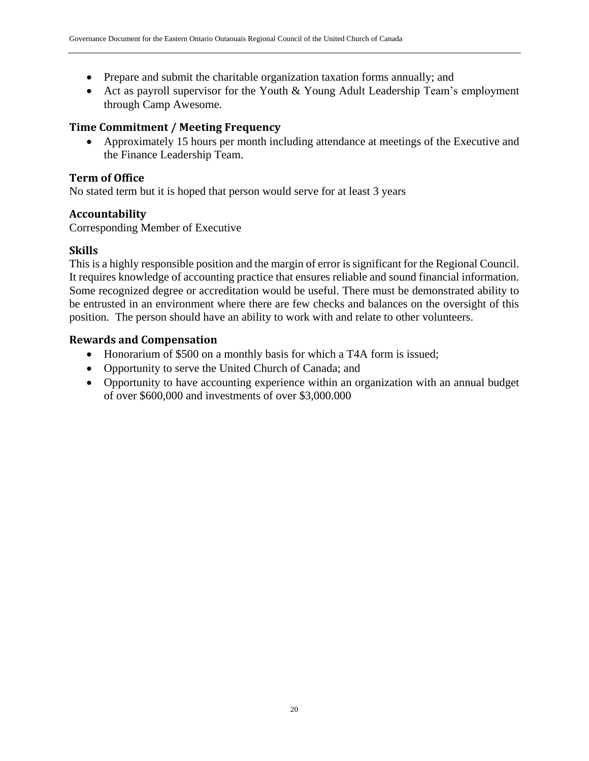- Prepare and submit the charitable organization taxation forms annually; and
- Act as payroll supervisor for the Youth & Young Adult Leadership Team's employment through Camp Awesome.

### Time Commitment / Meeting Frequency

- Approximately 15 hours per month including attendance at meetings of the Executive and the Finance Leadership Team.

### Term of Office

No stated term but it is hoped that person would serve for at least 3 years

### Accountability

Corresponding Member of Executive

### Skills

This is a highly responsible position and the margin of error is significant for the Regional Council. It requires knowledge of accounting practice that ensures reliable and sound financial information. Some recognized degree or accreditation would be useful. There must be demonstrated ability to be entrusted in an environment where there are few checks and balances on the oversight of this position. The person should have an ability to work with and relate to other volunteers.

### Rewards and Compensation

- Honorarium of $500 on a monthly basis for which a T4A form is issued;
- Opportunity to serve the United Church of Canada; and
- Opportunity to have accounting experience within an organization with an annual budget of over $600,000 and investments of over $3,000.000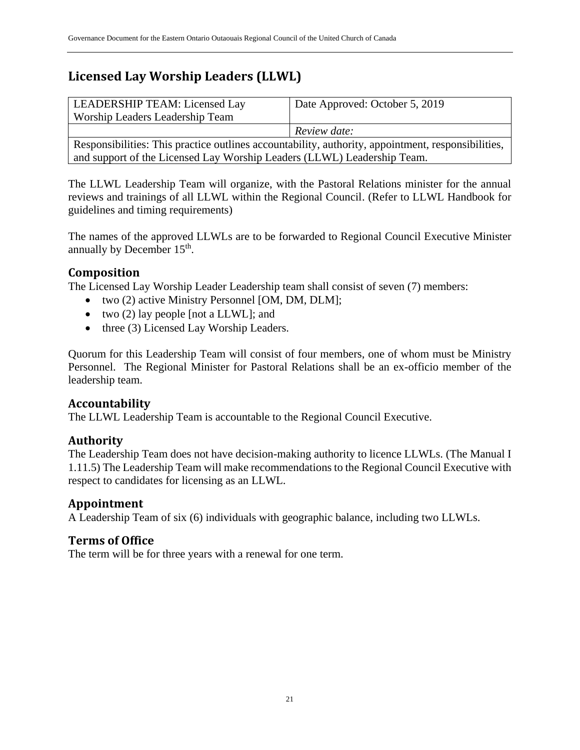## Licensed Lay Worship Leaders (LLWL)

| | |
|---|---|
| LEADERSHIP TEAM: Licensed Lay Worship Leaders Leadership Team | Date Approved: October 5, 2019 |
| | *Review date:* |
| Responsibilities: This practice outlines accountability, authority, appointment, responsibilities, and support of the Licensed Lay Worship Leaders (LLWL) Leadership Team. | |

The LLWL Leadership Team will organize, with the Pastoral Relations minister for the annual reviews and trainings of all LLWL within the Regional Council. (Refer to LLWL Handbook for guidelines and timing requirements)

The names of the approved LLWLs are to be forwarded to Regional Council Executive Minister annually by December 15th.

### Composition

The Licensed Lay Worship Leader Leadership team shall consist of seven (7) members:

- two (2) active Ministry Personnel [OM, DM, DLM];
- two (2) lay people [not a LLWL]; and
- three (3) Licensed Lay Worship Leaders.

Quorum for this Leadership Team will consist of four members, one of whom must be Ministry Personnel. The Regional Minister for Pastoral Relations shall be an ex-officio member of the leadership team.

### Accountability

The LLWL Leadership Team is accountable to the Regional Council Executive.

### Authority

The Leadership Team does not have decision-making authority to licence LLWLs. (The Manual I 1.11.5) The Leadership Team will make recommendations to the Regional Council Executive with respect to candidates for licensing as an LLWL.

### Appointment

A Leadership Team of six (6) individuals with geographic balance, including two LLWLs.

### Terms of Office

The term will be for three years with a renewal for one term.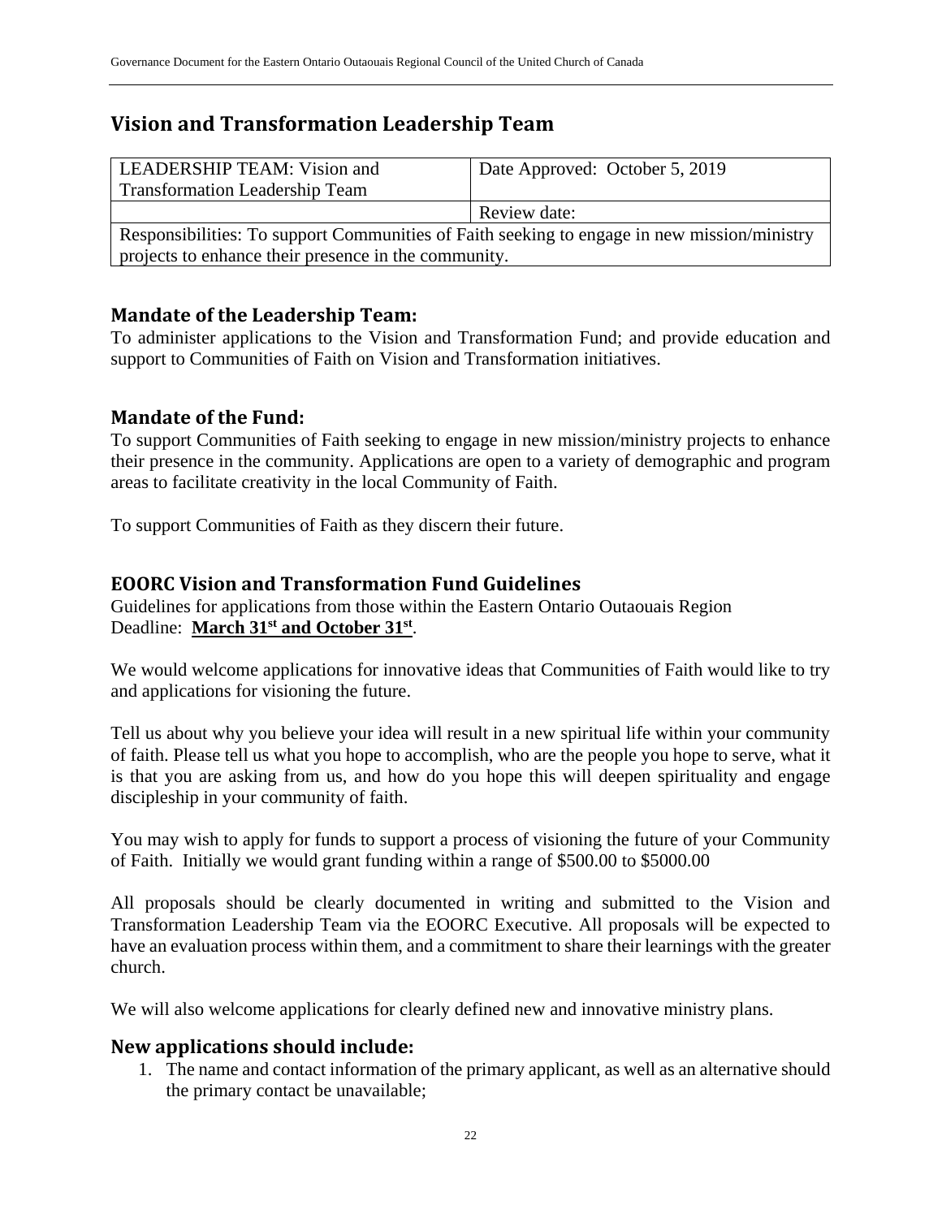## Vision and Transformation Leadership Team

| | |
|---|---|
| LEADERSHIP TEAM: Vision and Transformation Leadership Team | Date Approved: October 5, 2019 |
| | Review date: |
| Responsibilities: To support Communities of Faith seeking to engage in new mission/ministry projects to enhance their presence in the community. | |

### Mandate of the Leadership Team:

To administer applications to the Vision and Transformation Fund; and provide education and support to Communities of Faith on Vision and Transformation initiatives.

### Mandate of the Fund:

To support Communities of Faith seeking to engage in new mission/ministry projects to enhance their presence in the community. Applications are open to a variety of demographic and program areas to facilitate creativity in the local Community of Faith.

To support Communities of Faith as they discern their future.

### EOORC Vision and Transformation Fund Guidelines

Guidelines for applications from those within the Eastern Ontario Outaouais Region
Deadline: **March 31st and October 31st**.

We would welcome applications for innovative ideas that Communities of Faith would like to try and applications for visioning the future.

Tell us about why you believe your idea will result in a new spiritual life within your community of faith. Please tell us what you hope to accomplish, who are the people you hope to serve, what it is that you are asking from us, and how do you hope this will deepen spirituality and engage discipleship in your community of faith.

You may wish to apply for funds to support a process of visioning the future of your Community of Faith. Initially we would grant funding within a range of $500.00 to $5000.00

All proposals should be clearly documented in writing and submitted to the Vision and Transformation Leadership Team via the EOORC Executive. All proposals will be expected to have an evaluation process within them, and a commitment to share their learnings with the greater church.

We will also welcome applications for clearly defined new and innovative ministry plans.

### New applications should include:

1. The name and contact information of the primary applicant, as well as an alternative should the primary contact be unavailable;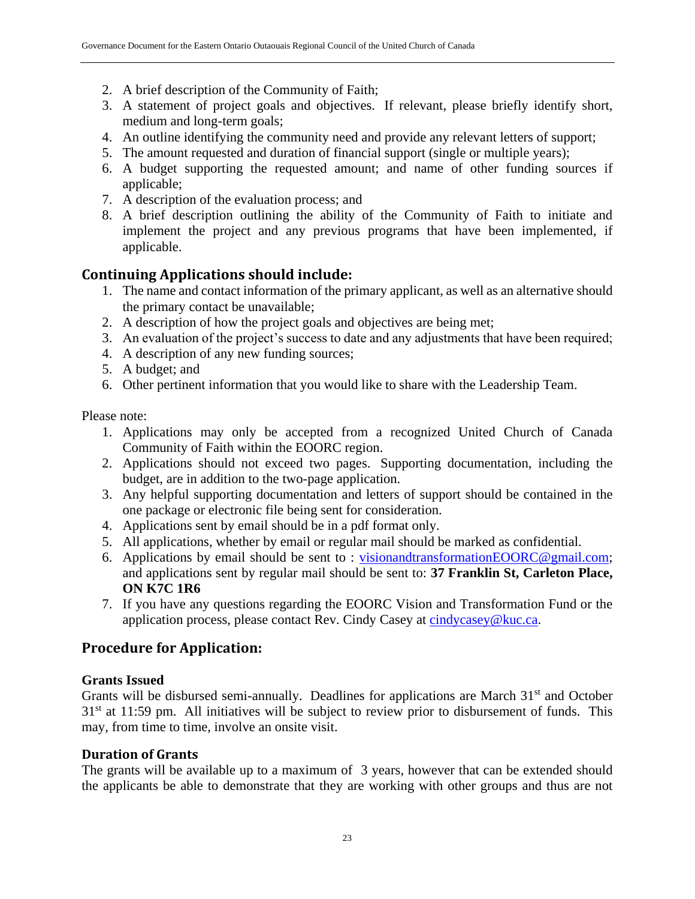2. A brief description of the Community of Faith;
3. A statement of project goals and objectives. If relevant, please briefly identify short, medium and long-term goals;
4. An outline identifying the community need and provide any relevant letters of support;
5. The amount requested and duration of financial support (single or multiple years);
6. A budget supporting the requested amount; and name of other funding sources if applicable;
7. A description of the evaluation process; and
8. A brief description outlining the ability of the Community of Faith to initiate and implement the project and any previous programs that have been implemented, if applicable.

## Continuing Applications should include:

1. The name and contact information of the primary applicant, as well as an alternative should the primary contact be unavailable;
2. A description of how the project goals and objectives are being met;
3. An evaluation of the project's success to date and any adjustments that have been required;
4. A description of any new funding sources;
5. A budget; and
6. Other pertinent information that you would like to share with the Leadership Team.

Please note:

1. Applications may only be accepted from a recognized United Church of Canada Community of Faith within the EOORC region.
2. Applications should not exceed two pages. Supporting documentation, including the budget, are in addition to the two-page application.
3. Any helpful supporting documentation and letters of support should be contained in the one package or electronic file being sent for consideration.
4. Applications sent by email should be in a pdf format only.
5. All applications, whether by email or regular mail should be marked as confidential.
6. Applications by email should be sent to : visionandtransformationEOORC@gmail.com; and applications sent by regular mail should be sent to: **37 Franklin St, Carleton Place, ON K7C 1R6**
7. If you have any questions regarding the EOORC Vision and Transformation Fund or the application process, please contact Rev. Cindy Casey at cindycasey@kuc.ca.

## Procedure for Application:

### Grants Issued

Grants will be disbursed semi-annually. Deadlines for applications are March 31st and October 31st at 11:59 pm. All initiatives will be subject to review prior to disbursement of funds. This may, from time to time, involve an onsite visit.

### Duration of Grants

The grants will be available up to a maximum of 3 years, however that can be extended should the applicants be able to demonstrate that they are working with other groups and thus are not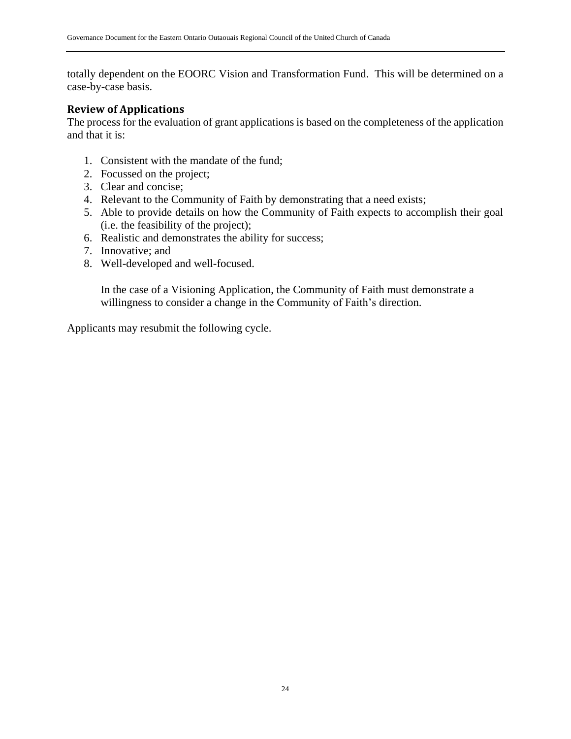totally dependent on the EOORC Vision and Transformation Fund. This will be determined on a case-by-case basis.

### Review of Applications

The process for the evaluation of grant applications is based on the completeness of the application and that it is:

1. Consistent with the mandate of the fund;
2. Focussed on the project;
3. Clear and concise;
4. Relevant to the Community of Faith by demonstrating that a need exists;
5. Able to provide details on how the Community of Faith expects to accomplish their goal (i.e. the feasibility of the project);
6. Realistic and demonstrates the ability for success;
7. Innovative; and
8. Well-developed and well-focused.

   In the case of a Visioning Application, the Community of Faith must demonstrate a willingness to consider a change in the Community of Faith's direction.

Applicants may resubmit the following cycle.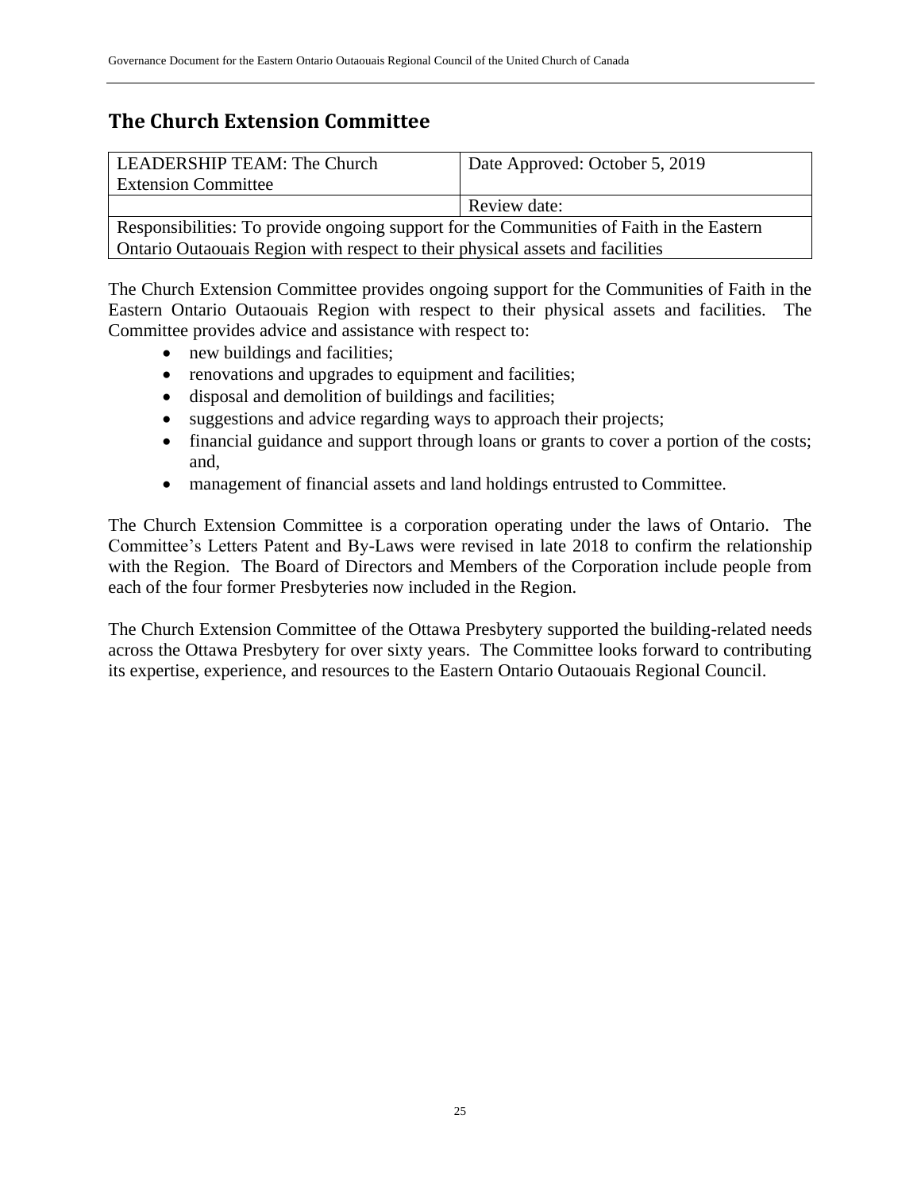## The Church Extension Committee

| | |
|---|---|
| LEADERSHIP TEAM: The Church Extension Committee | Date Approved: October 5, 2019 |
| | Review date: |
| Responsibilities: To provide ongoing support for the Communities of Faith in the Eastern Ontario Outaouais Region with respect to their physical assets and facilities | |

The Church Extension Committee provides ongoing support for the Communities of Faith in the Eastern Ontario Outaouais Region with respect to their physical assets and facilities. The Committee provides advice and assistance with respect to:

- new buildings and facilities;
- renovations and upgrades to equipment and facilities;
- disposal and demolition of buildings and facilities;
- suggestions and advice regarding ways to approach their projects;
- financial guidance and support through loans or grants to cover a portion of the costs; and,
- management of financial assets and land holdings entrusted to Committee.

The Church Extension Committee is a corporation operating under the laws of Ontario. The Committee's Letters Patent and By-Laws were revised in late 2018 to confirm the relationship with the Region. The Board of Directors and Members of the Corporation include people from each of the four former Presbyteries now included in the Region.

The Church Extension Committee of the Ottawa Presbytery supported the building-related needs across the Ottawa Presbytery for over sixty years. The Committee looks forward to contributing its expertise, experience, and resources to the Eastern Ontario Outaouais Regional Council.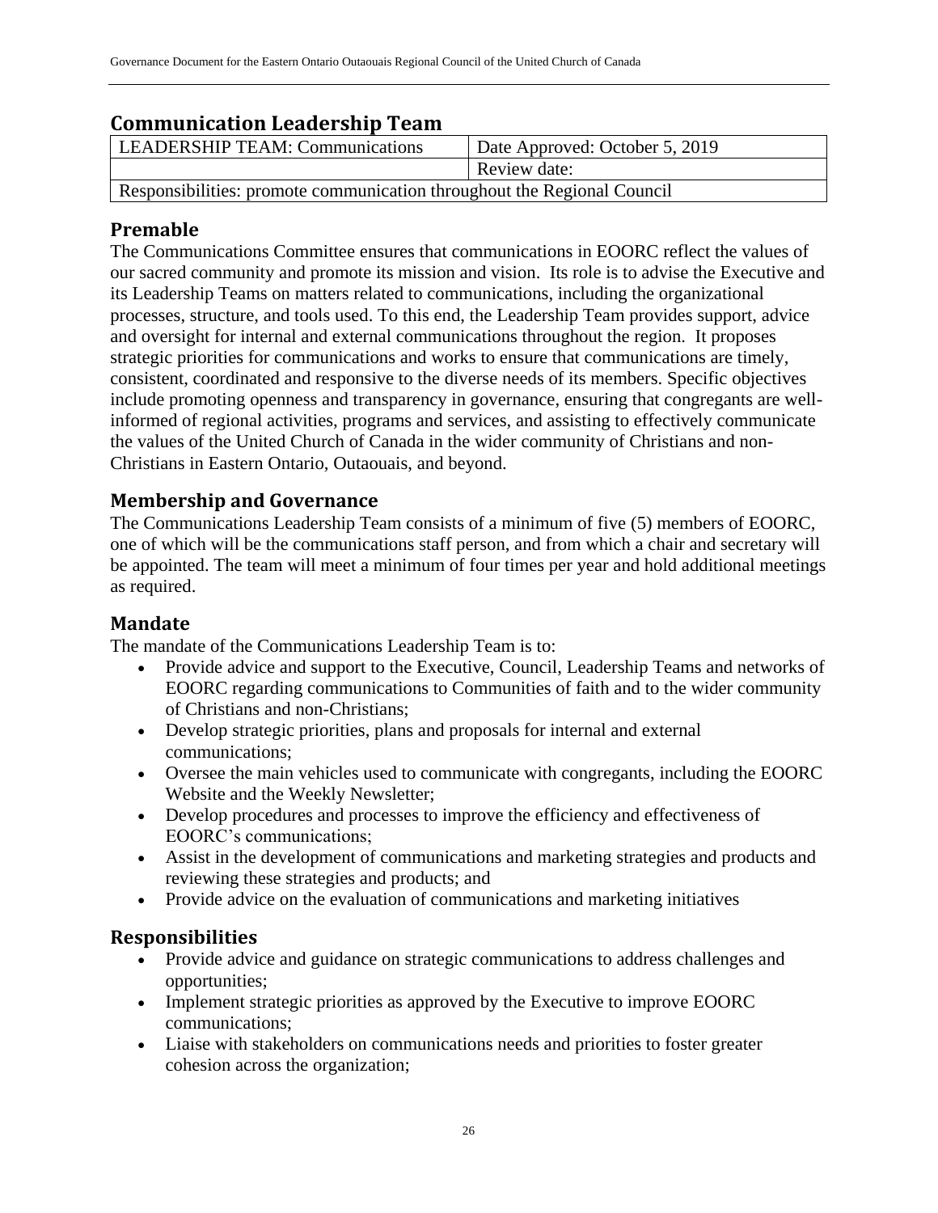## Communication Leadership Team

| | |
|---|---|
| LEADERSHIP TEAM: Communications | Date Approved: October 5, 2019 |
| | Review date: |
| Responsibilities: promote communication throughout the Regional Council | |

### Premable

The Communications Committee ensures that communications in EOORC reflect the values of our sacred community and promote its mission and vision. Its role is to advise the Executive and its Leadership Teams on matters related to communications, including the organizational processes, structure, and tools used. To this end, the Leadership Team provides support, advice and oversight for internal and external communications throughout the region. It proposes strategic priorities for communications and works to ensure that communications are timely, consistent, coordinated and responsive to the diverse needs of its members. Specific objectives include promoting openness and transparency in governance, ensuring that congregants are well-informed of regional activities, programs and services, and assisting to effectively communicate the values of the United Church of Canada in the wider community of Christians and non-Christians in Eastern Ontario, Outaouais, and beyond.

### Membership and Governance

The Communications Leadership Team consists of a minimum of five (5) members of EOORC, one of which will be the communications staff person, and from which a chair and secretary will be appointed. The team will meet a minimum of four times per year and hold additional meetings as required.

### Mandate

The mandate of the Communications Leadership Team is to:

- Provide advice and support to the Executive, Council, Leadership Teams and networks of EOORC regarding communications to Communities of faith and to the wider community of Christians and non-Christians;
- Develop strategic priorities, plans and proposals for internal and external communications;
- Oversee the main vehicles used to communicate with congregants, including the EOORC Website and the Weekly Newsletter;
- Develop procedures and processes to improve the efficiency and effectiveness of EOORC's communications;
- Assist in the development of communications and marketing strategies and products and reviewing these strategies and products; and
- Provide advice on the evaluation of communications and marketing initiatives

### Responsibilities

- Provide advice and guidance on strategic communications to address challenges and opportunities;
- Implement strategic priorities as approved by the Executive to improve EOORC communications;
- Liaise with stakeholders on communications needs and priorities to foster greater cohesion across the organization;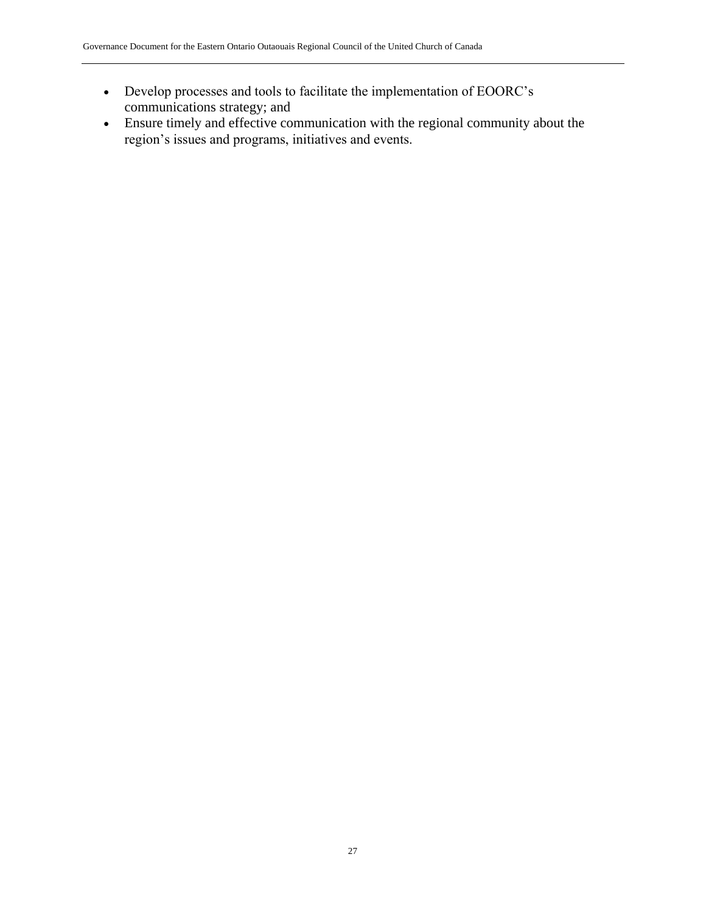- Develop processes and tools to facilitate the implementation of EOORC's communications strategy; and
- Ensure timely and effective communication with the regional community about the region's issues and programs, initiatives and events.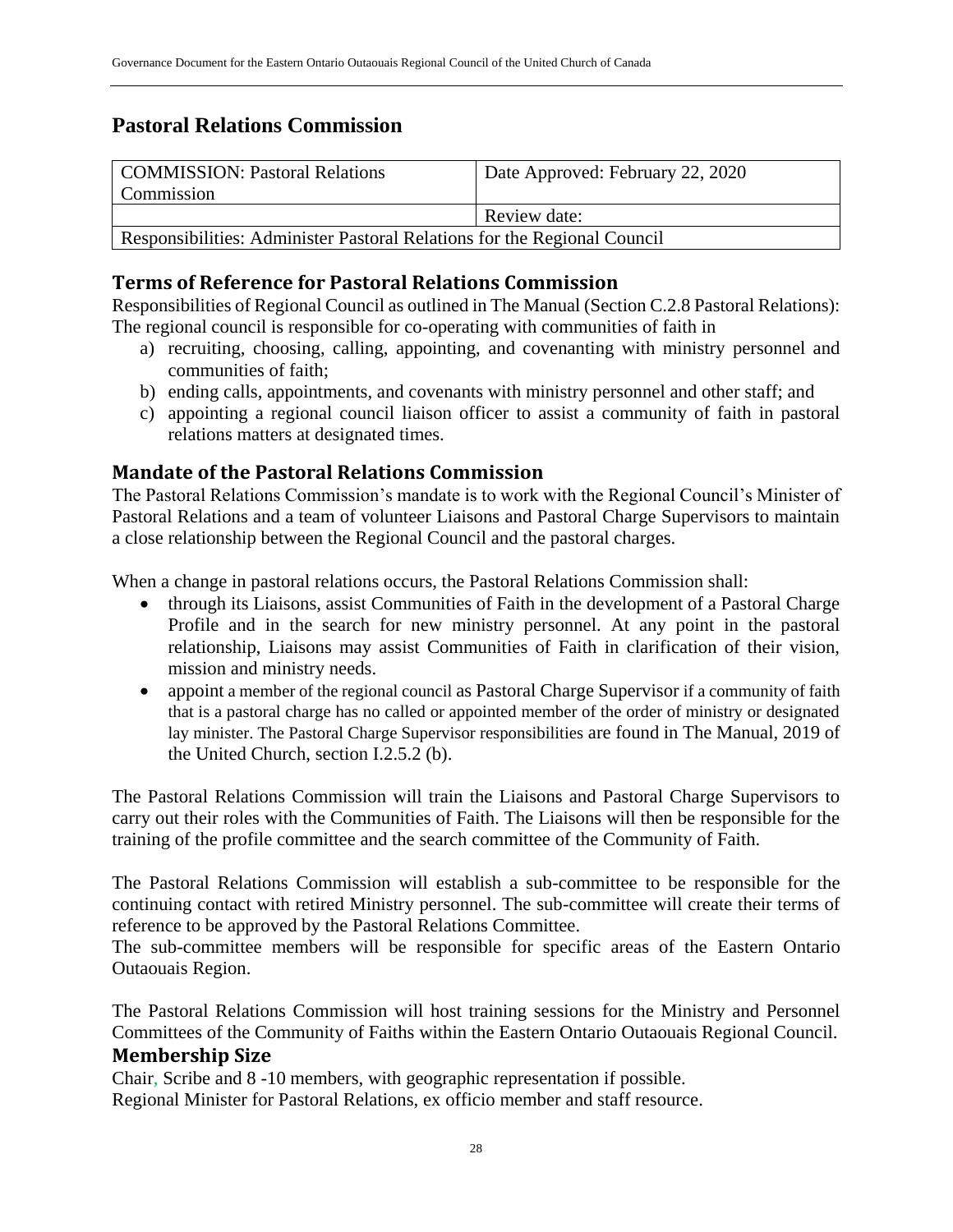## Pastoral Relations Commission

| | |
|---|---|
| COMMISSION: Pastoral Relations Commission | Date Approved: February 22, 2020 |
| | Review date: |
| Responsibilities: Administer Pastoral Relations for the Regional Council | |

### Terms of Reference for Pastoral Relations Commission

Responsibilities of Regional Council as outlined in The Manual (Section C.2.8 Pastoral Relations): The regional council is responsible for co-operating with communities of faith in

a) recruiting, choosing, calling, appointing, and covenanting with ministry personnel and communities of faith;
b) ending calls, appointments, and covenants with ministry personnel and other staff; and
c) appointing a regional council liaison officer to assist a community of faith in pastoral relations matters at designated times.

### Mandate of the Pastoral Relations Commission

The Pastoral Relations Commission's mandate is to work with the Regional Council's Minister of Pastoral Relations and a team of volunteer Liaisons and Pastoral Charge Supervisors to maintain a close relationship between the Regional Council and the pastoral charges.

When a change in pastoral relations occurs, the Pastoral Relations Commission shall:

- through its Liaisons, assist Communities of Faith in the development of a Pastoral Charge Profile and in the search for new ministry personnel. At any point in the pastoral relationship, Liaisons may assist Communities of Faith in clarification of their vision, mission and ministry needs.
- appoint a member of the regional council as Pastoral Charge Supervisor if a community of faith that is a pastoral charge has no called or appointed member of the order of ministry or designated lay minister. The Pastoral Charge Supervisor responsibilities are found in The Manual, 2019 of the United Church, section I.2.5.2 (b).

The Pastoral Relations Commission will train the Liaisons and Pastoral Charge Supervisors to carry out their roles with the Communities of Faith. The Liaisons will then be responsible for the training of the profile committee and the search committee of the Community of Faith.

The Pastoral Relations Commission will establish a sub-committee to be responsible for the continuing contact with retired Ministry personnel. The sub-committee will create their terms of reference to be approved by the Pastoral Relations Committee.
The sub-committee members will be responsible for specific areas of the Eastern Ontario Outaouais Region.

The Pastoral Relations Commission will host training sessions for the Ministry and Personnel Committees of the Community of Faiths within the Eastern Ontario Outaouais Regional Council.

### Membership Size

Chair, Scribe and 8 -10 members, with geographic representation if possible.
Regional Minister for Pastoral Relations, ex officio member and staff resource.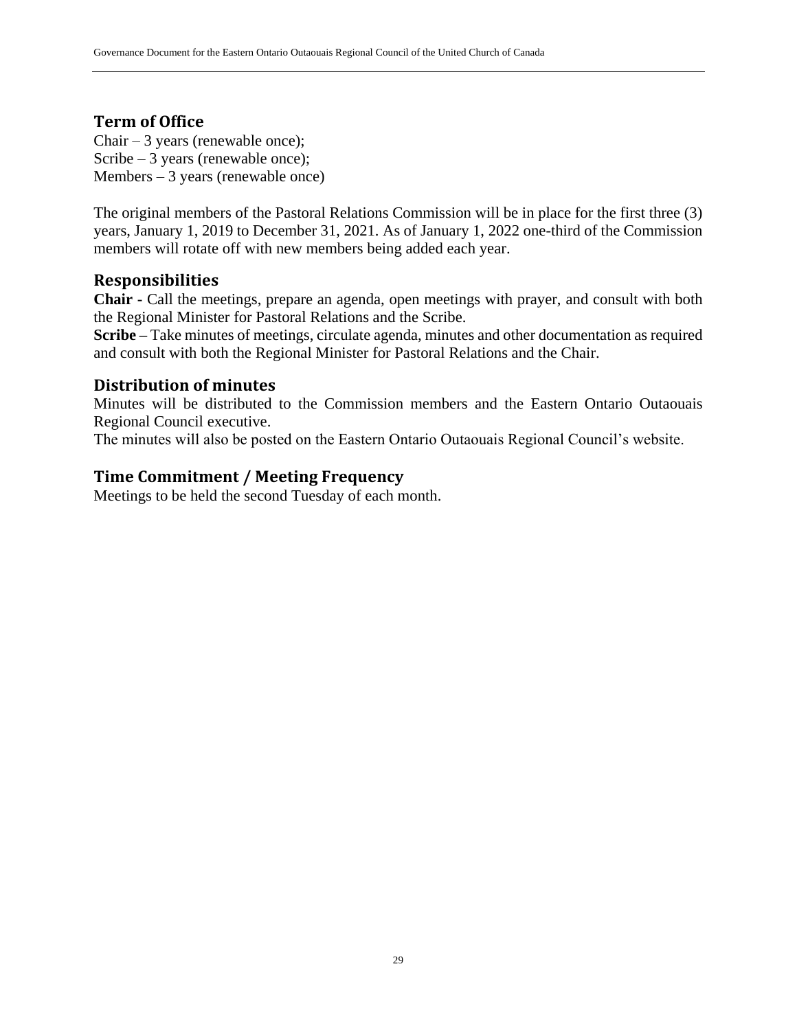## Term of Office

Chair – 3 years (renewable once);
Scribe – 3 years (renewable once);
Members – 3 years (renewable once)

The original members of the Pastoral Relations Commission will be in place for the first three (3) years, January 1, 2019 to December 31, 2021. As of January 1, 2022 one-third of the Commission members will rotate off with new members being added each year.

## Responsibilities

**Chair -** Call the meetings, prepare an agenda, open meetings with prayer, and consult with both the Regional Minister for Pastoral Relations and the Scribe.
**Scribe –** Take minutes of meetings, circulate agenda, minutes and other documentation as required and consult with both the Regional Minister for Pastoral Relations and the Chair.

## Distribution of minutes

Minutes will be distributed to the Commission members and the Eastern Ontario Outaouais Regional Council executive.
The minutes will also be posted on the Eastern Ontario Outaouais Regional Council's website.

## Time Commitment / Meeting Frequency

Meetings to be held the second Tuesday of each month.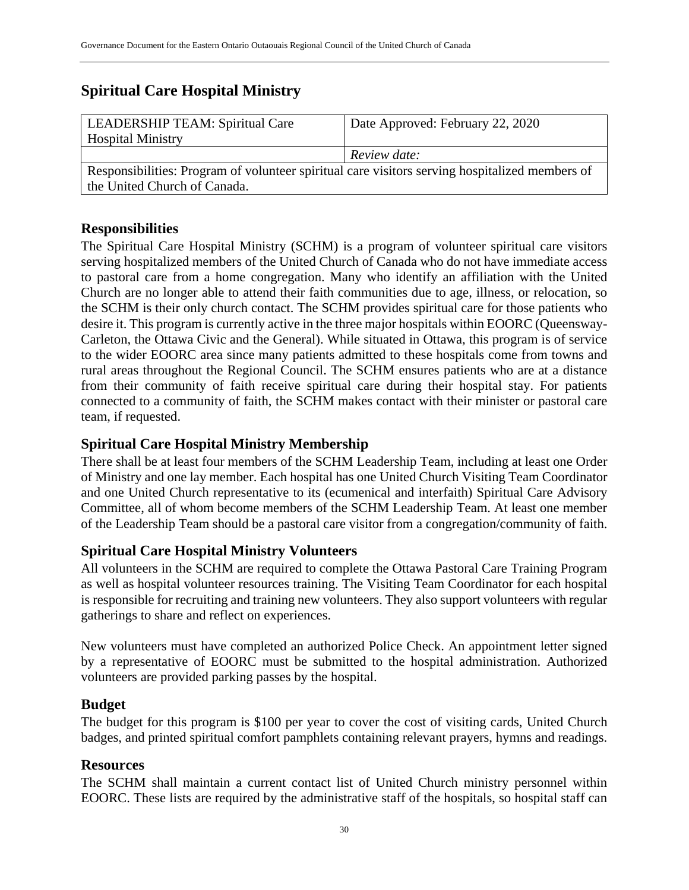## Spiritual Care Hospital Ministry

| | |
|---|---|
| LEADERSHIP TEAM: Spiritual Care Hospital Ministry | Date Approved: February 22, 2020 |
| | *Review date:* |
| Responsibilities: Program of volunteer spiritual care visitors serving hospitalized members of the United Church of Canada. | |

### Responsibilities

The Spiritual Care Hospital Ministry (SCHM) is a program of volunteer spiritual care visitors serving hospitalized members of the United Church of Canada who do not have immediate access to pastoral care from a home congregation. Many who identify an affiliation with the United Church are no longer able to attend their faith communities due to age, illness, or relocation, so the SCHM is their only church contact. The SCHM provides spiritual care for those patients who desire it. This program is currently active in the three major hospitals within EOORC (Queensway-Carleton, the Ottawa Civic and the General). While situated in Ottawa, this program is of service to the wider EOORC area since many patients admitted to these hospitals come from towns and rural areas throughout the Regional Council. The SCHM ensures patients who are at a distance from their community of faith receive spiritual care during their hospital stay. For patients connected to a community of faith, the SCHM makes contact with their minister or pastoral care team, if requested.

### Spiritual Care Hospital Ministry Membership

There shall be at least four members of the SCHM Leadership Team, including at least one Order of Ministry and one lay member. Each hospital has one United Church Visiting Team Coordinator and one United Church representative to its (ecumenical and interfaith) Spiritual Care Advisory Committee, all of whom become members of the SCHM Leadership Team. At least one member of the Leadership Team should be a pastoral care visitor from a congregation/community of faith.

### Spiritual Care Hospital Ministry Volunteers

All volunteers in the SCHM are required to complete the Ottawa Pastoral Care Training Program as well as hospital volunteer resources training. The Visiting Team Coordinator for each hospital is responsible for recruiting and training new volunteers. They also support volunteers with regular gatherings to share and reflect on experiences.

New volunteers must have completed an authorized Police Check. An appointment letter signed by a representative of EOORC must be submitted to the hospital administration. Authorized volunteers are provided parking passes by the hospital.

### Budget

The budget for this program is $100 per year to cover the cost of visiting cards, United Church badges, and printed spiritual comfort pamphlets containing relevant prayers, hymns and readings.

### Resources

The SCHM shall maintain a current contact list of United Church ministry personnel within EOORC. These lists are required by the administrative staff of the hospitals, so hospital staff can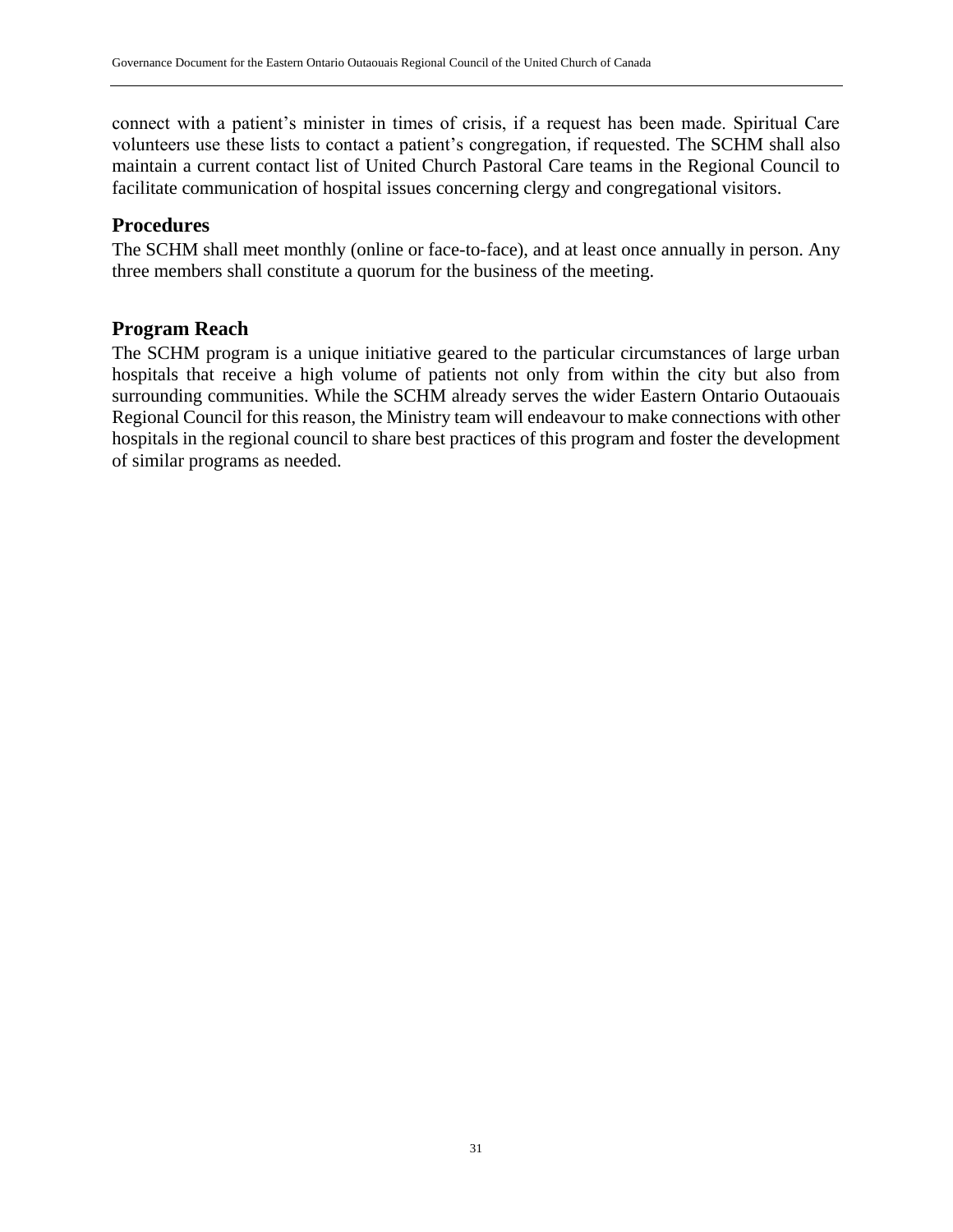connect with a patient's minister in times of crisis, if a request has been made. Spiritual Care volunteers use these lists to contact a patient's congregation, if requested. The SCHM shall also maintain a current contact list of United Church Pastoral Care teams in the Regional Council to facilitate communication of hospital issues concerning clergy and congregational visitors.

## Procedures

The SCHM shall meet monthly (online or face-to-face), and at least once annually in person. Any three members shall constitute a quorum for the business of the meeting.

## Program Reach

The SCHM program is a unique initiative geared to the particular circumstances of large urban hospitals that receive a high volume of patients not only from within the city but also from surrounding communities. While the SCHM already serves the wider Eastern Ontario Outaouais Regional Council for this reason, the Ministry team will endeavour to make connections with other hospitals in the regional council to share best practices of this program and foster the development of similar programs as needed.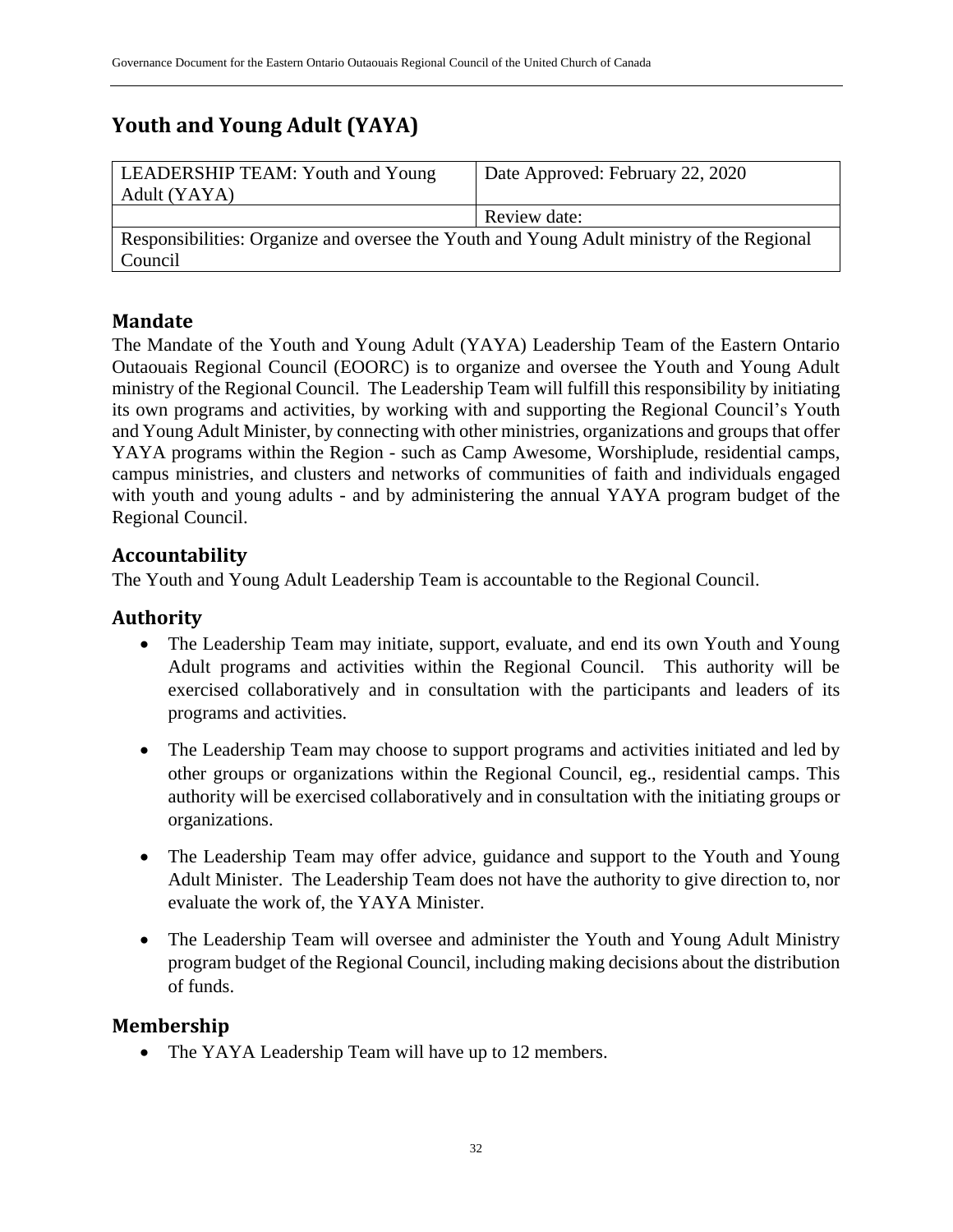## Youth and Young Adult (YAYA)

| | |
|---|---|
| LEADERSHIP TEAM: Youth and Young Adult (YAYA) | Date Approved: February 22, 2020 |
| | Review date: |
| Responsibilities: Organize and oversee the Youth and Young Adult ministry of the Regional Council | |

### Mandate

The Mandate of the Youth and Young Adult (YAYA) Leadership Team of the Eastern Ontario Outaouais Regional Council (EOORC) is to organize and oversee the Youth and Young Adult ministry of the Regional Council. The Leadership Team will fulfill this responsibility by initiating its own programs and activities, by working with and supporting the Regional Council's Youth and Young Adult Minister, by connecting with other ministries, organizations and groups that offer YAYA programs within the Region - such as Camp Awesome, Worshiplude, residential camps, campus ministries, and clusters and networks of communities of faith and individuals engaged with youth and young adults - and by administering the annual YAYA program budget of the Regional Council.

### Accountability

The Youth and Young Adult Leadership Team is accountable to the Regional Council.

### Authority

- The Leadership Team may initiate, support, evaluate, and end its own Youth and Young Adult programs and activities within the Regional Council. This authority will be exercised collaboratively and in consultation with the participants and leaders of its programs and activities.
- The Leadership Team may choose to support programs and activities initiated and led by other groups or organizations within the Regional Council, eg., residential camps. This authority will be exercised collaboratively and in consultation with the initiating groups or organizations.
- The Leadership Team may offer advice, guidance and support to the Youth and Young Adult Minister. The Leadership Team does not have the authority to give direction to, nor evaluate the work of, the YAYA Minister.
- The Leadership Team will oversee and administer the Youth and Young Adult Ministry program budget of the Regional Council, including making decisions about the distribution of funds.

### Membership

- The YAYA Leadership Team will have up to 12 members.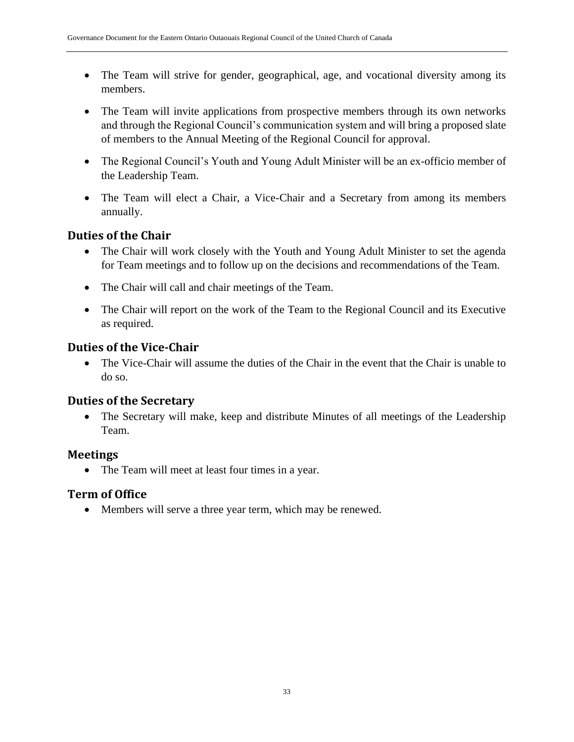- The Team will strive for gender, geographical, age, and vocational diversity among its members.
- The Team will invite applications from prospective members through its own networks and through the Regional Council's communication system and will bring a proposed slate of members to the Annual Meeting of the Regional Council for approval.
- The Regional Council's Youth and Young Adult Minister will be an ex-officio member of the Leadership Team.
- The Team will elect a Chair, a Vice-Chair and a Secretary from among its members annually.

### Duties of the Chair

- The Chair will work closely with the Youth and Young Adult Minister to set the agenda for Team meetings and to follow up on the decisions and recommendations of the Team.
- The Chair will call and chair meetings of the Team.
- The Chair will report on the work of the Team to the Regional Council and its Executive as required.

### Duties of the Vice-Chair

- The Vice-Chair will assume the duties of the Chair in the event that the Chair is unable to do so.

### Duties of the Secretary

- The Secretary will make, keep and distribute Minutes of all meetings of the Leadership Team.

### Meetings

- The Team will meet at least four times in a year.

### Term of Office

- Members will serve a three year term, which may be renewed.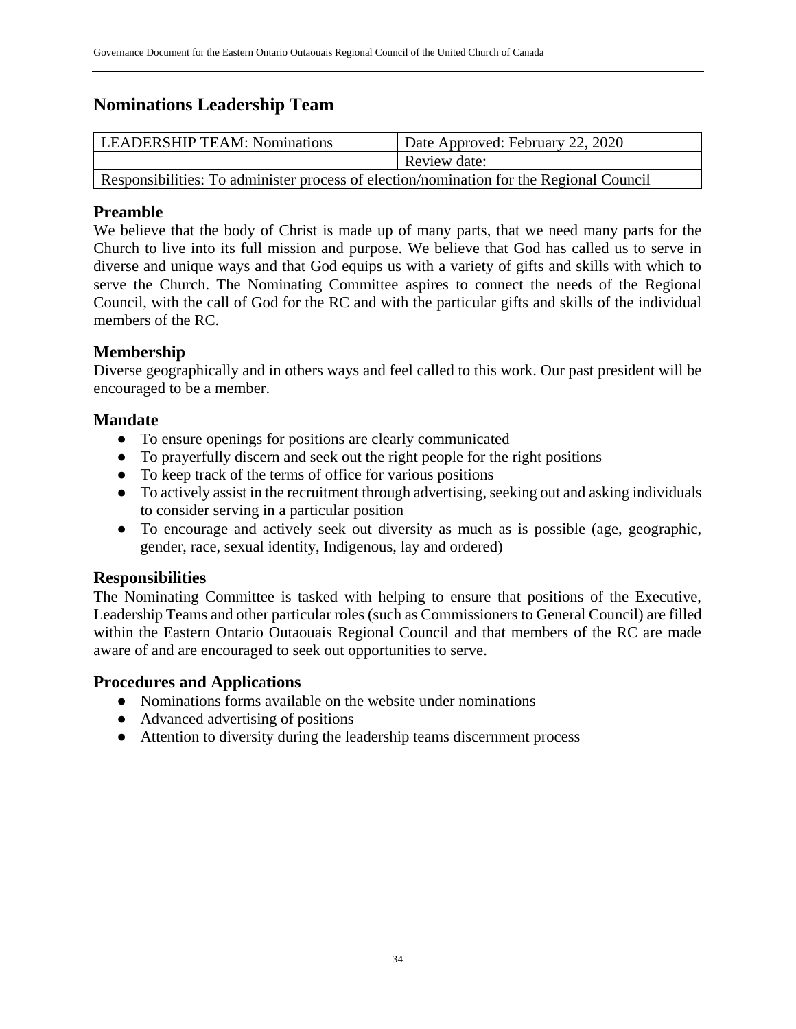## Nominations Leadership Team

| | |
|---|---|
| LEADERSHIP TEAM: Nominations | Date Approved: February 22, 2020 |
| | Review date: |
| Responsibilities: To administer process of election/nomination for the Regional Council | |

### Preamble

We believe that the body of Christ is made up of many parts, that we need many parts for the Church to live into its full mission and purpose. We believe that God has called us to serve in diverse and unique ways and that God equips us with a variety of gifts and skills with which to serve the Church. The Nominating Committee aspires to connect the needs of the Regional Council, with the call of God for the RC and with the particular gifts and skills of the individual members of the RC.

### Membership

Diverse geographically and in others ways and feel called to this work. Our past president will be encouraged to be a member.

### Mandate

- To ensure openings for positions are clearly communicated
- To prayerfully discern and seek out the right people for the right positions
- To keep track of the terms of office for various positions
- To actively assist in the recruitment through advertising, seeking out and asking individuals to consider serving in a particular position
- To encourage and actively seek out diversity as much as is possible (age, geographic, gender, race, sexual identity, Indigenous, lay and ordered)

### Responsibilities

The Nominating Committee is tasked with helping to ensure that positions of the Executive, Leadership Teams and other particular roles (such as Commissioners to General Council) are filled within the Eastern Ontario Outaouais Regional Council and that members of the RC are made aware of and are encouraged to seek out opportunities to serve.

### Procedures and Applications

- Nominations forms available on the website under nominations
- Advanced advertising of positions
- Attention to diversity during the leadership teams discernment process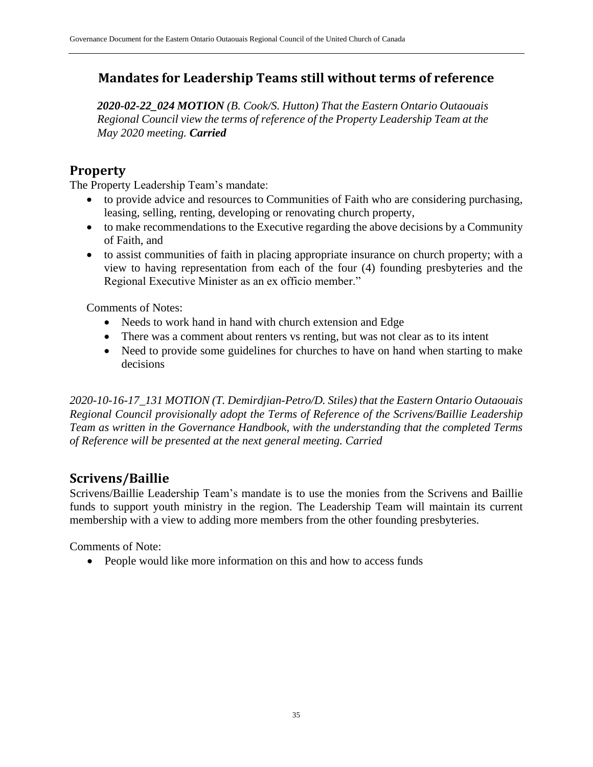## Mandates for Leadership Teams still without terms of reference

***2020-02-22_024 MOTION*** *(B. Cook/S. Hutton) That the Eastern Ontario Outaouais Regional Council view the terms of reference of the Property Leadership Team at the May 2020 meeting.* ***Carried***

# Property

The Property Leadership Team's mandate:

- to provide advice and resources to Communities of Faith who are considering purchasing, leasing, selling, renting, developing or renovating church property,
- to make recommendations to the Executive regarding the above decisions by a Community of Faith, and
- to assist communities of faith in placing appropriate insurance on church property; with a view to having representation from each of the four (4) founding presbyteries and the Regional Executive Minister as an ex officio member."

Comments of Notes:

- Needs to work hand in hand with church extension and Edge
- There was a comment about renters vs renting, but was not clear as to its intent
- Need to provide some guidelines for churches to have on hand when starting to make decisions

*2020-10-16-17_131 MOTION (T. Demirdjian-Petro/D. Stiles) that the Eastern Ontario Outaouais Regional Council provisionally adopt the Terms of Reference of the Scrivens/Baillie Leadership Team as written in the Governance Handbook, with the understanding that the completed Terms of Reference will be presented at the next general meeting. Carried*

# Scrivens/Baillie

Scrivens/Baillie Leadership Team's mandate is to use the monies from the Scrivens and Baillie funds to support youth ministry in the region. The Leadership Team will maintain its current membership with a view to adding more members from the other founding presbyteries.

Comments of Note:

- People would like more information on this and how to access funds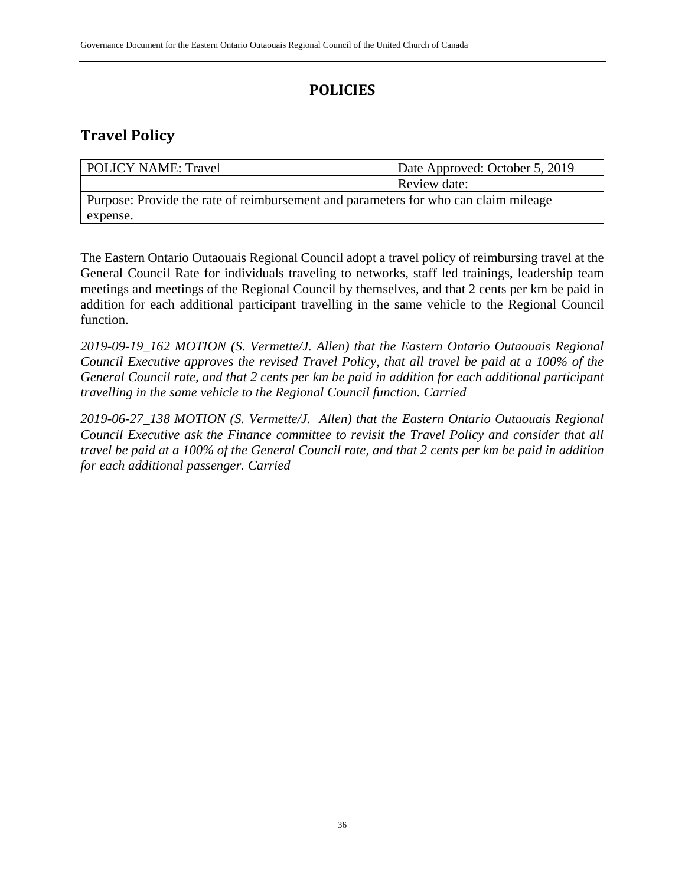# POLICIES

## Travel Policy

| | |
|---|---|
| POLICY NAME: Travel | Date Approved: October 5, 2019 |
| | Review date: |
| Purpose: Provide the rate of reimbursement and parameters for who can claim mileage expense. | |

The Eastern Ontario Outaouais Regional Council adopt a travel policy of reimbursing travel at the General Council Rate for individuals traveling to networks, staff led trainings, leadership team meetings and meetings of the Regional Council by themselves, and that 2 cents per km be paid in addition for each additional participant travelling in the same vehicle to the Regional Council function.

*2019-09-19_162 MOTION (S. Vermette/J. Allen) that the Eastern Ontario Outaouais Regional Council Executive approves the revised Travel Policy, that all travel be paid at a 100% of the General Council rate, and that 2 cents per km be paid in addition for each additional participant travelling in the same vehicle to the Regional Council function. Carried*

*2019-06-27_138 MOTION (S. Vermette/J. Allen) that the Eastern Ontario Outaouais Regional Council Executive ask the Finance committee to revisit the Travel Policy and consider that all travel be paid at a 100% of the General Council rate, and that 2 cents per km be paid in addition for each additional passenger. Carried*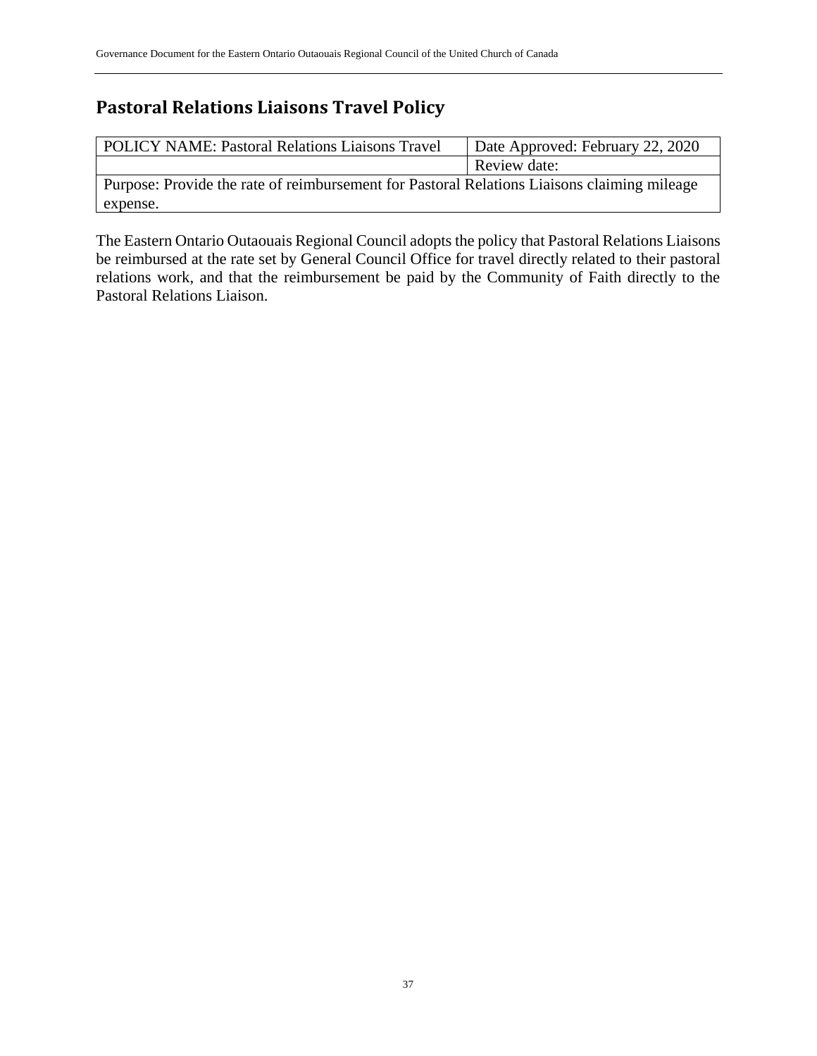## Pastoral Relations Liaisons Travel Policy

| | |
|---|---|
| POLICY NAME: Pastoral Relations Liaisons Travel | Date Approved: February 22, 2020 |
| | Review date: |
| Purpose: Provide the rate of reimbursement for Pastoral Relations Liaisons claiming mileage expense. | |

The Eastern Ontario Outaouais Regional Council adopts the policy that Pastoral Relations Liaisons be reimbursed at the rate set by General Council Office for travel directly related to their pastoral relations work, and that the reimbursement be paid by the Community of Faith directly to the Pastoral Relations Liaison.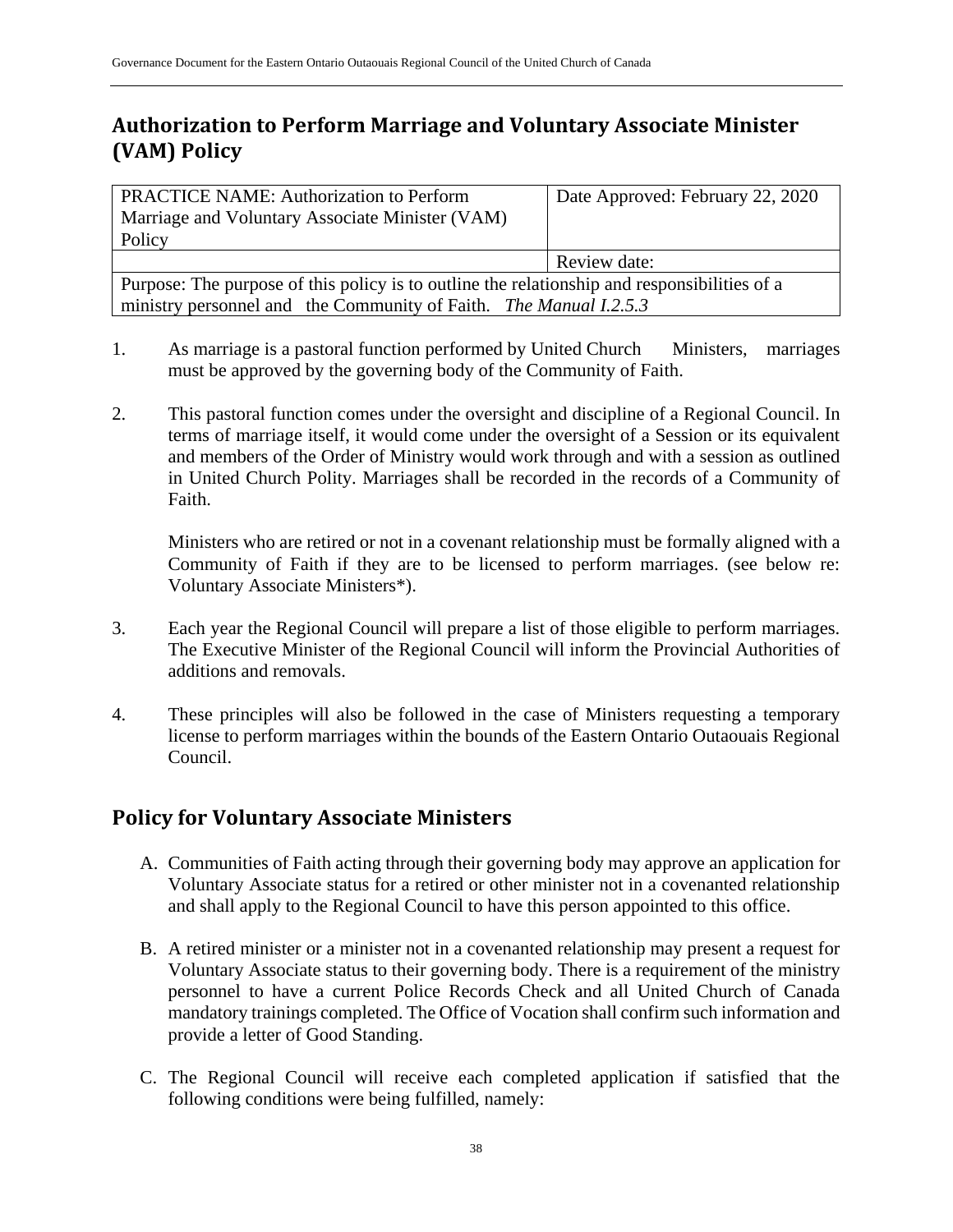## Authorization to Perform Marriage and Voluntary Associate Minister (VAM) Policy

| | |
|---|---|
| PRACTICE NAME: Authorization to Perform Marriage and Voluntary Associate Minister (VAM) Policy | Date Approved: February 22, 2020 |
| | Review date: |
| Purpose: The purpose of this policy is to outline the relationship and responsibilities of a ministry personnel and the Community of Faith. *The Manual I.2.5.3* | |

1. As marriage is a pastoral function performed by United Church Ministers, marriages must be approved by the governing body of the Community of Faith.

2. This pastoral function comes under the oversight and discipline of a Regional Council. In terms of marriage itself, it would come under the oversight of a Session or its equivalent and members of the Order of Ministry would work through and with a session as outlined in United Church Polity. Marriages shall be recorded in the records of a Community of Faith.

   Ministers who are retired or not in a covenant relationship must be formally aligned with a Community of Faith if they are to be licensed to perform marriages. (see below re: Voluntary Associate Ministers*).

3. Each year the Regional Council will prepare a list of those eligible to perform marriages. The Executive Minister of the Regional Council will inform the Provincial Authorities of additions and removals.

4. These principles will also be followed in the case of Ministers requesting a temporary license to perform marriages within the bounds of the Eastern Ontario Outaouais Regional Council.

## Policy for Voluntary Associate Ministers

A. Communities of Faith acting through their governing body may approve an application for Voluntary Associate status for a retired or other minister not in a covenanted relationship and shall apply to the Regional Council to have this person appointed to this office.

B. A retired minister or a minister not in a covenanted relationship may present a request for Voluntary Associate status to their governing body. There is a requirement of the ministry personnel to have a current Police Records Check and all United Church of Canada mandatory trainings completed. The Office of Vocation shall confirm such information and provide a letter of Good Standing.

C. The Regional Council will receive each completed application if satisfied that the following conditions were being fulfilled, namely: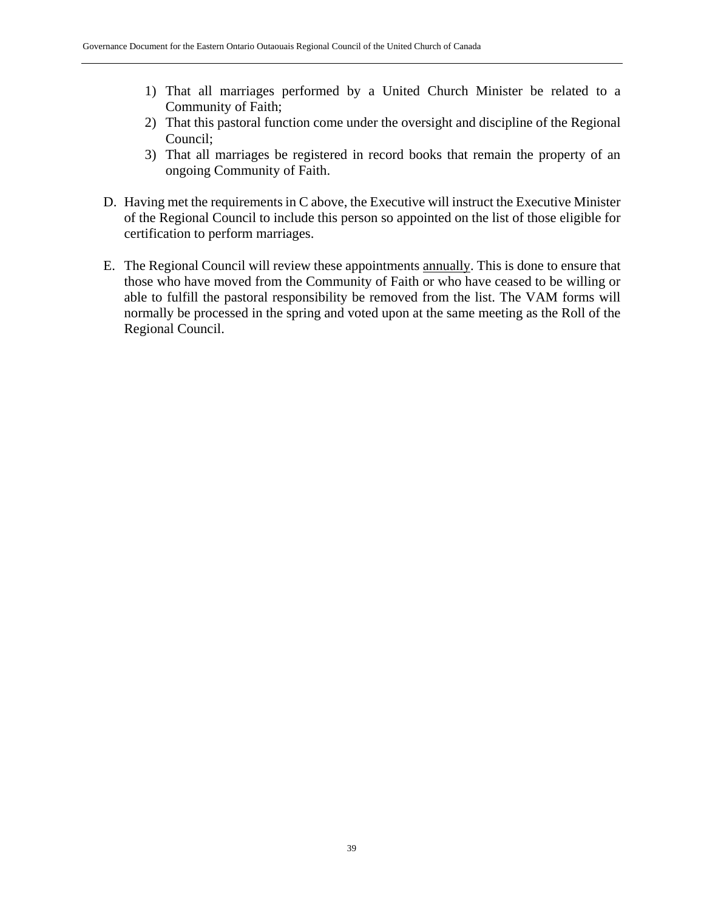1) That all marriages performed by a United Church Minister be related to a Community of Faith;
2) That this pastoral function come under the oversight and discipline of the Regional Council;
3) That all marriages be registered in record books that remain the property of an ongoing Community of Faith.

D. Having met the requirements in C above, the Executive will instruct the Executive Minister of the Regional Council to include this person so appointed on the list of those eligible for certification to perform marriages.

E. The Regional Council will review these appointments <u>annually</u>. This is done to ensure that those who have moved from the Community of Faith or who have ceased to be willing or able to fulfill the pastoral responsibility be removed from the list. The VAM forms will normally be processed in the spring and voted upon at the same meeting as the Roll of the Regional Council.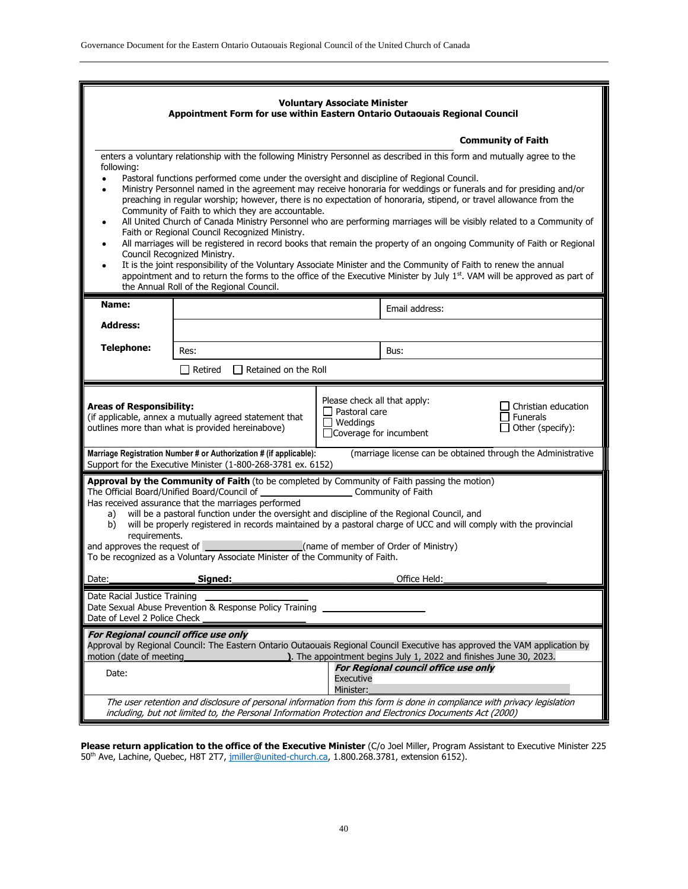**Voluntary Associate Minister**
**Appointment Form for use within Eastern Ontario Outaouais Regional Council**

_______________________________________________ **Community of Faith**

enters a voluntary relationship with the following Ministry Personnel as described in this form and mutually agree to the following:

- Pastoral functions performed come under the oversight and discipline of Regional Council.
- Ministry Personnel named in the agreement may receive honoraria for weddings or funerals and for presiding and/or preaching in regular worship; however, there is no expectation of honoraria, stipend, or travel allowance from the Community of Faith to which they are accountable.
- All United Church of Canada Ministry Personnel who are performing marriages will be visibly related to a Community of Faith or Regional Council Recognized Ministry.
- All marriages will be registered in record books that remain the property of an ongoing Community of Faith or Regional Council Recognized Ministry.
- It is the joint responsibility of the Voluntary Associate Minister and the Community of Faith to renew the annual appointment and to return the forms to the office of the Executive Minister by July 1st. VAM will be approved as part of the Annual Roll of the Regional Council.

| | | |
|---|---|---|
| **Name:** | | Email address: |
| **Address:** | | |
| **Telephone:** | Res: | Bus: |
| | ☐ Retired ☐ Retained on the Roll | |

| | | |
|---|---|---|
| **Areas of Responsibility:** (if applicable, annex a mutually agreed statement that outlines more than what is provided hereinabove) | Please check all that apply: ☐ Pastoral care ☐ Weddings ☐ Coverage for incumbent | ☐ Christian education ☐ Funerals ☐ Other (specify): |

**Marriage Registration Number # or Authorization # (if applicable):** (marriage license can be obtained through the Administrative Support for the Executive Minister (1-800-268-3781 ex. 6152)

**Approval by the Community of Faith** (to be completed by Community of Faith passing the motion)
The Official Board/Unified Board/Council of ____________________ Community of Faith
Has received assurance that the marriages performed

a) will be a pastoral function under the oversight and discipline of the Regional Council, and
b) will be properly registered in records maintained by a pastoral charge of UCC and will comply with the provincial requirements.

and approves the request of ____________________(name of member of Order of Ministry)
To be recognized as a Voluntary Associate Minister of the Community of Faith.

Date:________________ **Signed:**________________________________ Office Held:____________________

Date Racial Justice Training ________________
Date Sexual Abuse Prevention & Response Policy Training ____________________
Date of Level 2 Police Check ____________________

***For Regional council office use only***
Approval by Regional Council: The Eastern Ontario Outaouais Regional Council Executive has approved the VAM application by motion (date of meeting____________________). The appointment begins July 1, 2022 and finishes June 30, 2023.

| | |
|---|---|
| Date: | ***For Regional council office use only*** Executive Minister:____________________ |

*The user retention and disclosure of personal information from this form is done in compliance with privacy legislation including, but not limited to, the Personal Information Protection and Electronics Documents Act (2000)*

**Please return application to the office of the Executive Minister** (C/o Joel Miller, Program Assistant to Executive Minister 225 50th Ave, Lachine, Quebec, H8T 2T7, jmiller@united-church.ca, 1.800.268.3781, extension 6152).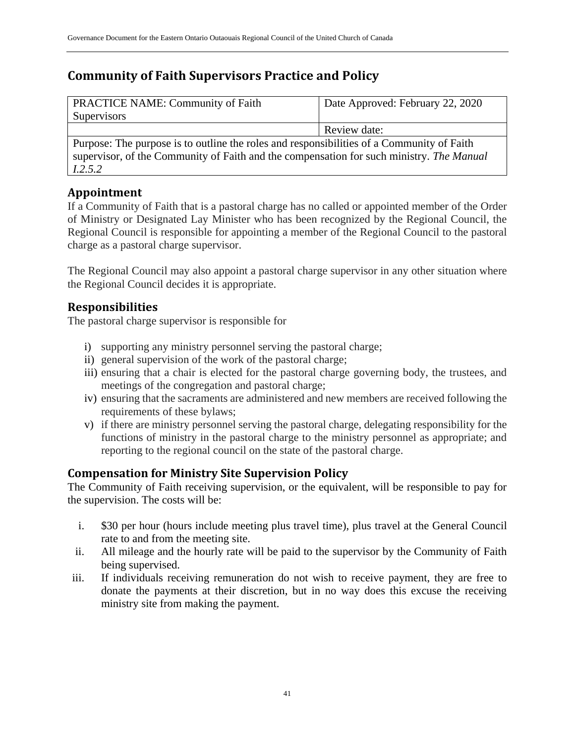# Community of Faith Supervisors Practice and Policy

| | |
|---|---|
| PRACTICE NAME: Community of Faith Supervisors | Date Approved: February 22, 2020 |
| | Review date: |
| Purpose: The purpose is to outline the roles and responsibilities of a Community of Faith supervisor, of the Community of Faith and the compensation for such ministry. *The Manual I.2.5.2* | |

## Appointment

If a Community of Faith that is a pastoral charge has no called or appointed member of the Order of Ministry or Designated Lay Minister who has been recognized by the Regional Council, the Regional Council is responsible for appointing a member of the Regional Council to the pastoral charge as a pastoral charge supervisor.

The Regional Council may also appoint a pastoral charge supervisor in any other situation where the Regional Council decides it is appropriate.

## Responsibilities

The pastoral charge supervisor is responsible for

i) supporting any ministry personnel serving the pastoral charge;
ii) general supervision of the work of the pastoral charge;
iii) ensuring that a chair is elected for the pastoral charge governing body, the trustees, and meetings of the congregation and pastoral charge;
iv) ensuring that the sacraments are administered and new members are received following the requirements of these bylaws;
v) if there are ministry personnel serving the pastoral charge, delegating responsibility for the functions of ministry in the pastoral charge to the ministry personnel as appropriate; and reporting to the regional council on the state of the pastoral charge.

## Compensation for Ministry Site Supervision Policy

The Community of Faith receiving supervision, or the equivalent, will be responsible to pay for the supervision. The costs will be:

i. $30 per hour (hours include meeting plus travel time), plus travel at the General Council rate to and from the meeting site.
ii. All mileage and the hourly rate will be paid to the supervisor by the Community of Faith being supervised.
iii. If individuals receiving remuneration do not wish to receive payment, they are free to donate the payments at their discretion, but in no way does this excuse the receiving ministry site from making the payment.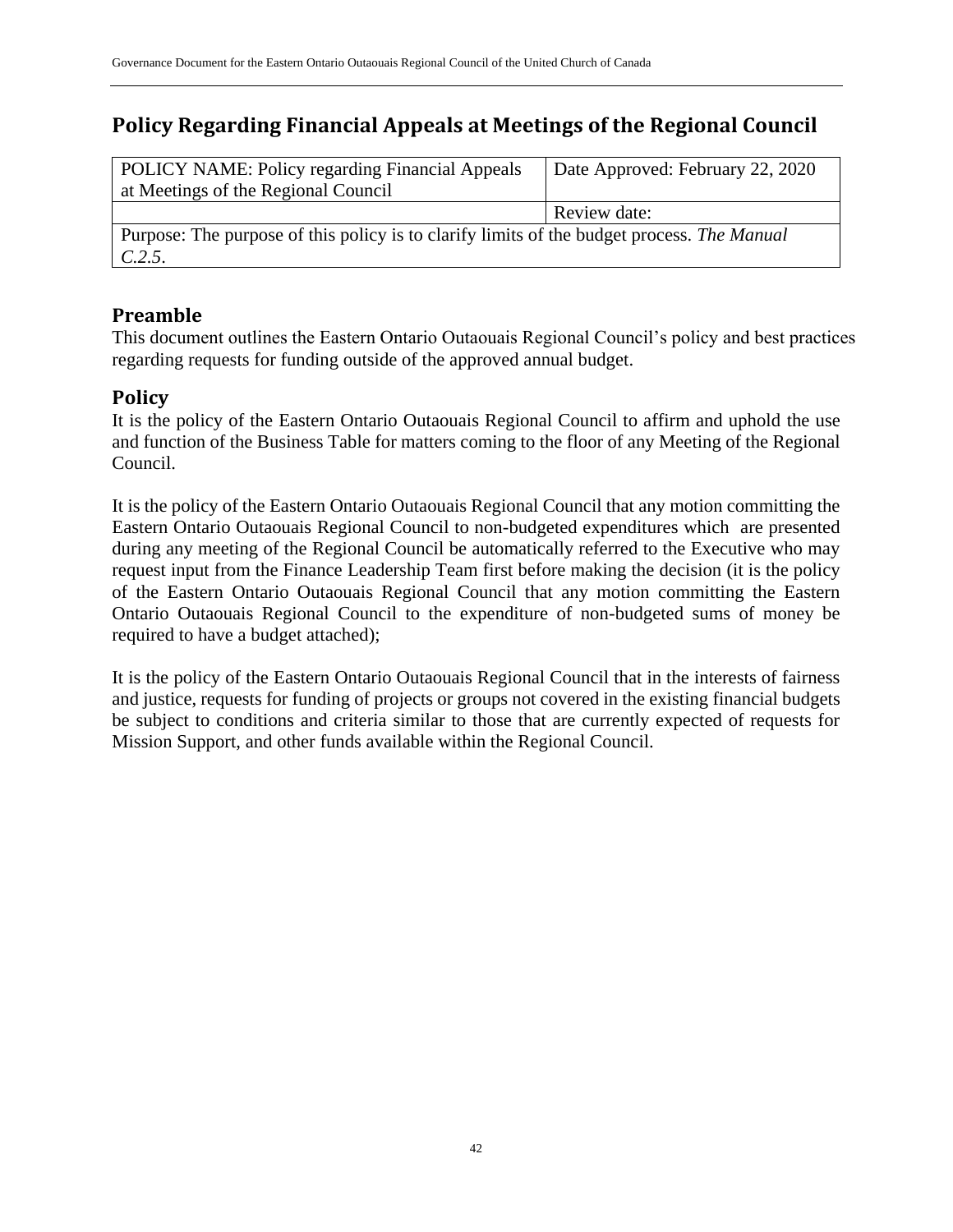## Policy Regarding Financial Appeals at Meetings of the Regional Council

| | |
|---|---|
| POLICY NAME: Policy regarding Financial Appeals at Meetings of the Regional Council | Date Approved: February 22, 2020 |
| | Review date: |
| Purpose: The purpose of this policy is to clarify limits of the budget process. *The Manual C.2.5*. | |

### Preamble

This document outlines the Eastern Ontario Outaouais Regional Council's policy and best practices regarding requests for funding outside of the approved annual budget.

### Policy

It is the policy of the Eastern Ontario Outaouais Regional Council to affirm and uphold the use and function of the Business Table for matters coming to the floor of any Meeting of the Regional Council.

It is the policy of the Eastern Ontario Outaouais Regional Council that any motion committing the Eastern Ontario Outaouais Regional Council to non-budgeted expenditures which are presented during any meeting of the Regional Council be automatically referred to the Executive who may request input from the Finance Leadership Team first before making the decision (it is the policy of the Eastern Ontario Outaouais Regional Council that any motion committing the Eastern Ontario Outaouais Regional Council to the expenditure of non-budgeted sums of money be required to have a budget attached);

It is the policy of the Eastern Ontario Outaouais Regional Council that in the interests of fairness and justice, requests for funding of projects or groups not covered in the existing financial budgets be subject to conditions and criteria similar to those that are currently expected of requests for Mission Support, and other funds available within the Regional Council.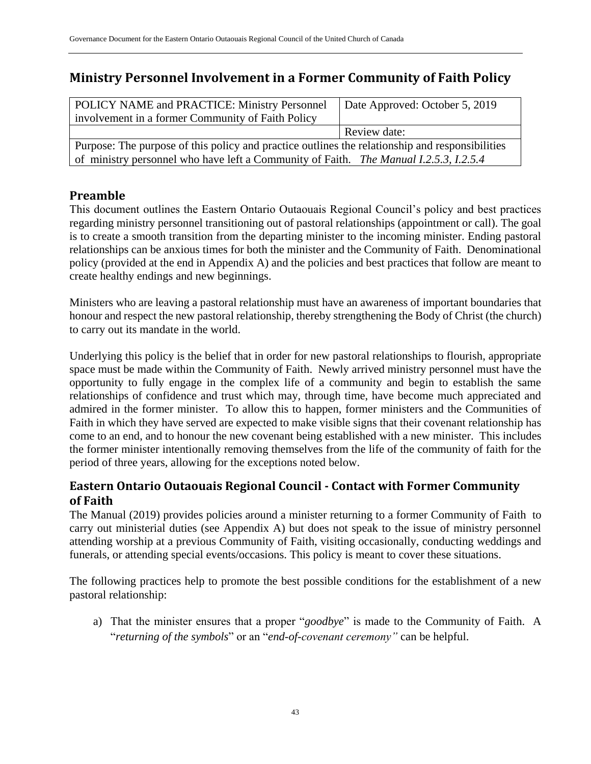## Ministry Personnel Involvement in a Former Community of Faith Policy

| | |
|---|---|
| POLICY NAME and PRACTICE: Ministry Personnel involvement in a former Community of Faith Policy | Date Approved: October 5, 2019 |
| | Review date: |
| Purpose: The purpose of this policy and practice outlines the relationship and responsibilities of ministry personnel who have left a Community of Faith. *The Manual I.2.5.3, I.2.5.4* | |

### Preamble

This document outlines the Eastern Ontario Outaouais Regional Council's policy and best practices regarding ministry personnel transitioning out of pastoral relationships (appointment or call). The goal is to create a smooth transition from the departing minister to the incoming minister. Ending pastoral relationships can be anxious times for both the minister and the Community of Faith. Denominational policy (provided at the end in Appendix A) and the policies and best practices that follow are meant to create healthy endings and new beginnings.

Ministers who are leaving a pastoral relationship must have an awareness of important boundaries that honour and respect the new pastoral relationship, thereby strengthening the Body of Christ (the church) to carry out its mandate in the world.

Underlying this policy is the belief that in order for new pastoral relationships to flourish, appropriate space must be made within the Community of Faith. Newly arrived ministry personnel must have the opportunity to fully engage in the complex life of a community and begin to establish the same relationships of confidence and trust which may, through time, have become much appreciated and admired in the former minister. To allow this to happen, former ministers and the Communities of Faith in which they have served are expected to make visible signs that their covenant relationship has come to an end, and to honour the new covenant being established with a new minister. This includes the former minister intentionally removing themselves from the life of the community of faith for the period of three years, allowing for the exceptions noted below.

### Eastern Ontario Outaouais Regional Council - Contact with Former Community of Faith

The Manual (2019) provides policies around a minister returning to a former Community of Faith to carry out ministerial duties (see Appendix A) but does not speak to the issue of ministry personnel attending worship at a previous Community of Faith, visiting occasionally, conducting weddings and funerals, or attending special events/occasions. This policy is meant to cover these situations.

The following practices help to promote the best possible conditions for the establishment of a new pastoral relationship:

a) That the minister ensures that a proper "*goodbye*" is made to the Community of Faith. A "*returning of the symbols*" or an "*end-of-covenant ceremony"* can be helpful.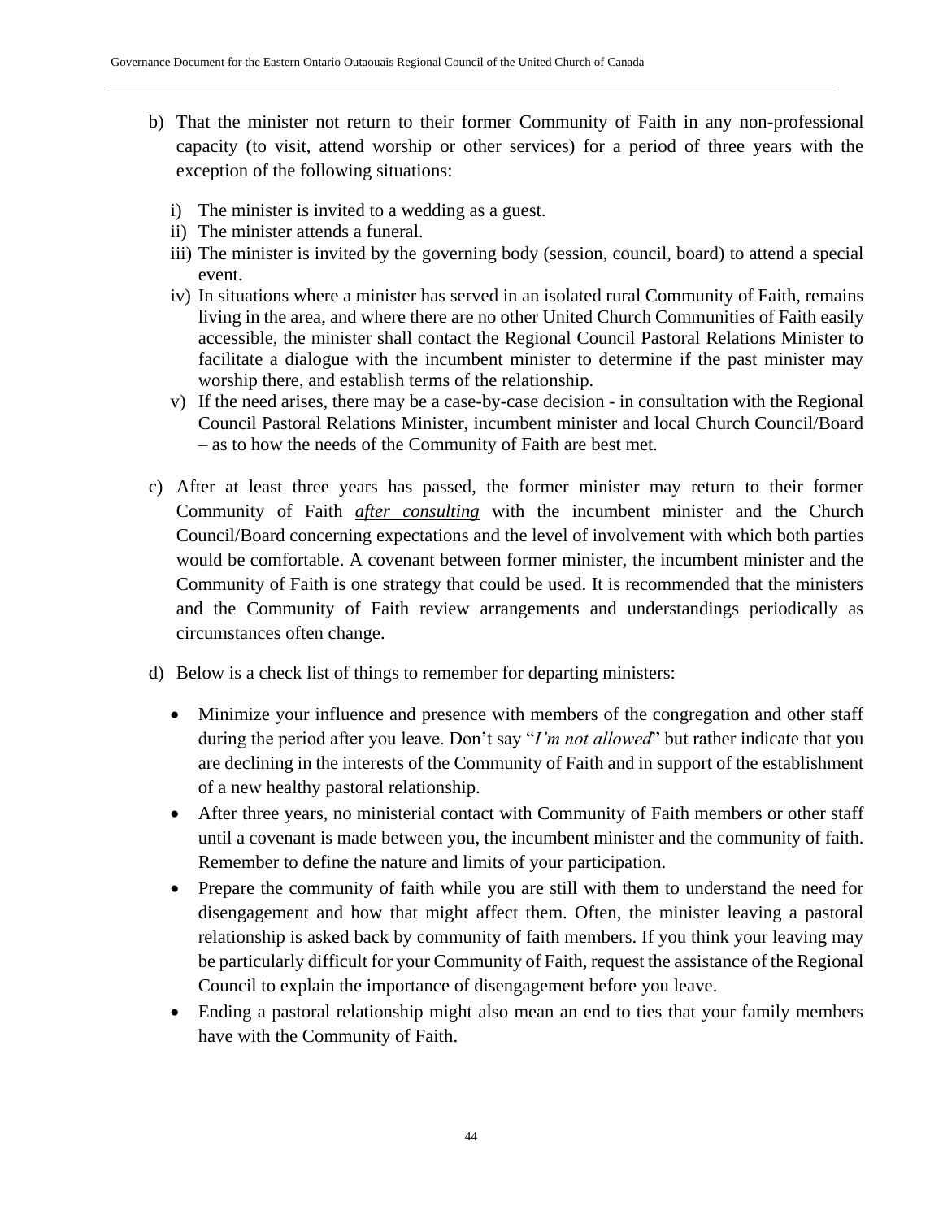b) That the minister not return to their former Community of Faith in any non-professional capacity (to visit, attend worship or other services) for a period of three years with the exception of the following situations:

   i) The minister is invited to a wedding as a guest.
   ii) The minister attends a funeral.
   iii) The minister is invited by the governing body (session, council, board) to attend a special event.
   iv) In situations where a minister has served in an isolated rural Community of Faith, remains living in the area, and where there are no other United Church Communities of Faith easily accessible, the minister shall contact the Regional Council Pastoral Relations Minister to facilitate a dialogue with the incumbent minister to determine if the past minister may worship there, and establish terms of the relationship.
   v) If the need arises, there may be a case-by-case decision - in consultation with the Regional Council Pastoral Relations Minister, incumbent minister and local Church Council/Board – as to how the needs of the Community of Faith are best met.

c) After at least three years has passed, the former minister may return to their former Community of Faith ***after consulting*** with the incumbent minister and the Church Council/Board concerning expectations and the level of involvement with which both parties would be comfortable. A covenant between former minister, the incumbent minister and the Community of Faith is one strategy that could be used. It is recommended that the ministers and the Community of Faith review arrangements and understandings periodically as circumstances often change.

d) Below is a check list of things to remember for departing ministers:

   - Minimize your influence and presence with members of the congregation and other staff during the period after you leave. Don't say "*I'm not allowed*" but rather indicate that you are declining in the interests of the Community of Faith and in support of the establishment of a new healthy pastoral relationship.
   - After three years, no ministerial contact with Community of Faith members or other staff until a covenant is made between you, the incumbent minister and the community of faith. Remember to define the nature and limits of your participation.
   - Prepare the community of faith while you are still with them to understand the need for disengagement and how that might affect them. Often, the minister leaving a pastoral relationship is asked back by community of faith members. If you think your leaving may be particularly difficult for your Community of Faith, request the assistance of the Regional Council to explain the importance of disengagement before you leave.
   - Ending a pastoral relationship might also mean an end to ties that your family members have with the Community of Faith.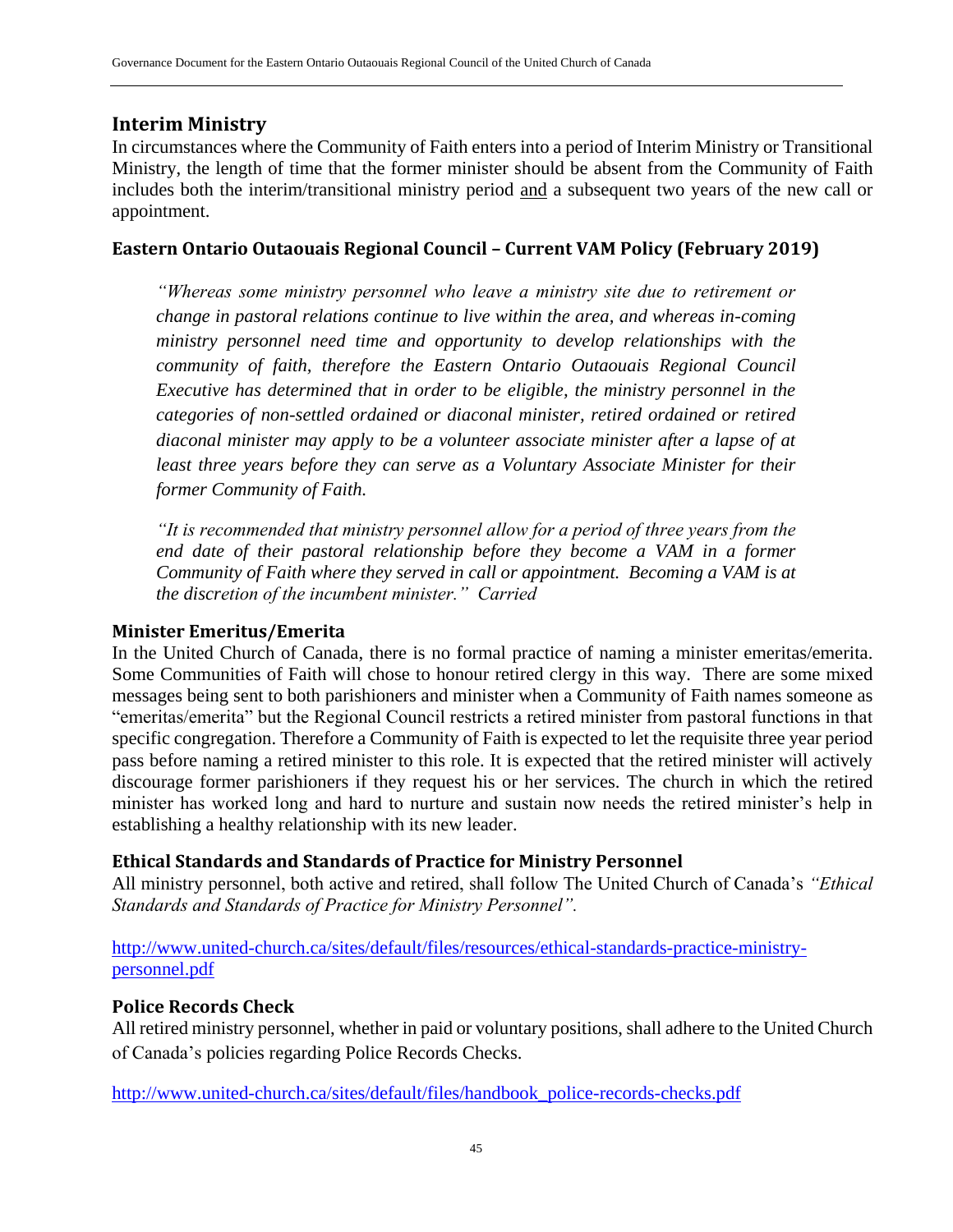## Interim Ministry

In circumstances where the Community of Faith enters into a period of Interim Ministry or Transitional Ministry, the length of time that the former minister should be absent from the Community of Faith includes both the interim/transitional ministry period <u>and</u> a subsequent two years of the new call or appointment.

### Eastern Ontario Outaouais Regional Council – Current VAM Policy (February 2019)

> *"Whereas some ministry personnel who leave a ministry site due to retirement or change in pastoral relations continue to live within the area, and whereas in-coming ministry personnel need time and opportunity to develop relationships with the community of faith, therefore the Eastern Ontario Outaouais Regional Council Executive has determined that in order to be eligible, the ministry personnel in the categories of non-settled ordained or diaconal minister, retired ordained or retired diaconal minister may apply to be a volunteer associate minister after a lapse of at least three years before they can serve as a Voluntary Associate Minister for their former Community of Faith.*
>
> *"It is recommended that ministry personnel allow for a period of three years from the end date of their pastoral relationship before they become a VAM in a former Community of Faith where they served in call or appointment. Becoming a VAM is at the discretion of the incumbent minister." Carried*

### Minister Emeritus/Emerita

In the United Church of Canada, there is no formal practice of naming a minister emeritas/emerita. Some Communities of Faith will chose to honour retired clergy in this way. There are some mixed messages being sent to both parishioners and minister when a Community of Faith names someone as "emeritas/emerita" but the Regional Council restricts a retired minister from pastoral functions in that specific congregation. Therefore a Community of Faith is expected to let the requisite three year period pass before naming a retired minister to this role. It is expected that the retired minister will actively discourage former parishioners if they request his or her services. The church in which the retired minister has worked long and hard to nurture and sustain now needs the retired minister's help in establishing a healthy relationship with its new leader.

### Ethical Standards and Standards of Practice for Ministry Personnel

All ministry personnel, both active and retired, shall follow The United Church of Canada's *"Ethical Standards and Standards of Practice for Ministry Personnel".*

http://www.united-church.ca/sites/default/files/resources/ethical-standards-practice-ministry-personnel.pdf

### Police Records Check

All retired ministry personnel, whether in paid or voluntary positions, shall adhere to the United Church of Canada's policies regarding Police Records Checks.

http://www.united-church.ca/sites/default/files/handbook_police-records-checks.pdf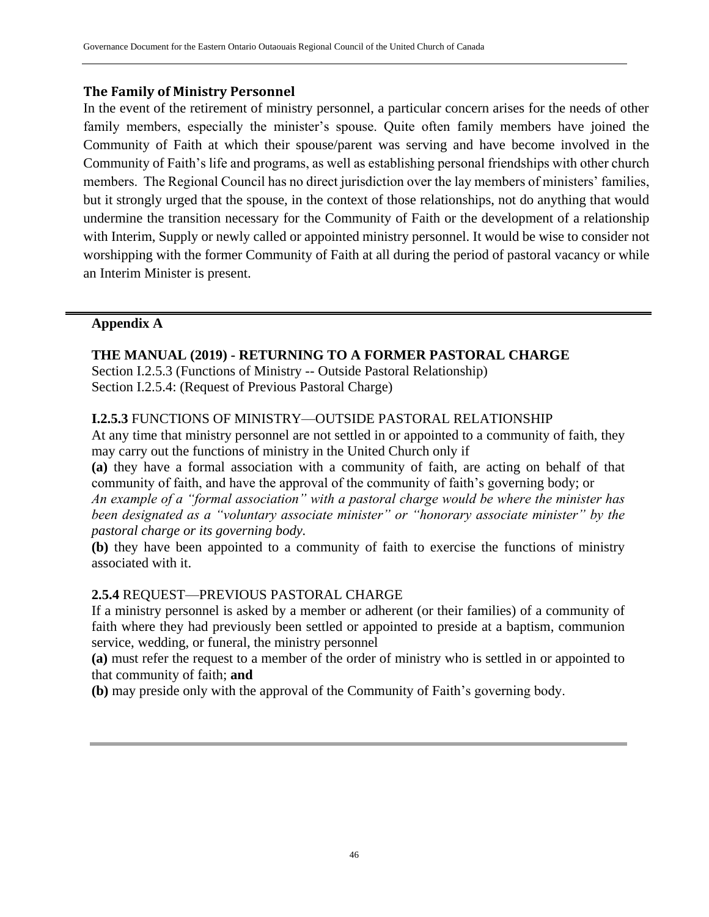## The Family of Ministry Personnel

In the event of the retirement of ministry personnel, a particular concern arises for the needs of other family members, especially the minister's spouse. Quite often family members have joined the Community of Faith at which their spouse/parent was serving and have become involved in the Community of Faith's life and programs, as well as establishing personal friendships with other church members. The Regional Council has no direct jurisdiction over the lay members of ministers' families, but it strongly urged that the spouse, in the context of those relationships, not do anything that would undermine the transition necessary for the Community of Faith or the development of a relationship with Interim, Supply or newly called or appointed ministry personnel. It would be wise to consider not worshipping with the former Community of Faith at all during the period of pastoral vacancy or while an Interim Minister is present.

---

**Appendix A**

**THE MANUAL (2019) - RETURNING TO A FORMER PASTORAL CHARGE**

Section I.2.5.3 (Functions of Ministry -- Outside Pastoral Relationship)
Section I.2.5.4: (Request of Previous Pastoral Charge)

**I.2.5.3** FUNCTIONS OF MINISTRY—OUTSIDE PASTORAL RELATIONSHIP

At any time that ministry personnel are not settled in or appointed to a community of faith, they may carry out the functions of ministry in the United Church only if

**(a)** they have a formal association with a community of faith, are acting on behalf of that community of faith, and have the approval of the community of faith's governing body; or

*An example of a "formal association" with a pastoral charge would be where the minister has been designated as a "voluntary associate minister" or "honorary associate minister" by the pastoral charge or its governing body.*

**(b)** they have been appointed to a community of faith to exercise the functions of ministry associated with it.

**2.5.4** REQUEST—PREVIOUS PASTORAL CHARGE

If a ministry personnel is asked by a member or adherent (or their families) of a community of faith where they had previously been settled or appointed to preside at a baptism, communion service, wedding, or funeral, the ministry personnel

**(a)** must refer the request to a member of the order of ministry who is settled in or appointed to that community of faith; **and**

**(b)** may preside only with the approval of the Community of Faith's governing body.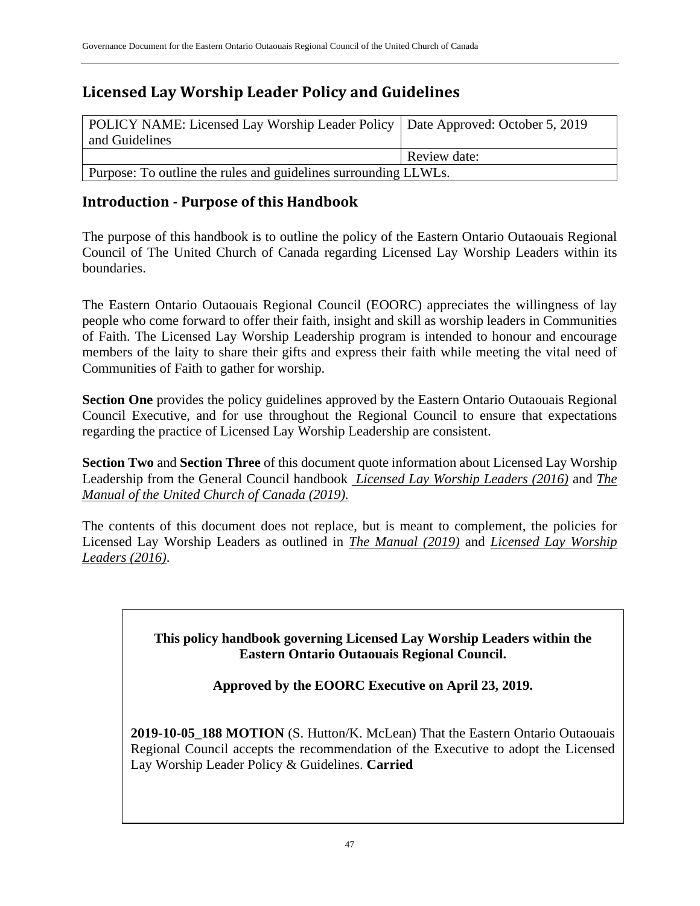## Licensed Lay Worship Leader Policy and Guidelines

| | |
|---|---|
| POLICY NAME: Licensed Lay Worship Leader Policy and Guidelines | Date Approved: October 5, 2019 |
| | Review date: |
| Purpose: To outline the rules and guidelines surrounding LLWLs. | |

### Introduction - Purpose of this Handbook

The purpose of this handbook is to outline the policy of the Eastern Ontario Outaouais Regional Council of The United Church of Canada regarding Licensed Lay Worship Leaders within its boundaries.

The Eastern Ontario Outaouais Regional Council (EOORC) appreciates the willingness of lay people who come forward to offer their faith, insight and skill as worship leaders in Communities of Faith. The Licensed Lay Worship Leadership program is intended to honour and encourage members of the laity to share their gifts and express their faith while meeting the vital need of Communities of Faith to gather for worship.

**Section One** provides the policy guidelines approved by the Eastern Ontario Outaouais Regional Council Executive, and for use throughout the Regional Council to ensure that expectations regarding the practice of Licensed Lay Worship Leadership are consistent.

**Section Two** and **Section Three** of this document quote information about Licensed Lay Worship Leadership from the General Council handbook *Licensed Lay Worship Leaders (2016)* and *The Manual of the United Church of Canada (2019).*

The contents of this document does not replace, but is meant to complement, the policies for Licensed Lay Worship Leaders as outlined in *The Manual (2019)* and *Licensed Lay Worship Leaders (2016)*.

**This policy handbook governing Licensed Lay Worship Leaders within the Eastern Ontario Outaouais Regional Council.**

**Approved by the EOORC Executive on April 23, 2019.**

**2019-10-05_188 MOTION** (S. Hutton/K. McLean) That the Eastern Ontario Outaouais Regional Council accepts the recommendation of the Executive to adopt the Licensed Lay Worship Leader Policy & Guidelines. **Carried**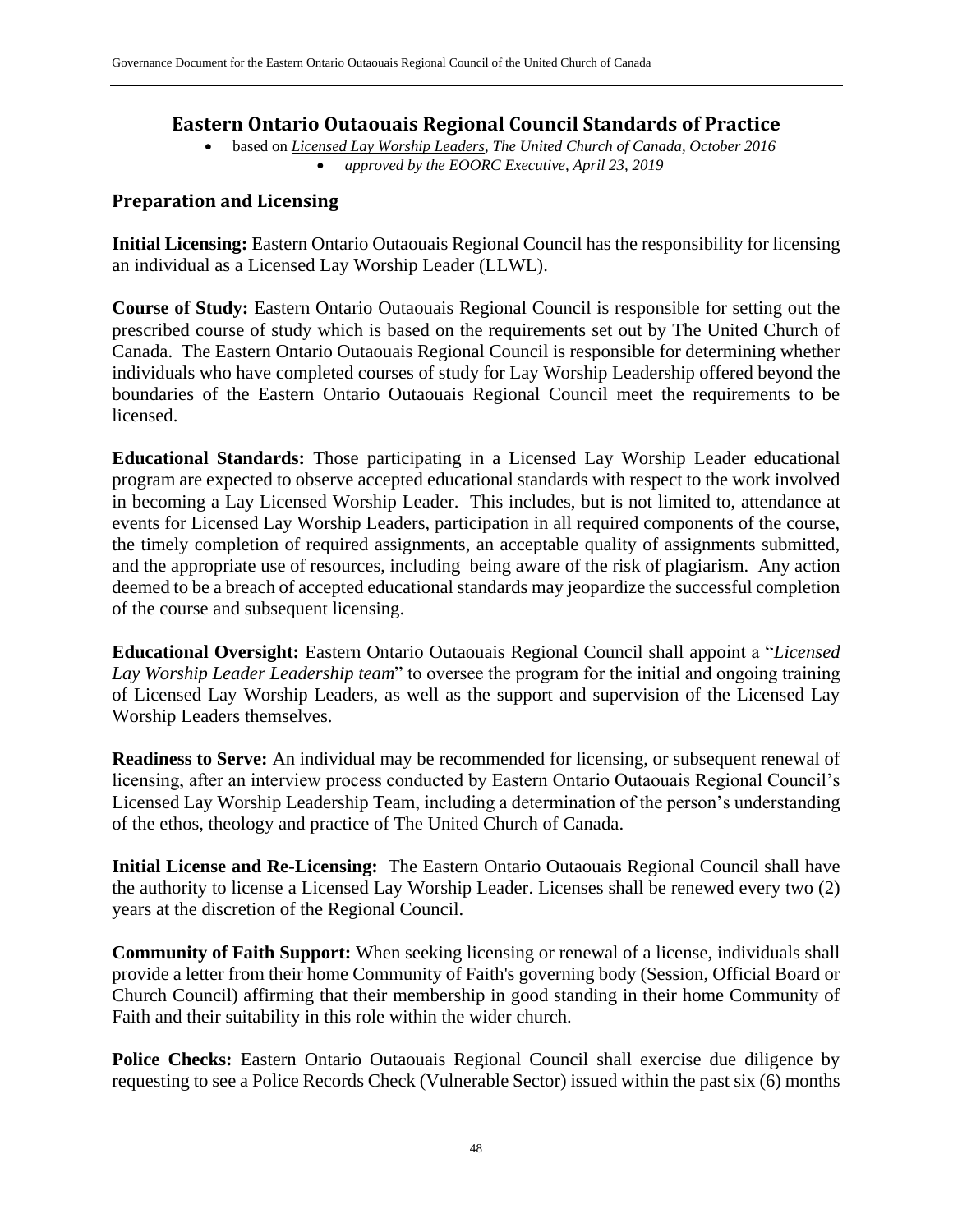## Eastern Ontario Outaouais Regional Council Standards of Practice

- based on *Licensed Lay Worship Leaders, The United Church of Canada, October 2016*
  - *approved by the EOORC Executive, April 23, 2019*

### Preparation and Licensing

**Initial Licensing:** Eastern Ontario Outaouais Regional Council has the responsibility for licensing an individual as a Licensed Lay Worship Leader (LLWL).

**Course of Study:** Eastern Ontario Outaouais Regional Council is responsible for setting out the prescribed course of study which is based on the requirements set out by The United Church of Canada. The Eastern Ontario Outaouais Regional Council is responsible for determining whether individuals who have completed courses of study for Lay Worship Leadership offered beyond the boundaries of the Eastern Ontario Outaouais Regional Council meet the requirements to be licensed.

**Educational Standards:** Those participating in a Licensed Lay Worship Leader educational program are expected to observe accepted educational standards with respect to the work involved in becoming a Lay Licensed Worship Leader. This includes, but is not limited to, attendance at events for Licensed Lay Worship Leaders, participation in all required components of the course, the timely completion of required assignments, an acceptable quality of assignments submitted, and the appropriate use of resources, including being aware of the risk of plagiarism. Any action deemed to be a breach of accepted educational standards may jeopardize the successful completion of the course and subsequent licensing.

**Educational Oversight:** Eastern Ontario Outaouais Regional Council shall appoint a "*Licensed Lay Worship Leader Leadership team*" to oversee the program for the initial and ongoing training of Licensed Lay Worship Leaders, as well as the support and supervision of the Licensed Lay Worship Leaders themselves.

**Readiness to Serve:** An individual may be recommended for licensing, or subsequent renewal of licensing, after an interview process conducted by Eastern Ontario Outaouais Regional Council's Licensed Lay Worship Leadership Team, including a determination of the person's understanding of the ethos, theology and practice of The United Church of Canada.

**Initial License and Re-Licensing:** The Eastern Ontario Outaouais Regional Council shall have the authority to license a Licensed Lay Worship Leader. Licenses shall be renewed every two (2) years at the discretion of the Regional Council.

**Community of Faith Support:** When seeking licensing or renewal of a license, individuals shall provide a letter from their home Community of Faith's governing body (Session, Official Board or Church Council) affirming that their membership in good standing in their home Community of Faith and their suitability in this role within the wider church.

**Police Checks:** Eastern Ontario Outaouais Regional Council shall exercise due diligence by requesting to see a Police Records Check (Vulnerable Sector) issued within the past six (6) months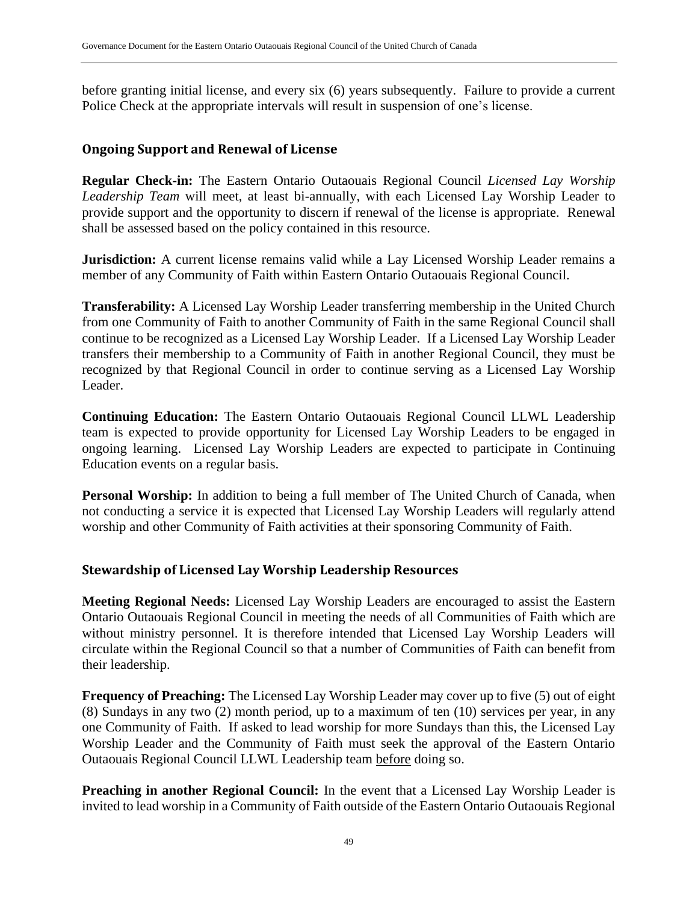before granting initial license, and every six (6) years subsequently. Failure to provide a current Police Check at the appropriate intervals will result in suspension of one's license.

### Ongoing Support and Renewal of License

**Regular Check-in:** The Eastern Ontario Outaouais Regional Council *Licensed Lay Worship Leadership Team* will meet, at least bi-annually, with each Licensed Lay Worship Leader to provide support and the opportunity to discern if renewal of the license is appropriate. Renewal shall be assessed based on the policy contained in this resource.

**Jurisdiction:** A current license remains valid while a Lay Licensed Worship Leader remains a member of any Community of Faith within Eastern Ontario Outaouais Regional Council.

**Transferability:** A Licensed Lay Worship Leader transferring membership in the United Church from one Community of Faith to another Community of Faith in the same Regional Council shall continue to be recognized as a Licensed Lay Worship Leader. If a Licensed Lay Worship Leader transfers their membership to a Community of Faith in another Regional Council, they must be recognized by that Regional Council in order to continue serving as a Licensed Lay Worship Leader.

**Continuing Education:** The Eastern Ontario Outaouais Regional Council LLWL Leadership team is expected to provide opportunity for Licensed Lay Worship Leaders to be engaged in ongoing learning. Licensed Lay Worship Leaders are expected to participate in Continuing Education events on a regular basis.

**Personal Worship:** In addition to being a full member of The United Church of Canada, when not conducting a service it is expected that Licensed Lay Worship Leaders will regularly attend worship and other Community of Faith activities at their sponsoring Community of Faith.

### Stewardship of Licensed Lay Worship Leadership Resources

**Meeting Regional Needs:** Licensed Lay Worship Leaders are encouraged to assist the Eastern Ontario Outaouais Regional Council in meeting the needs of all Communities of Faith which are without ministry personnel. It is therefore intended that Licensed Lay Worship Leaders will circulate within the Regional Council so that a number of Communities of Faith can benefit from their leadership.

**Frequency of Preaching:** The Licensed Lay Worship Leader may cover up to five (5) out of eight (8) Sundays in any two (2) month period, up to a maximum of ten (10) services per year, in any one Community of Faith. If asked to lead worship for more Sundays than this, the Licensed Lay Worship Leader and the Community of Faith must seek the approval of the Eastern Ontario Outaouais Regional Council LLWL Leadership team before doing so.

**Preaching in another Regional Council:** In the event that a Licensed Lay Worship Leader is invited to lead worship in a Community of Faith outside of the Eastern Ontario Outaouais Regional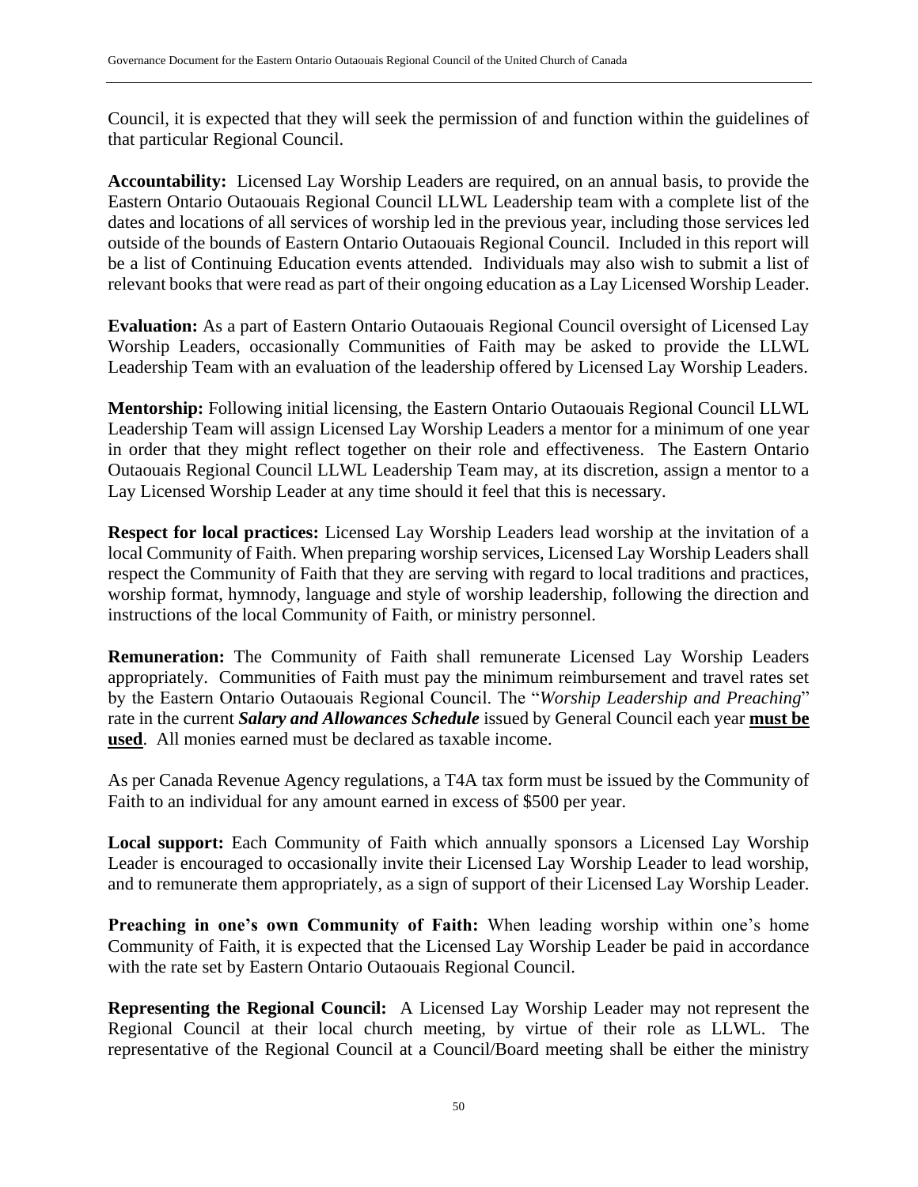Council, it is expected that they will seek the permission of and function within the guidelines of that particular Regional Council.

**Accountability:** Licensed Lay Worship Leaders are required, on an annual basis, to provide the Eastern Ontario Outaouais Regional Council LLWL Leadership team with a complete list of the dates and locations of all services of worship led in the previous year, including those services led outside of the bounds of Eastern Ontario Outaouais Regional Council. Included in this report will be a list of Continuing Education events attended. Individuals may also wish to submit a list of relevant books that were read as part of their ongoing education as a Lay Licensed Worship Leader.

**Evaluation:** As a part of Eastern Ontario Outaouais Regional Council oversight of Licensed Lay Worship Leaders, occasionally Communities of Faith may be asked to provide the LLWL Leadership Team with an evaluation of the leadership offered by Licensed Lay Worship Leaders.

**Mentorship:** Following initial licensing, the Eastern Ontario Outaouais Regional Council LLWL Leadership Team will assign Licensed Lay Worship Leaders a mentor for a minimum of one year in order that they might reflect together on their role and effectiveness. The Eastern Ontario Outaouais Regional Council LLWL Leadership Team may, at its discretion, assign a mentor to a Lay Licensed Worship Leader at any time should it feel that this is necessary.

**Respect for local practices:** Licensed Lay Worship Leaders lead worship at the invitation of a local Community of Faith. When preparing worship services, Licensed Lay Worship Leaders shall respect the Community of Faith that they are serving with regard to local traditions and practices, worship format, hymnody, language and style of worship leadership, following the direction and instructions of the local Community of Faith, or ministry personnel.

**Remuneration:** The Community of Faith shall remunerate Licensed Lay Worship Leaders appropriately. Communities of Faith must pay the minimum reimbursement and travel rates set by the Eastern Ontario Outaouais Regional Council. The "*Worship Leadership and Preaching*" rate in the current ***Salary and Allowances Schedule*** issued by General Council each year **<u>must be used</u>**. All monies earned must be declared as taxable income.

As per Canada Revenue Agency regulations, a T4A tax form must be issued by the Community of Faith to an individual for any amount earned in excess of $500 per year.

**Local support:** Each Community of Faith which annually sponsors a Licensed Lay Worship Leader is encouraged to occasionally invite their Licensed Lay Worship Leader to lead worship, and to remunerate them appropriately, as a sign of support of their Licensed Lay Worship Leader.

**Preaching in one's own Community of Faith:** When leading worship within one's home Community of Faith, it is expected that the Licensed Lay Worship Leader be paid in accordance with the rate set by Eastern Ontario Outaouais Regional Council.

**Representing the Regional Council:** A Licensed Lay Worship Leader may not represent the Regional Council at their local church meeting, by virtue of their role as LLWL. The representative of the Regional Council at a Council/Board meeting shall be either the ministry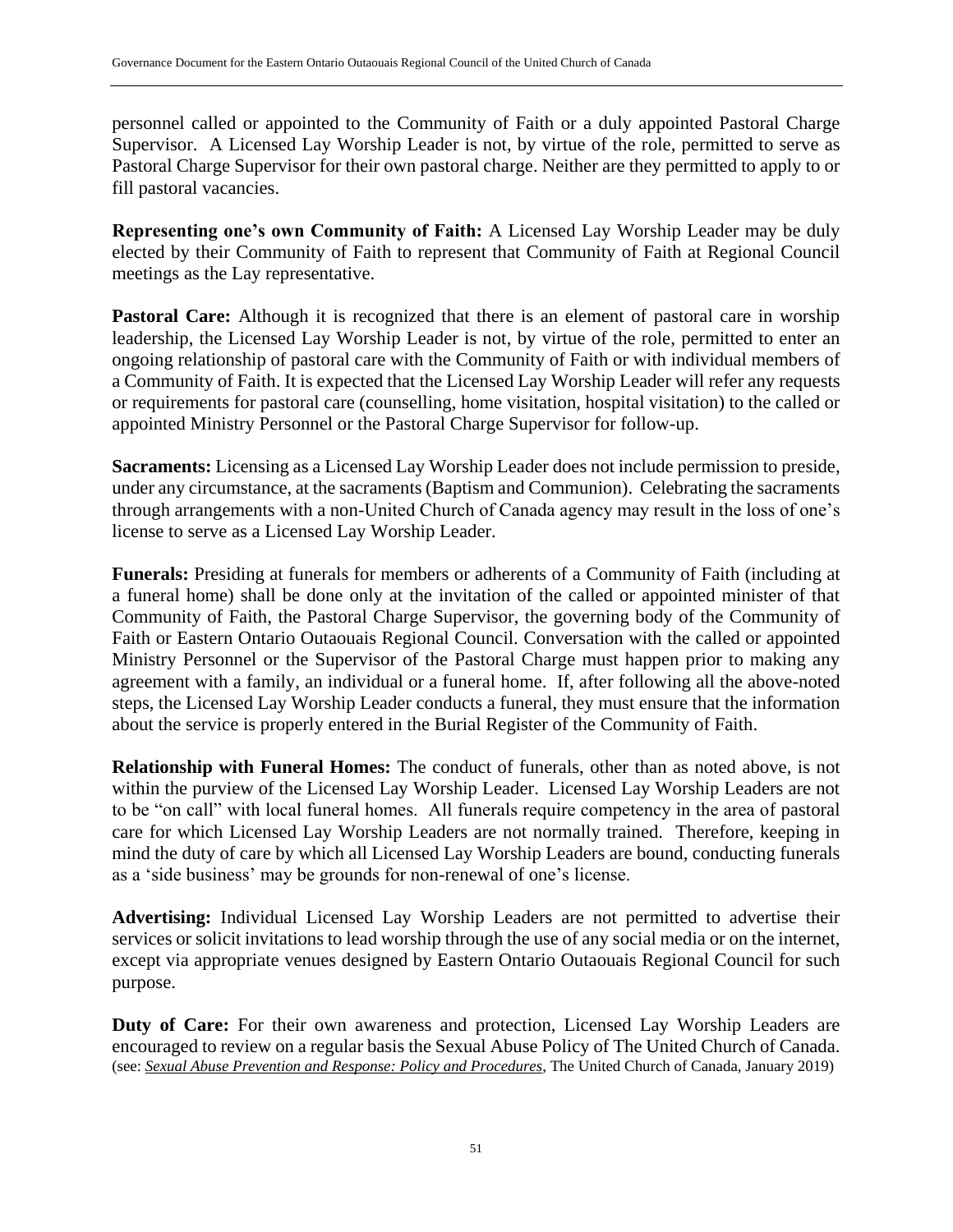personnel called or appointed to the Community of Faith or a duly appointed Pastoral Charge Supervisor. A Licensed Lay Worship Leader is not, by virtue of the role, permitted to serve as Pastoral Charge Supervisor for their own pastoral charge. Neither are they permitted to apply to or fill pastoral vacancies.

**Representing one's own Community of Faith:** A Licensed Lay Worship Leader may be duly elected by their Community of Faith to represent that Community of Faith at Regional Council meetings as the Lay representative.

**Pastoral Care:** Although it is recognized that there is an element of pastoral care in worship leadership, the Licensed Lay Worship Leader is not, by virtue of the role, permitted to enter an ongoing relationship of pastoral care with the Community of Faith or with individual members of a Community of Faith. It is expected that the Licensed Lay Worship Leader will refer any requests or requirements for pastoral care (counselling, home visitation, hospital visitation) to the called or appointed Ministry Personnel or the Pastoral Charge Supervisor for follow-up.

**Sacraments:** Licensing as a Licensed Lay Worship Leader does not include permission to preside, under any circumstance, at the sacraments (Baptism and Communion). Celebrating the sacraments through arrangements with a non-United Church of Canada agency may result in the loss of one's license to serve as a Licensed Lay Worship Leader.

**Funerals:** Presiding at funerals for members or adherents of a Community of Faith (including at a funeral home) shall be done only at the invitation of the called or appointed minister of that Community of Faith, the Pastoral Charge Supervisor, the governing body of the Community of Faith or Eastern Ontario Outaouais Regional Council. Conversation with the called or appointed Ministry Personnel or the Supervisor of the Pastoral Charge must happen prior to making any agreement with a family, an individual or a funeral home. If, after following all the above-noted steps, the Licensed Lay Worship Leader conducts a funeral, they must ensure that the information about the service is properly entered in the Burial Register of the Community of Faith.

**Relationship with Funeral Homes:** The conduct of funerals, other than as noted above, is not within the purview of the Licensed Lay Worship Leader. Licensed Lay Worship Leaders are not to be "on call" with local funeral homes. All funerals require competency in the area of pastoral care for which Licensed Lay Worship Leaders are not normally trained. Therefore, keeping in mind the duty of care by which all Licensed Lay Worship Leaders are bound, conducting funerals as a 'side business' may be grounds for non-renewal of one's license.

**Advertising:** Individual Licensed Lay Worship Leaders are not permitted to advertise their services or solicit invitations to lead worship through the use of any social media or on the internet, except via appropriate venues designed by Eastern Ontario Outaouais Regional Council for such purpose.

**Duty of Care:** For their own awareness and protection, Licensed Lay Worship Leaders are encouraged to review on a regular basis the Sexual Abuse Policy of The United Church of Canada. (see: *Sexual Abuse Prevention and Response: Policy and Procedures*, The United Church of Canada, January 2019)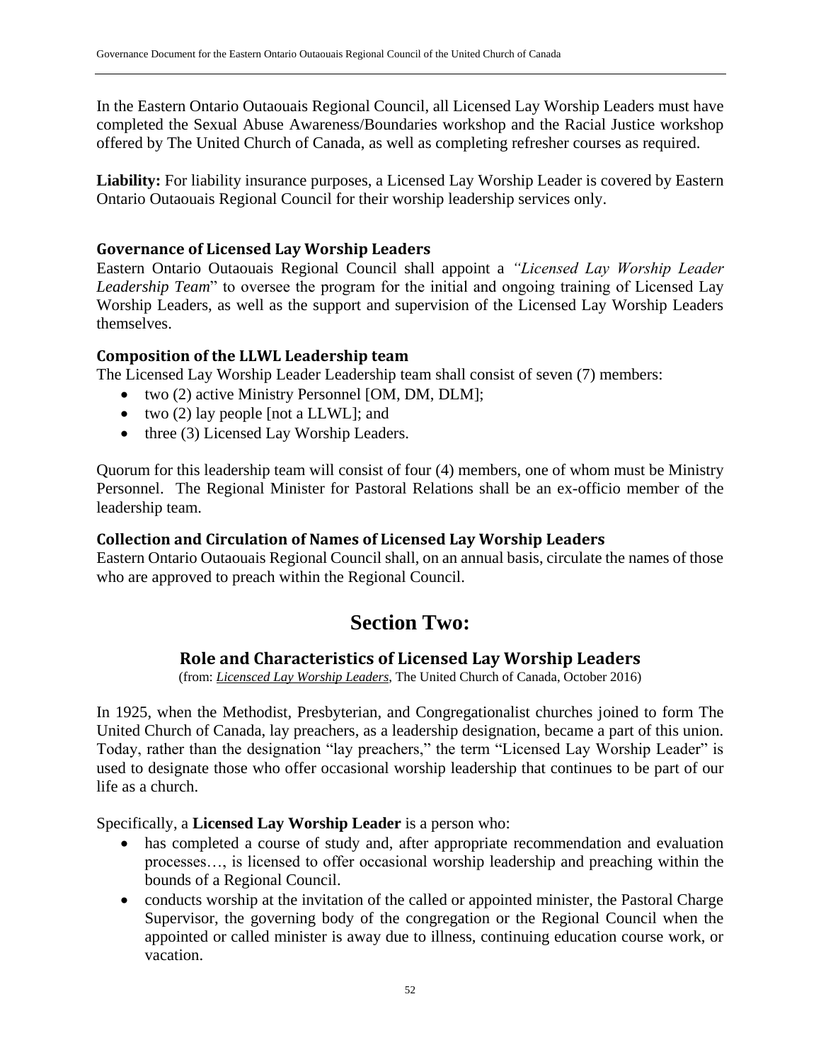In the Eastern Ontario Outaouais Regional Council, all Licensed Lay Worship Leaders must have completed the Sexual Abuse Awareness/Boundaries workshop and the Racial Justice workshop offered by The United Church of Canada, as well as completing refresher courses as required.

**Liability:** For liability insurance purposes, a Licensed Lay Worship Leader is covered by Eastern Ontario Outaouais Regional Council for their worship leadership services only.

### Governance of Licensed Lay Worship Leaders

Eastern Ontario Outaouais Regional Council shall appoint a *"Licensed Lay Worship Leader Leadership Team*" to oversee the program for the initial and ongoing training of Licensed Lay Worship Leaders, as well as the support and supervision of the Licensed Lay Worship Leaders themselves.

### Composition of the LLWL Leadership team

The Licensed Lay Worship Leader Leadership team shall consist of seven (7) members:

- two (2) active Ministry Personnel [OM, DM, DLM];
- two (2) lay people [not a LLWL]; and
- three (3) Licensed Lay Worship Leaders.

Quorum for this leadership team will consist of four (4) members, one of whom must be Ministry Personnel. The Regional Minister for Pastoral Relations shall be an ex-officio member of the leadership team.

### Collection and Circulation of Names of Licensed Lay Worship Leaders

Eastern Ontario Outaouais Regional Council shall, on an annual basis, circulate the names of those who are approved to preach within the Regional Council.

# Section Two:

## Role and Characteristics of Licensed Lay Worship Leaders

(from: *Licensced Lay Worship Leaders*, The United Church of Canada, October 2016)

In 1925, when the Methodist, Presbyterian, and Congregationalist churches joined to form The United Church of Canada, lay preachers, as a leadership designation, became a part of this union. Today, rather than the designation "lay preachers," the term "Licensed Lay Worship Leader" is used to designate those who offer occasional worship leadership that continues to be part of our life as a church.

Specifically, a **Licensed Lay Worship Leader** is a person who:

- has completed a course of study and, after appropriate recommendation and evaluation processes…, is licensed to offer occasional worship leadership and preaching within the bounds of a Regional Council.
- conducts worship at the invitation of the called or appointed minister, the Pastoral Charge Supervisor, the governing body of the congregation or the Regional Council when the appointed or called minister is away due to illness, continuing education course work, or vacation.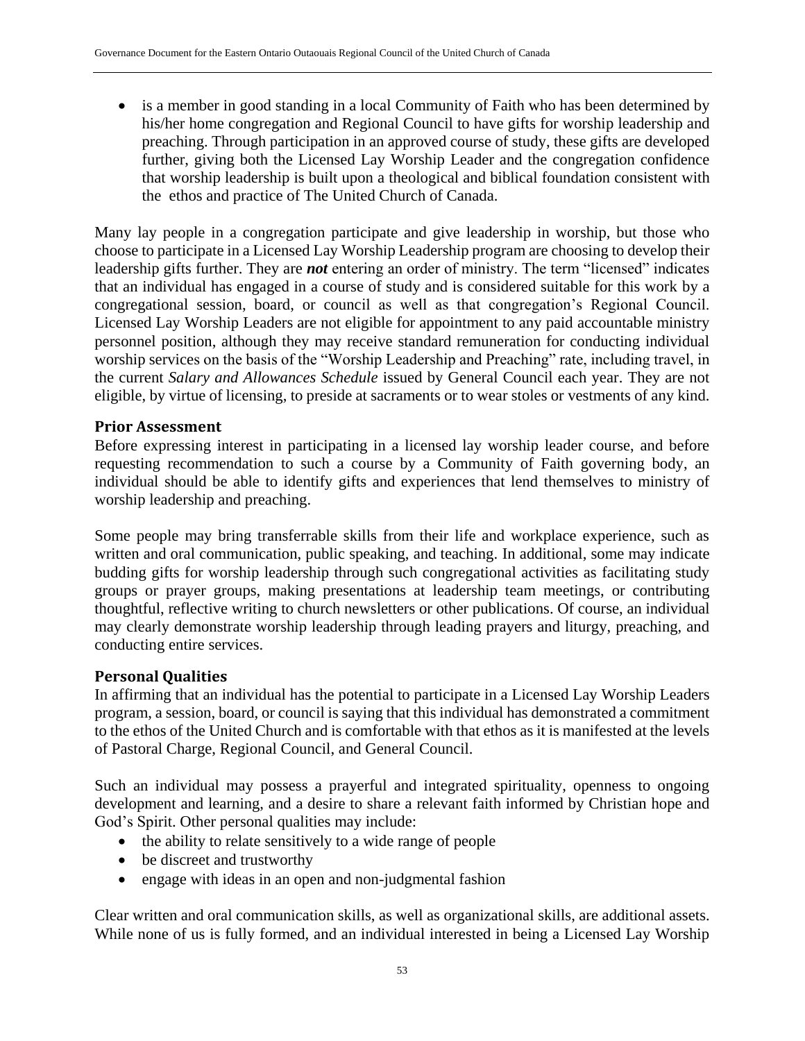- is a member in good standing in a local Community of Faith who has been determined by his/her home congregation and Regional Council to have gifts for worship leadership and preaching. Through participation in an approved course of study, these gifts are developed further, giving both the Licensed Lay Worship Leader and the congregation confidence that worship leadership is built upon a theological and biblical foundation consistent with the ethos and practice of The United Church of Canada.

Many lay people in a congregation participate and give leadership in worship, but those who choose to participate in a Licensed Lay Worship Leadership program are choosing to develop their leadership gifts further. They are ***not*** entering an order of ministry. The term "licensed" indicates that an individual has engaged in a course of study and is considered suitable for this work by a congregational session, board, or council as well as that congregation's Regional Council. Licensed Lay Worship Leaders are not eligible for appointment to any paid accountable ministry personnel position, although they may receive standard remuneration for conducting individual worship services on the basis of the "Worship Leadership and Preaching" rate, including travel, in the current *Salary and Allowances Schedule* issued by General Council each year. They are not eligible, by virtue of licensing, to preside at sacraments or to wear stoles or vestments of any kind.

### Prior Assessment

Before expressing interest in participating in a licensed lay worship leader course, and before requesting recommendation to such a course by a Community of Faith governing body, an individual should be able to identify gifts and experiences that lend themselves to ministry of worship leadership and preaching.

Some people may bring transferrable skills from their life and workplace experience, such as written and oral communication, public speaking, and teaching. In additional, some may indicate budding gifts for worship leadership through such congregational activities as facilitating study groups or prayer groups, making presentations at leadership team meetings, or contributing thoughtful, reflective writing to church newsletters or other publications. Of course, an individual may clearly demonstrate worship leadership through leading prayers and liturgy, preaching, and conducting entire services.

### Personal Qualities

In affirming that an individual has the potential to participate in a Licensed Lay Worship Leaders program, a session, board, or council is saying that this individual has demonstrated a commitment to the ethos of the United Church and is comfortable with that ethos as it is manifested at the levels of Pastoral Charge, Regional Council, and General Council.

Such an individual may possess a prayerful and integrated spirituality, openness to ongoing development and learning, and a desire to share a relevant faith informed by Christian hope and God's Spirit. Other personal qualities may include:

- the ability to relate sensitively to a wide range of people
- be discreet and trustworthy
- engage with ideas in an open and non-judgmental fashion

Clear written and oral communication skills, as well as organizational skills, are additional assets. While none of us is fully formed, and an individual interested in being a Licensed Lay Worship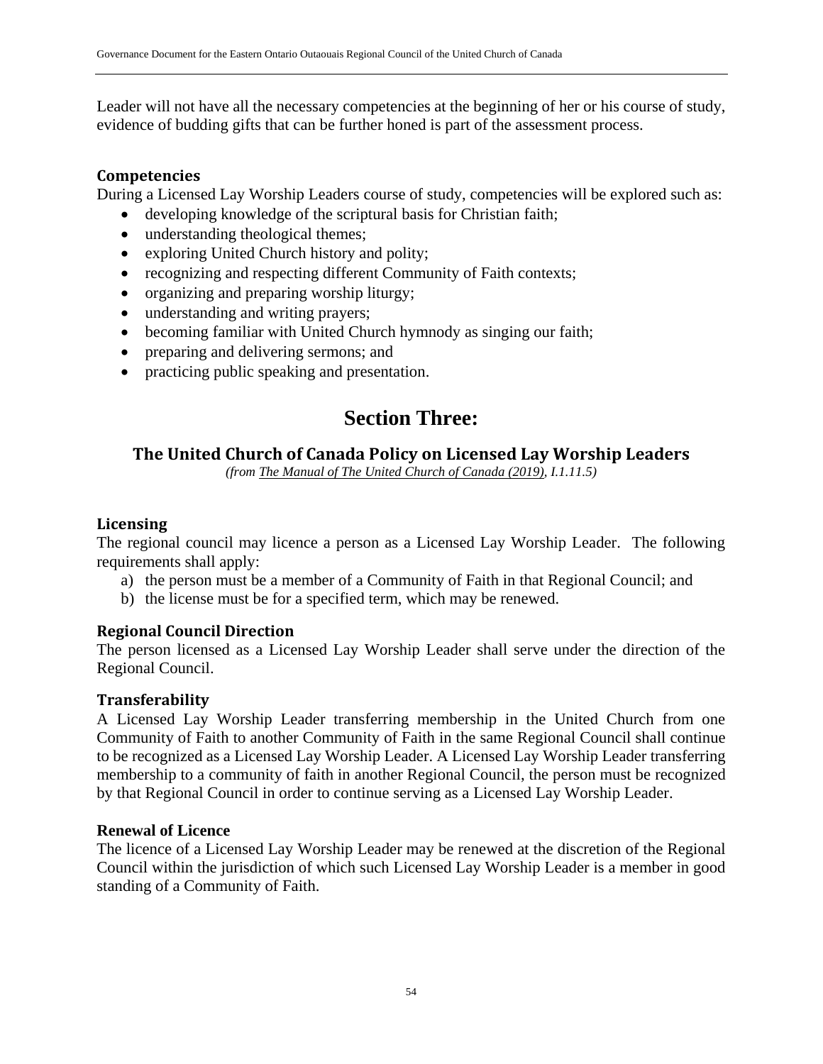Leader will not have all the necessary competencies at the beginning of her or his course of study, evidence of budding gifts that can be further honed is part of the assessment process.

### Competencies

During a Licensed Lay Worship Leaders course of study, competencies will be explored such as:

- developing knowledge of the scriptural basis for Christian faith;
- understanding theological themes;
- exploring United Church history and polity;
- recognizing and respecting different Community of Faith contexts;
- organizing and preparing worship liturgy;
- understanding and writing prayers;
- becoming familiar with United Church hymnody as singing our faith;
- preparing and delivering sermons; and
- practicing public speaking and presentation.

# Section Three:

## The United Church of Canada Policy on Licensed Lay Worship Leaders

*(from The Manual of The United Church of Canada (2019), I.1.11.5)*

### Licensing

The regional council may licence a person as a Licensed Lay Worship Leader. The following requirements shall apply:

a) the person must be a member of a Community of Faith in that Regional Council; and
b) the license must be for a specified term, which may be renewed.

### Regional Council Direction

The person licensed as a Licensed Lay Worship Leader shall serve under the direction of the Regional Council.

### Transferability

A Licensed Lay Worship Leader transferring membership in the United Church from one Community of Faith to another Community of Faith in the same Regional Council shall continue to be recognized as a Licensed Lay Worship Leader. A Licensed Lay Worship Leader transferring membership to a community of faith in another Regional Council, the person must be recognized by that Regional Council in order to continue serving as a Licensed Lay Worship Leader.

### Renewal of Licence

The licence of a Licensed Lay Worship Leader may be renewed at the discretion of the Regional Council within the jurisdiction of which such Licensed Lay Worship Leader is a member in good standing of a Community of Faith.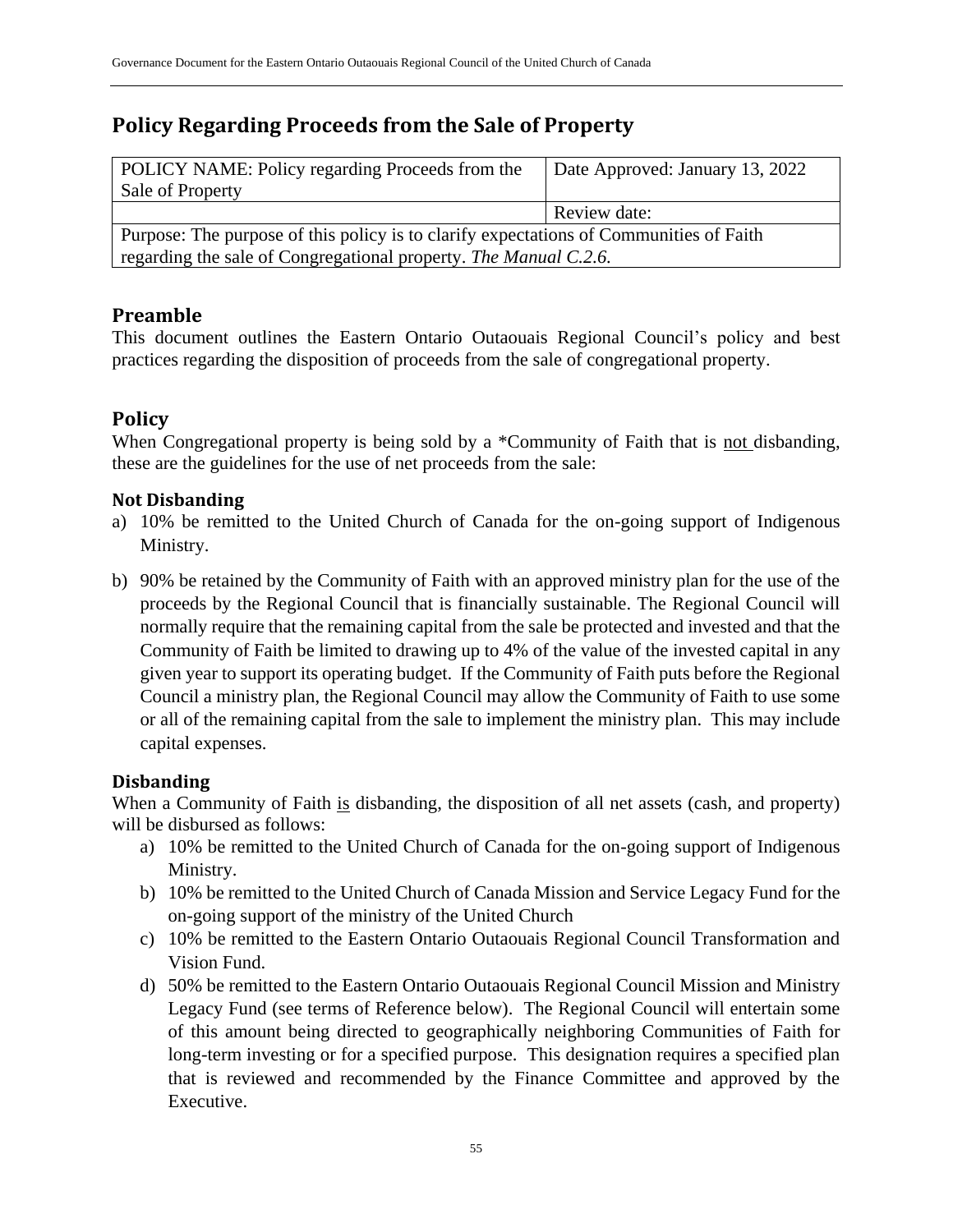# Policy Regarding Proceeds from the Sale of Property

| POLICY NAME: Policy regarding Proceeds from the Sale of Property | Date Approved: January 13, 2022 |
|---|---|
| | Review date: |
| Purpose: The purpose of this policy is to clarify expectations of Communities of Faith regarding the sale of Congregational property. *The Manual C.2.6.* | |

## Preamble

This document outlines the Eastern Ontario Outaouais Regional Council's policy and best practices regarding the disposition of proceeds from the sale of congregational property.

## Policy

When Congregational property is being sold by a *Community of Faith that is <u>not</u> disbanding, these are the guidelines for the use of net proceeds from the sale:

### Not Disbanding

a) 10% be remitted to the United Church of Canada for the on-going support of Indigenous Ministry.

b) 90% be retained by the Community of Faith with an approved ministry plan for the use of the proceeds by the Regional Council that is financially sustainable. The Regional Council will normally require that the remaining capital from the sale be protected and invested and that the Community of Faith be limited to drawing up to 4% of the value of the invested capital in any given year to support its operating budget. If the Community of Faith puts before the Regional Council a ministry plan, the Regional Council may allow the Community of Faith to use some or all of the remaining capital from the sale to implement the ministry plan. This may include capital expenses.

### Disbanding

When a Community of Faith <u>is</u> disbanding, the disposition of all net assets (cash, and property) will be disbursed as follows:

a) 10% be remitted to the United Church of Canada for the on-going support of Indigenous Ministry.
b) 10% be remitted to the United Church of Canada Mission and Service Legacy Fund for the on-going support of the ministry of the United Church
c) 10% be remitted to the Eastern Ontario Outaouais Regional Council Transformation and Vision Fund.
d) 50% be remitted to the Eastern Ontario Outaouais Regional Council Mission and Ministry Legacy Fund (see terms of Reference below). The Regional Council will entertain some of this amount being directed to geographically neighboring Communities of Faith for long-term investing or for a specified purpose. This designation requires a specified plan that is reviewed and recommended by the Finance Committee and approved by the Executive.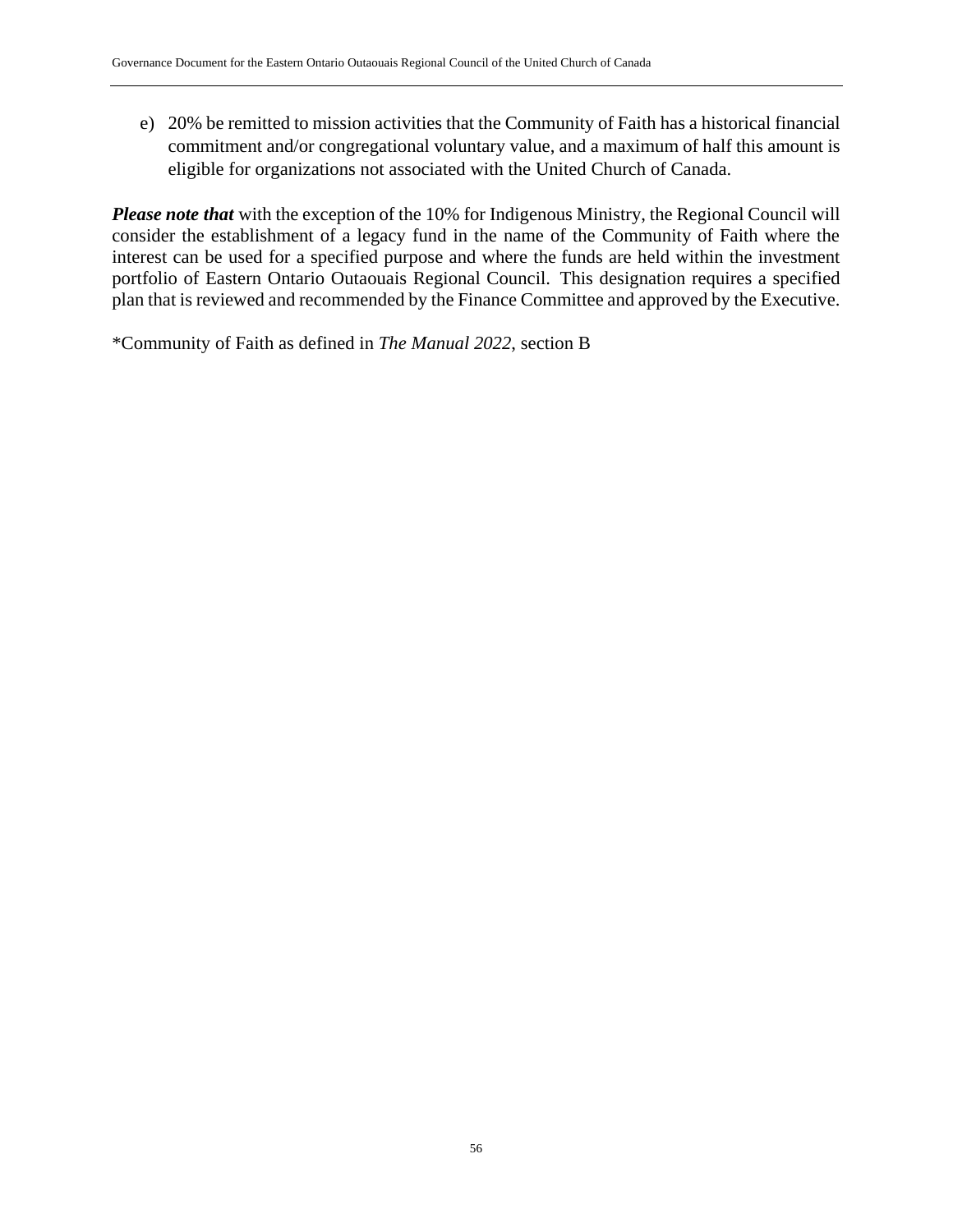e) 20% be remitted to mission activities that the Community of Faith has a historical financial commitment and/or congregational voluntary value, and a maximum of half this amount is eligible for organizations not associated with the United Church of Canada.

***Please note that*** with the exception of the 10% for Indigenous Ministry, the Regional Council will consider the establishment of a legacy fund in the name of the Community of Faith where the interest can be used for a specified purpose and where the funds are held within the investment portfolio of Eastern Ontario Outaouais Regional Council. This designation requires a specified plan that is reviewed and recommended by the Finance Committee and approved by the Executive.

*Community of Faith as defined in *The Manual 2022*, section B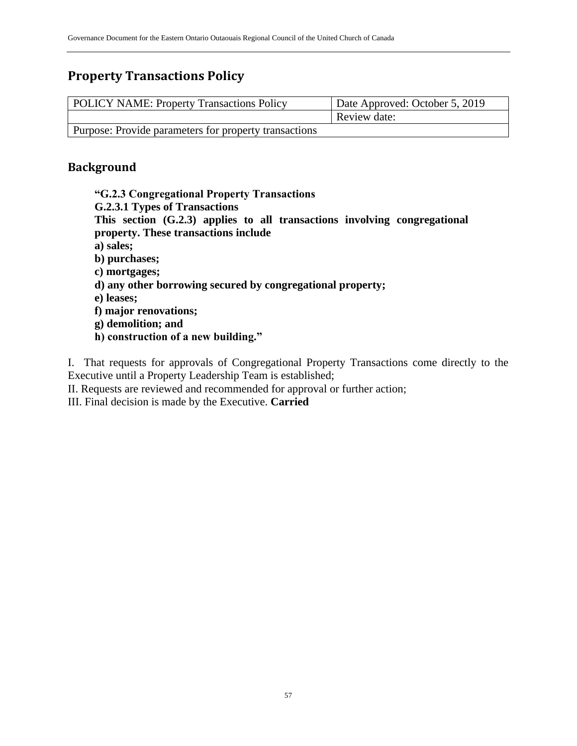## Property Transactions Policy

| | |
|---|---|
| POLICY NAME: Property Transactions Policy | Date Approved: October 5, 2019 |
| | Review date: |
| Purpose: Provide parameters for property transactions | |

### Background

> **"G.2.3 Congregational Property Transactions**
> **G.2.3.1 Types of Transactions**
> **This section (G.2.3) applies to all transactions involving congregational property. These transactions include**
> **a) sales;**
> **b) purchases;**
> **c) mortgages;**
> **d) any other borrowing secured by congregational property;**
> **e) leases;**
> **f) major renovations;**
> **g) demolition; and**
> **h) construction of a new building."**

I. That requests for approvals of Congregational Property Transactions come directly to the Executive until a Property Leadership Team is established;
II. Requests are reviewed and recommended for approval or further action;
III. Final decision is made by the Executive. **Carried**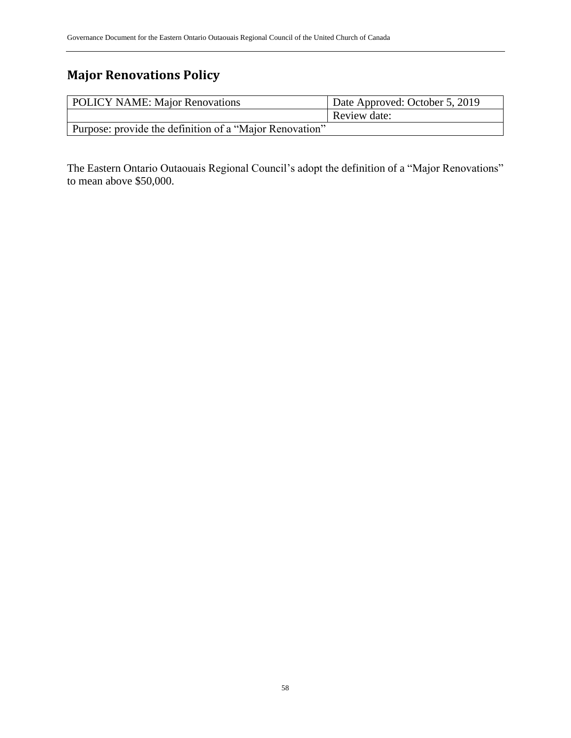## Major Renovations Policy

| POLICY NAME: Major Renovations | Date Approved: October 5, 2019 |
| --- | --- |
| | Review date: |
| Purpose: provide the definition of a "Major Renovation" | |

The Eastern Ontario Outaouais Regional Council's adopt the definition of a "Major Renovations" to mean above $50,000.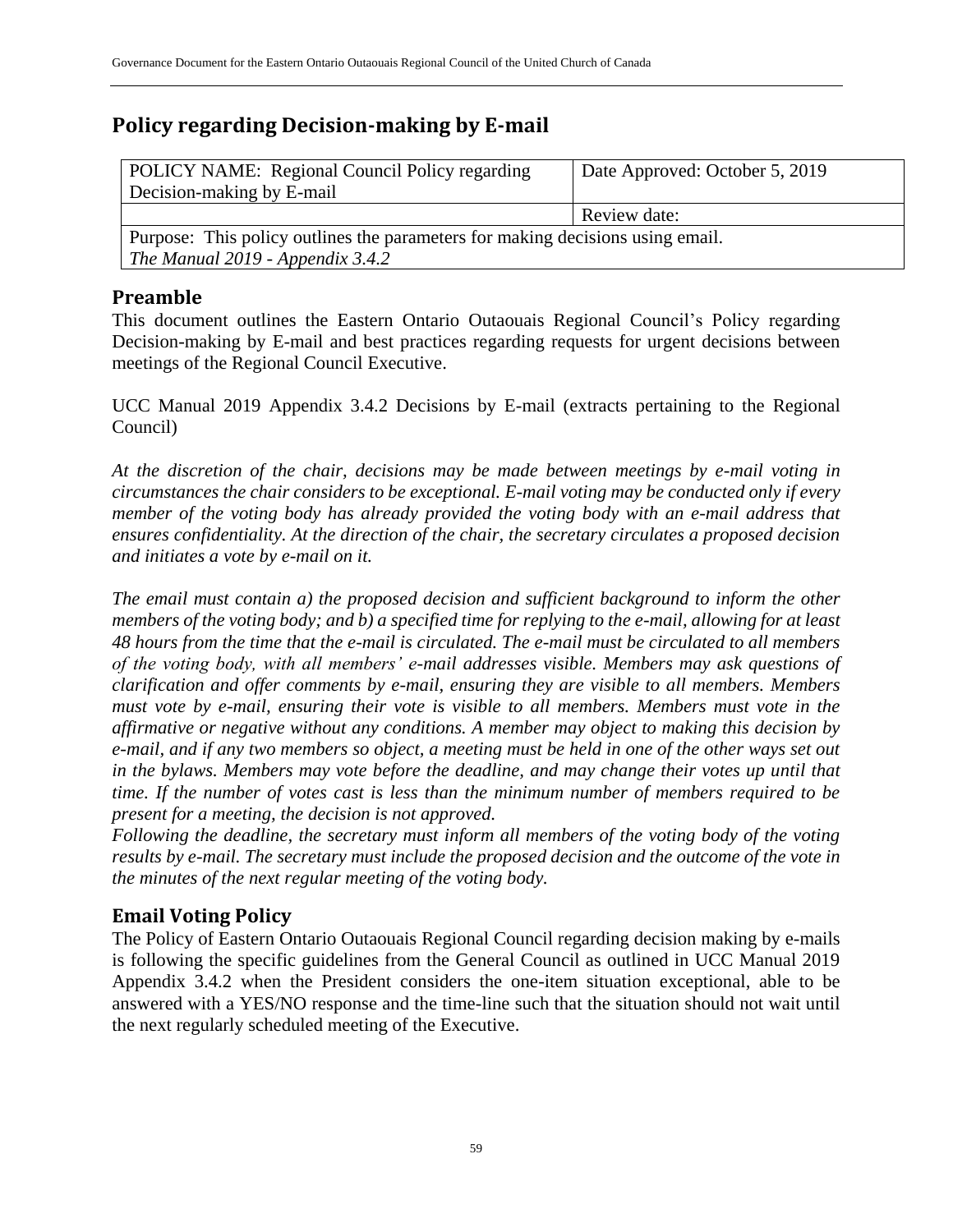## Policy regarding Decision-making by E-mail

| | |
|---|---|
| POLICY NAME: Regional Council Policy regarding Decision-making by E-mail | Date Approved: October 5, 2019 |
| | Review date: |
| Purpose: This policy outlines the parameters for making decisions using email. *The Manual 2019 - Appendix 3.4.2* | |

### Preamble

This document outlines the Eastern Ontario Outaouais Regional Council's Policy regarding Decision-making by E-mail and best practices regarding requests for urgent decisions between meetings of the Regional Council Executive.

UCC Manual 2019 Appendix 3.4.2 Decisions by E-mail (extracts pertaining to the Regional Council)

*At the discretion of the chair, decisions may be made between meetings by e-mail voting in circumstances the chair considers to be exceptional. E-mail voting may be conducted only if every member of the voting body has already provided the voting body with an e-mail address that ensures confidentiality. At the direction of the chair, the secretary circulates a proposed decision and initiates a vote by e-mail on it.*

*The email must contain a) the proposed decision and sufficient background to inform the other members of the voting body; and b) a specified time for replying to the e-mail, allowing for at least 48 hours from the time that the e-mail is circulated. The e-mail must be circulated to all members of the voting body, with all members' e-mail addresses visible. Members may ask questions of clarification and offer comments by e-mail, ensuring they are visible to all members. Members must vote by e-mail, ensuring their vote is visible to all members. Members must vote in the affirmative or negative without any conditions. A member may object to making this decision by e-mail, and if any two members so object, a meeting must be held in one of the other ways set out in the bylaws. Members may vote before the deadline, and may change their votes up until that time. If the number of votes cast is less than the minimum number of members required to be present for a meeting, the decision is not approved.*

*Following the deadline, the secretary must inform all members of the voting body of the voting results by e-mail. The secretary must include the proposed decision and the outcome of the vote in the minutes of the next regular meeting of the voting body.*

### Email Voting Policy

The Policy of Eastern Ontario Outaouais Regional Council regarding decision making by e-mails is following the specific guidelines from the General Council as outlined in UCC Manual 2019 Appendix 3.4.2 when the President considers the one-item situation exceptional, able to be answered with a YES/NO response and the time-line such that the situation should not wait until the next regularly scheduled meeting of the Executive.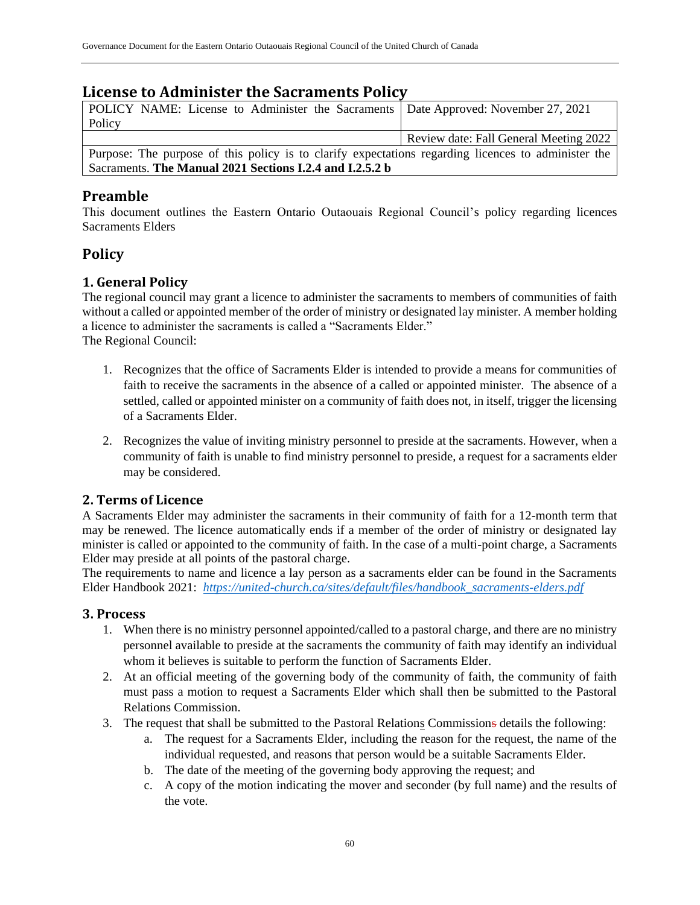# License to Administer the Sacraments Policy

| POLICY NAME: License to Administer the Sacraments Policy | Date Approved: November 27, 2021 |
|---|---|
| | Review date: Fall General Meeting 2022 |
| Purpose: The purpose of this policy is to clarify expectations regarding licences to administer the Sacraments. **The Manual 2021 Sections I.2.4 and I.2.5.2 b** | |

## Preamble

This document outlines the Eastern Ontario Outaouais Regional Council's policy regarding licences Sacraments Elders

## Policy

### 1. General Policy

The regional council may grant a licence to administer the sacraments to members of communities of faith without a called or appointed member of the order of ministry or designated lay minister. A member holding a licence to administer the sacraments is called a "Sacraments Elder."

The Regional Council:

1. Recognizes that the office of Sacraments Elder is intended to provide a means for communities of faith to receive the sacraments in the absence of a called or appointed minister. The absence of a settled, called or appointed minister on a community of faith does not, in itself, trigger the licensing of a Sacraments Elder.
2. Recognizes the value of inviting ministry personnel to preside at the sacraments. However, when a community of faith is unable to find ministry personnel to preside, a request for a sacraments elder may be considered.

### 2. Terms of Licence

A Sacraments Elder may administer the sacraments in their community of faith for a 12-month term that may be renewed. The licence automatically ends if a member of the order of ministry or designated lay minister is called or appointed to the community of faith. In the case of a multi-point charge, a Sacraments Elder may preside at all points of the pastoral charge.

The requirements to name and licence a lay person as a sacraments elder can be found in the Sacraments Elder Handbook 2021: *https://united-church.ca/sites/default/files/handbook_sacraments-elders.pdf*

### 3. Process

1. When there is no ministry personnel appointed/called to a pastoral charge, and there are no ministry personnel available to preside at the sacraments the community of faith may identify an individual whom it believes is suitable to perform the function of Sacraments Elder.
2. At an official meeting of the governing body of the community of faith, the community of faith must pass a motion to request a Sacraments Elder which shall then be submitted to the Pastoral Relations Commission.
3. The request that shall be submitted to the Pastoral Relations Commission details the following:
   a. The request for a Sacraments Elder, including the reason for the request, the name of the individual requested, and reasons that person would be a suitable Sacraments Elder.
   b. The date of the meeting of the governing body approving the request; and
   c. A copy of the motion indicating the mover and seconder (by full name) and the results of the vote.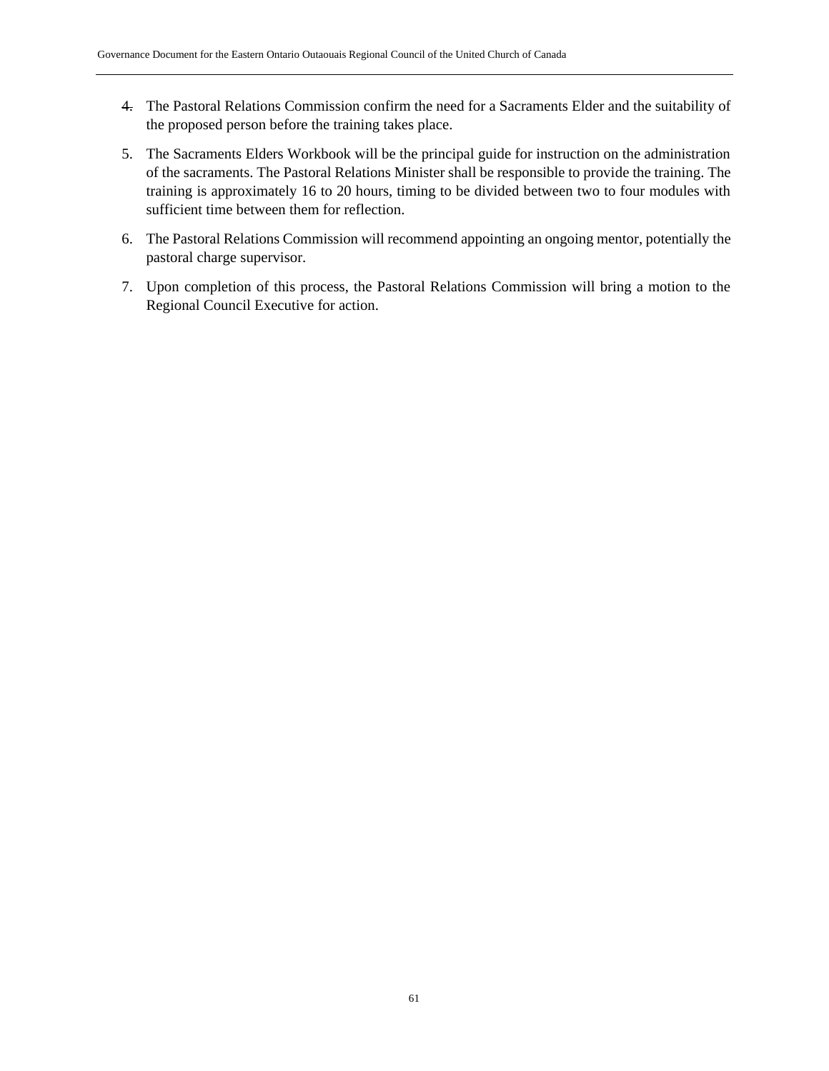4. The Pastoral Relations Commission confirm the need for a Sacraments Elder and the suitability of the proposed person before the training takes place.
5. The Sacraments Elders Workbook will be the principal guide for instruction on the administration of the sacraments. The Pastoral Relations Minister shall be responsible to provide the training. The training is approximately 16 to 20 hours, timing to be divided between two to four modules with sufficient time between them for reflection.
6. The Pastoral Relations Commission will recommend appointing an ongoing mentor, potentially the pastoral charge supervisor.
7. Upon completion of this process, the Pastoral Relations Commission will bring a motion to the Regional Council Executive for action.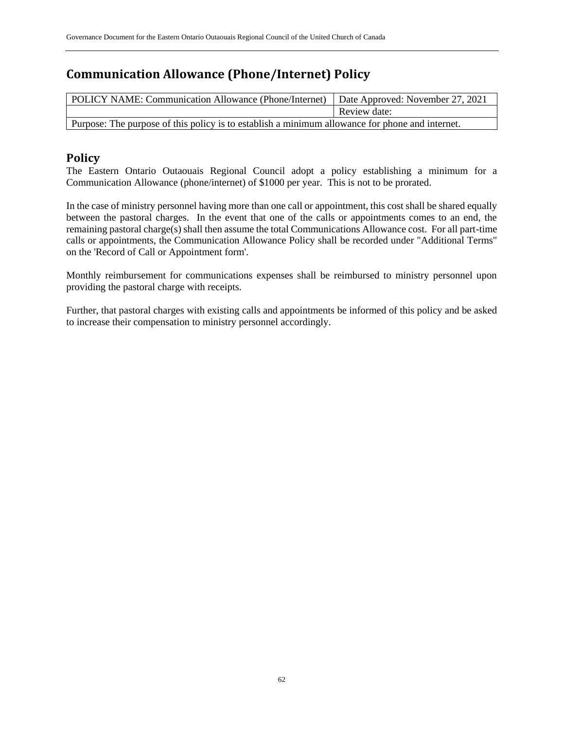# Communication Allowance (Phone/Internet) Policy

| POLICY NAME: Communication Allowance (Phone/Internet) | Date Approved: November 27, 2021 |
| --- | --- |
| | Review date: |
| Purpose: The purpose of this policy is to establish a minimum allowance for phone and internet. | |

## Policy

The Eastern Ontario Outaouais Regional Council adopt a policy establishing a minimum for a Communication Allowance (phone/internet) of $1000 per year. This is not to be prorated.

In the case of ministry personnel having more than one call or appointment, this cost shall be shared equally between the pastoral charges. In the event that one of the calls or appointments comes to an end, the remaining pastoral charge(s) shall then assume the total Communications Allowance cost. For all part-time calls or appointments, the Communication Allowance Policy shall be recorded under "Additional Terms" on the 'Record of Call or Appointment form'.

Monthly reimbursement for communications expenses shall be reimbursed to ministry personnel upon providing the pastoral charge with receipts.

Further, that pastoral charges with existing calls and appointments be informed of this policy and be asked to increase their compensation to ministry personnel accordingly.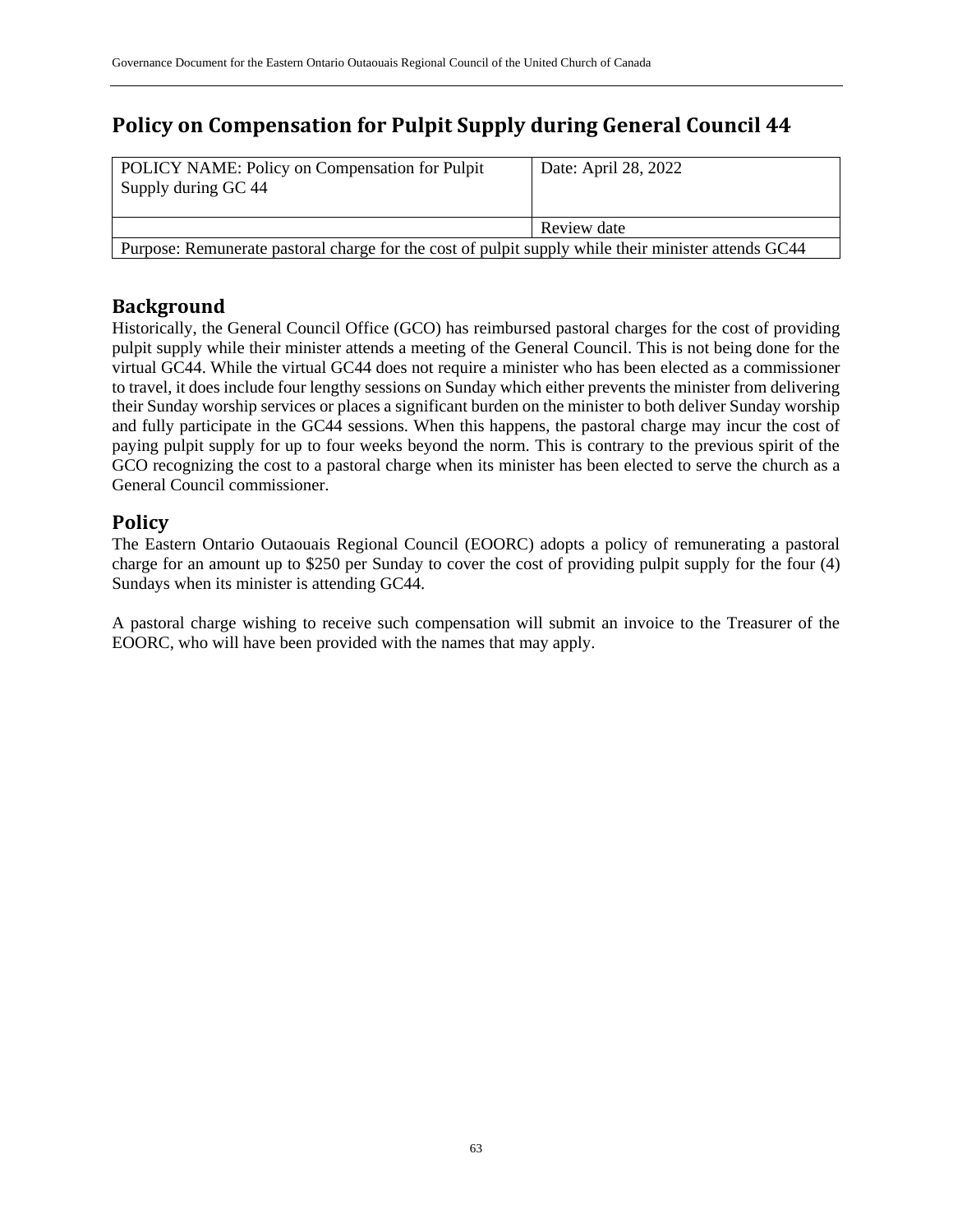# Policy on Compensation for Pulpit Supply during General Council 44

| | |
|---|---|
| POLICY NAME: Policy on Compensation for Pulpit Supply during GC 44 | Date: April 28, 2022 |
| | Review date |
| Purpose: Remunerate pastoral charge for the cost of pulpit supply while their minister attends GC44 | |

## Background

Historically, the General Council Office (GCO) has reimbursed pastoral charges for the cost of providing pulpit supply while their minister attends a meeting of the General Council. This is not being done for the virtual GC44. While the virtual GC44 does not require a minister who has been elected as a commissioner to travel, it does include four lengthy sessions on Sunday which either prevents the minister from delivering their Sunday worship services or places a significant burden on the minister to both deliver Sunday worship and fully participate in the GC44 sessions. When this happens, the pastoral charge may incur the cost of paying pulpit supply for up to four weeks beyond the norm. This is contrary to the previous spirit of the GCO recognizing the cost to a pastoral charge when its minister has been elected to serve the church as a General Council commissioner.

## Policy

The Eastern Ontario Outaouais Regional Council (EOORC) adopts a policy of remunerating a pastoral charge for an amount up to $250 per Sunday to cover the cost of providing pulpit supply for the four (4) Sundays when its minister is attending GC44.

A pastoral charge wishing to receive such compensation will submit an invoice to the Treasurer of the EOORC, who will have been provided with the names that may apply.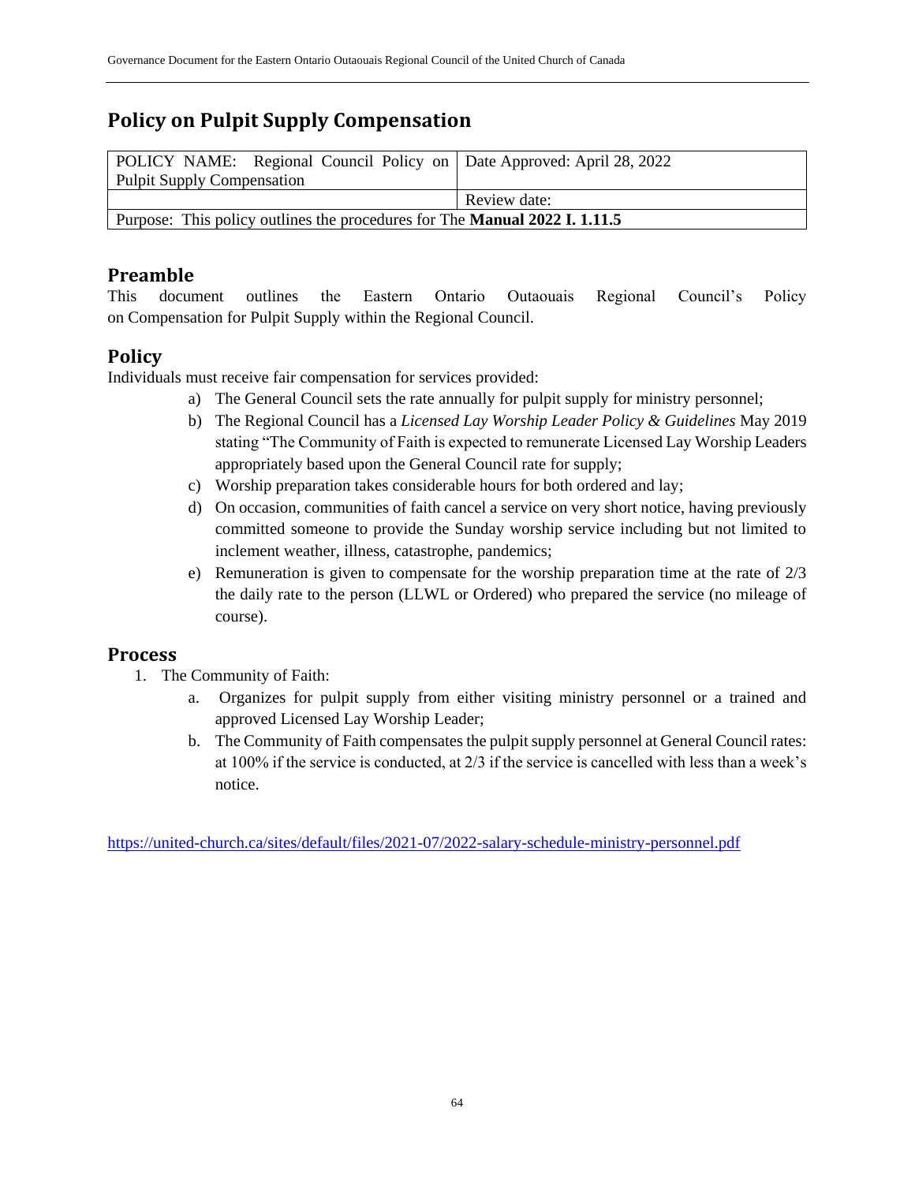## Policy on Pulpit Supply Compensation

| POLICY NAME: Regional Council Policy on Pulpit Supply Compensation | Date Approved: April 28, 2022 |
|---|---|
| | Review date: |
| Purpose: This policy outlines the procedures for The **Manual 2022 I. 1.11.5** | |

### Preamble

This document outlines the Eastern Ontario Outaouais Regional Council's Policy on Compensation for Pulpit Supply within the Regional Council.

### Policy

Individuals must receive fair compensation for services provided:

a) The General Council sets the rate annually for pulpit supply for ministry personnel;

b) The Regional Council has a *Licensed Lay Worship Leader Policy & Guidelines* May 2019 stating "The Community of Faith is expected to remunerate Licensed Lay Worship Leaders appropriately based upon the General Council rate for supply;

c) Worship preparation takes considerable hours for both ordered and lay;

d) On occasion, communities of faith cancel a service on very short notice, having previously committed someone to provide the Sunday worship service including but not limited to inclement weather, illness, catastrophe, pandemics;

e) Remuneration is given to compensate for the worship preparation time at the rate of 2/3 the daily rate to the person (LLWL or Ordered) who prepared the service (no mileage of course).

### Process

1. The Community of Faith:
   a. Organizes for pulpit supply from either visiting ministry personnel or a trained and approved Licensed Lay Worship Leader;
   b. The Community of Faith compensates the pulpit supply personnel at General Council rates: at 100% if the service is conducted, at 2/3 if the service is cancelled with less than a week's notice.

https://united-church.ca/sites/default/files/2021-07/2022-salary-schedule-ministry-personnel.pdf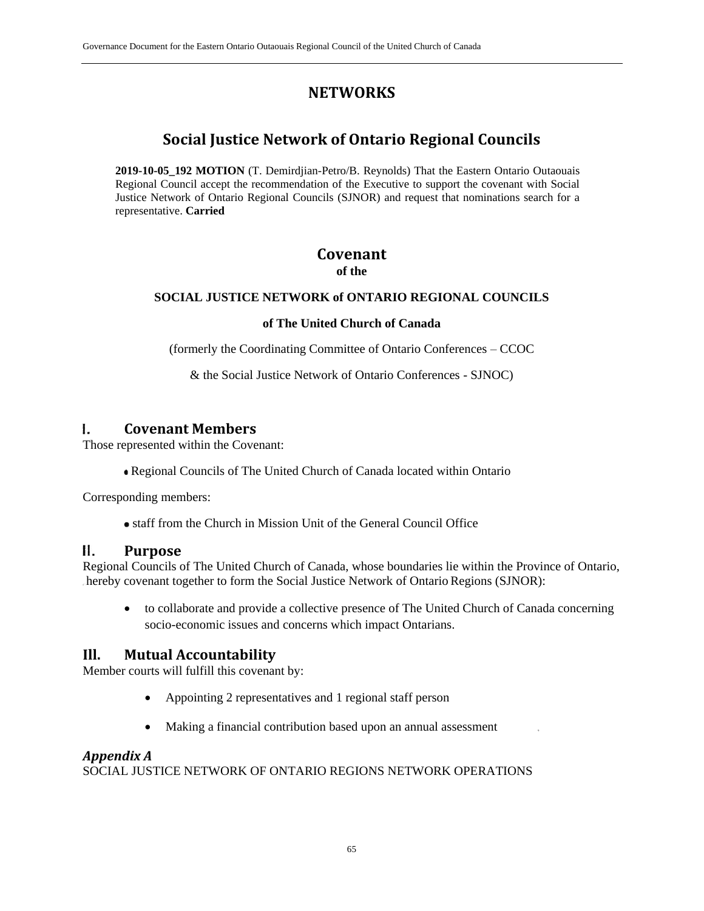# NETWORKS

## Social Justice Network of Ontario Regional Councils

**2019-10-05_192 MOTION** (T. Demirdjian-Petro/B. Reynolds) That the Eastern Ontario Outaouais Regional Council accept the recommendation of the Executive to support the covenant with Social Justice Network of Ontario Regional Councils (SJNOR) and request that nominations search for a representative. **Carried**

## Covenant

**of the**

**SOCIAL JUSTICE NETWORK of ONTARIO REGIONAL COUNCILS**

**of The United Church of Canada**

(formerly the Coordinating Committee of Ontario Conferences – CCOC

& the Social Justice Network of Ontario Conferences - SJNOC)

### I. Covenant Members

Those represented within the Covenant:

- Regional Councils of The United Church of Canada located within Ontario

Corresponding members:

- staff from the Church in Mission Unit of the General Council Office

### II. Purpose

Regional Councils of The United Church of Canada, whose boundaries lie within the Province of Ontario, hereby covenant together to form the Social Justice Network of Ontario Regions (SJNOR):

- to collaborate and provide a collective presence of The United Church of Canada concerning socio-economic issues and concerns which impact Ontarians.

### III. Mutual Accountability

Member courts will fulfill this covenant by:

- Appointing 2 representatives and 1 regional staff person
- Making a financial contribution based upon an annual assessment

### *Appendix A*

SOCIAL JUSTICE NETWORK OF ONTARIO REGIONS NETWORK OPERATIONS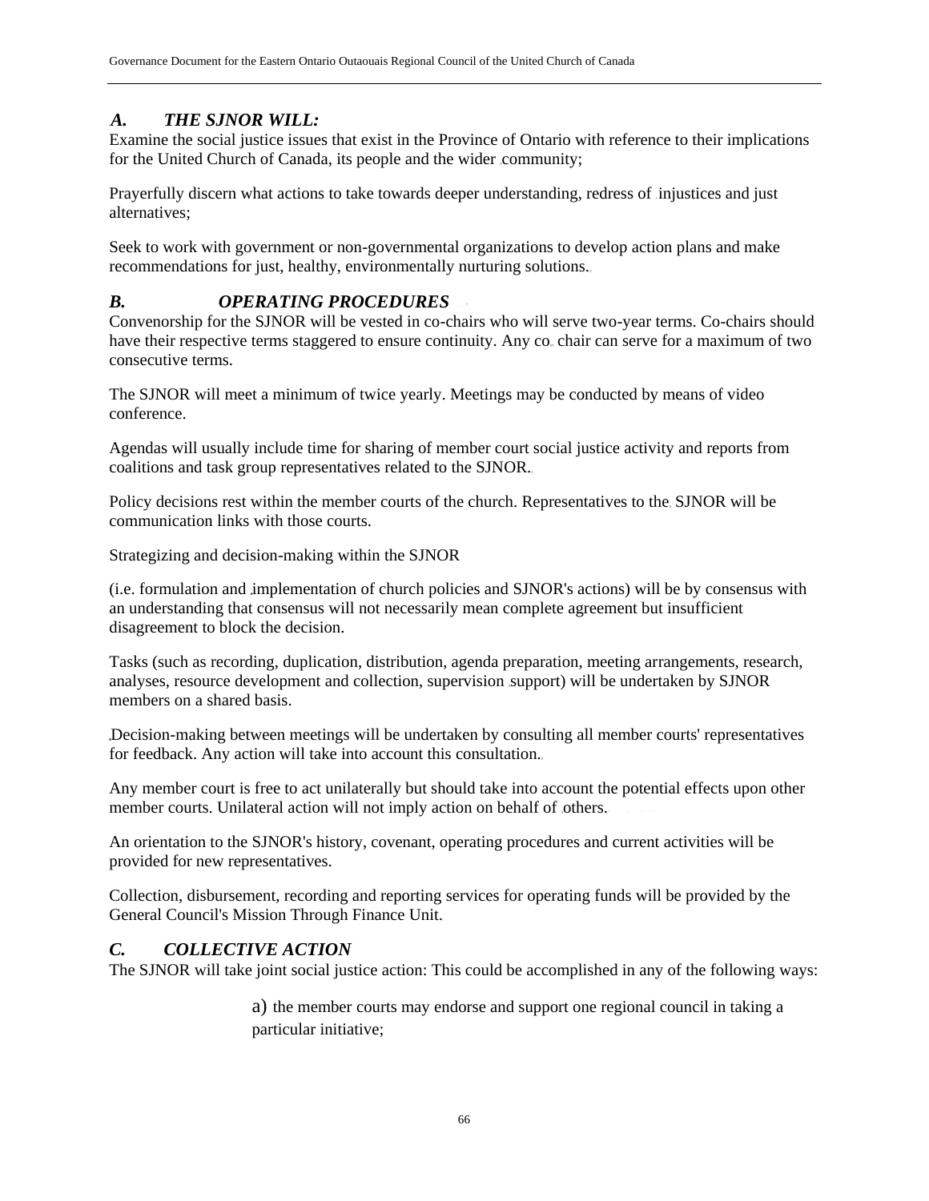### *A. THE SJNOR WILL:*

Examine the social justice issues that exist in the Province of Ontario with reference to their implications for the United Church of Canada, its people and the wider community;

Prayerfully discern what actions to take towards deeper understanding, redress of injustices and just alternatives;

Seek to work with government or non-governmental organizations to develop action plans and make recommendations for just, healthy, environmentally nurturing solutions.

### *B. OPERATING PROCEDURES*

Convenorship for the SJNOR will be vested in co-chairs who will serve two-year terms. Co-chairs should have their respective terms staggered to ensure continuity. Any co chair can serve for a maximum of two consecutive terms.

The SJNOR will meet a minimum of twice yearly. Meetings may be conducted by means of video conference.

Agendas will usually include time for sharing of member court social justice activity and reports from coalitions and task group representatives related to the SJNOR.

Policy decisions rest within the member courts of the church. Representatives to the SJNOR will be communication links with those courts.

Strategizing and decision-making within the SJNOR

(i.e. formulation and implementation of church policies and SJNOR's actions) will be by consensus with an understanding that consensus will not necessarily mean complete agreement but insufficient disagreement to block the decision.

Tasks (such as recording, duplication, distribution, agenda preparation, meeting arrangements, research, analyses, resource development and collection, supervision support) will be undertaken by SJNOR members on a shared basis.

Decision-making between meetings will be undertaken by consulting all member courts' representatives for feedback. Any action will take into account this consultation.

Any member court is free to act unilaterally but should take into account the potential effects upon other member courts. Unilateral action will not imply action on behalf of others.

An orientation to the SJNOR's history, covenant, operating procedures and current activities will be provided for new representatives.

Collection, disbursement, recording and reporting services for operating funds will be provided by the General Council's Mission Through Finance Unit.

### *C. COLLECTIVE ACTION*

The SJNOR will take joint social justice action: This could be accomplished in any of the following ways:

a) the member courts may endorse and support one regional council in taking a particular initiative;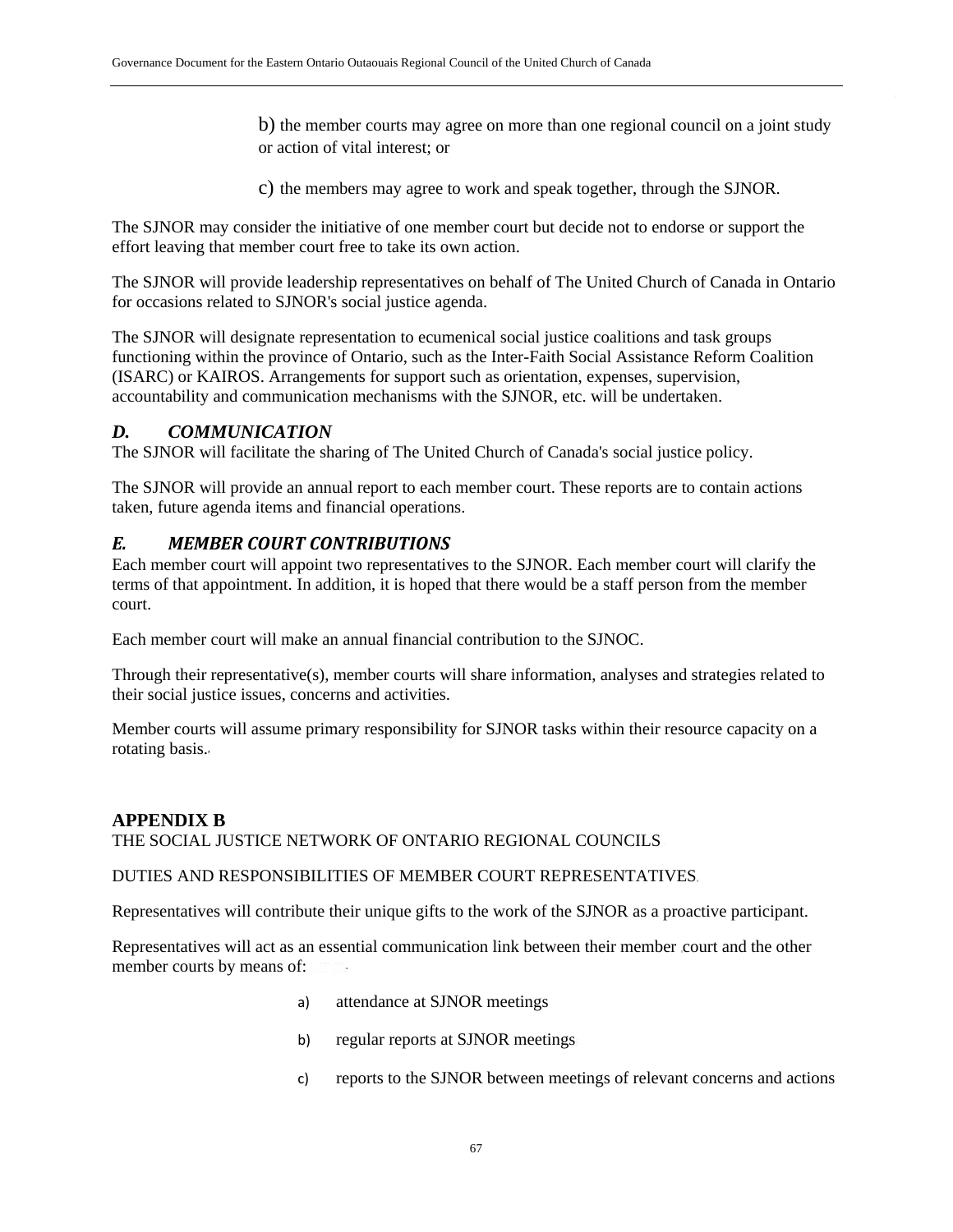b) the member courts may agree on more than one regional council on a joint study or action of vital interest; or

c) the members may agree to work and speak together, through the SJNOR.

The SJNOR may consider the initiative of one member court but decide not to endorse or support the effort leaving that member court free to take its own action.

The SJNOR will provide leadership representatives on behalf of The United Church of Canada in Ontario for occasions related to SJNOR's social justice agenda.

The SJNOR will designate representation to ecumenical social justice coalitions and task groups functioning within the province of Ontario, such as the Inter-Faith Social Assistance Reform Coalition (ISARC) or KAIROS. Arrangements for support such as orientation, expenses, supervision, accountability and communication mechanisms with the SJNOR, etc. will be undertaken.

### *D. COMMUNICATION*

The SJNOR will facilitate the sharing of The United Church of Canada's social justice policy.

The SJNOR will provide an annual report to each member court. These reports are to contain actions taken, future agenda items and financial operations.

### *E. MEMBER COURT CONTRIBUTIONS*

Each member court will appoint two representatives to the SJNOR. Each member court will clarify the terms of that appointment. In addition, it is hoped that there would be a staff person from the member court.

Each member court will make an annual financial contribution to the SJNOC.

Through their representative(s), member courts will share information, analyses and strategies related to their social justice issues, concerns and activities.

Member courts will assume primary responsibility for SJNOR tasks within their resource capacity on a rotating basis.

## APPENDIX B

THE SOCIAL JUSTICE NETWORK OF ONTARIO REGIONAL COUNCILS

DUTIES AND RESPONSIBILITIES OF MEMBER COURT REPRESENTATIVES

Representatives will contribute their unique gifts to the work of the SJNOR as a proactive participant.

Representatives will act as an essential communication link between their member court and the other member courts by means of:

a) attendance at SJNOR meetings

b) regular reports at SJNOR meetings

c) reports to the SJNOR between meetings of relevant concerns and actions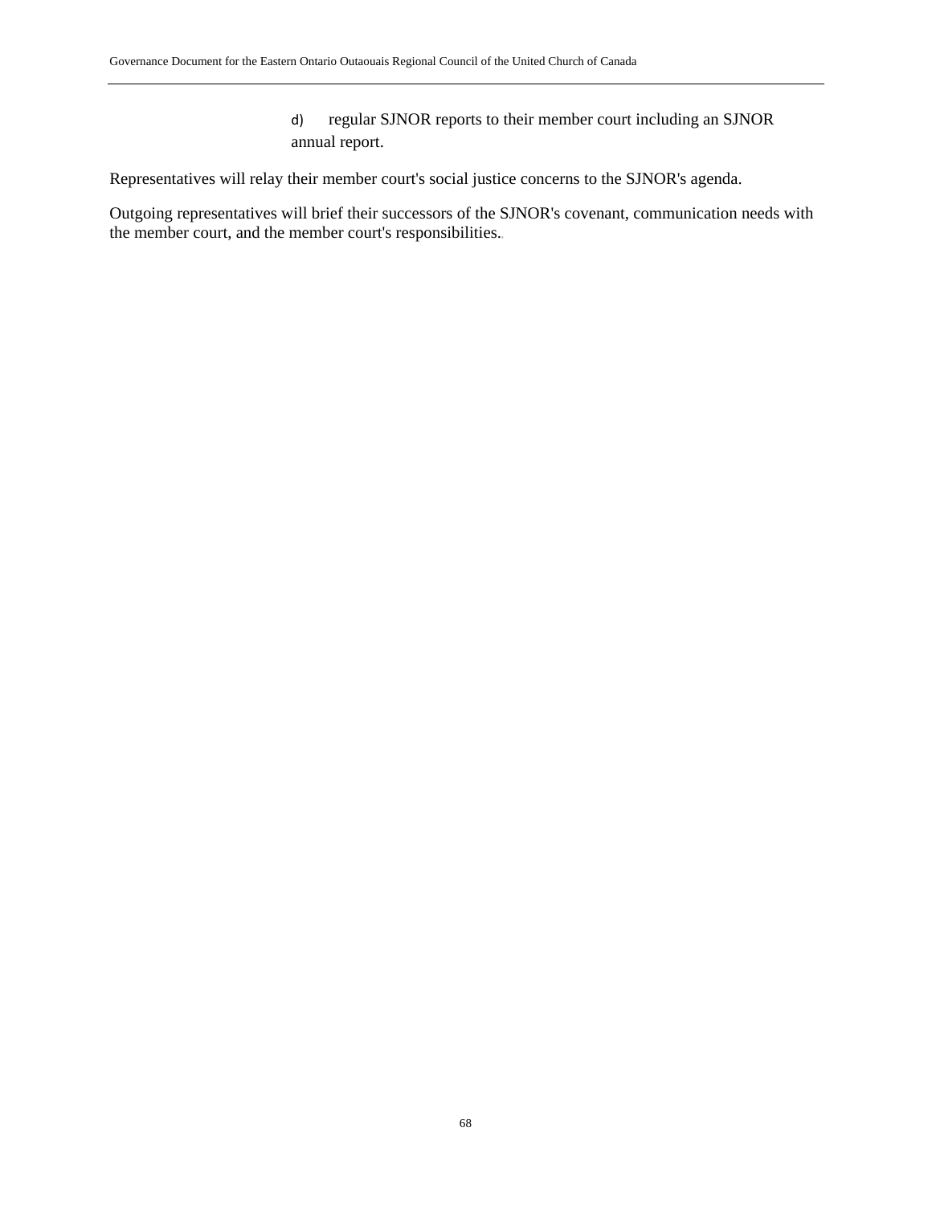d) regular SJNOR reports to their member court including an SJNOR annual report.

Representatives will relay their member court's social justice concerns to the SJNOR's agenda.

Outgoing representatives will brief their successors of the SJNOR's covenant, communication needs with the member court, and the member court's responsibilities.